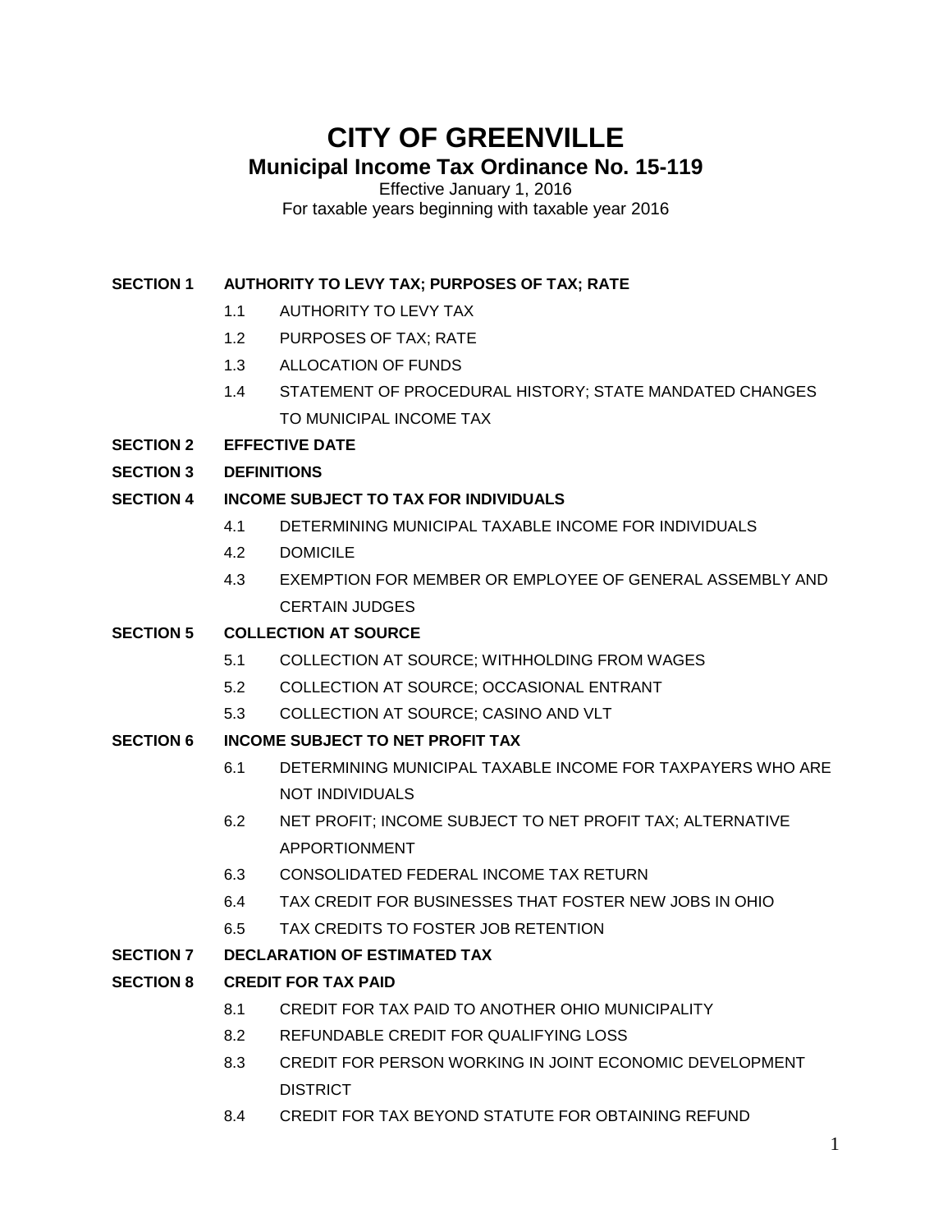# CITY OF GREENVILLE

## Municipal Income Tax Ordinance No. 15-119

Effective January 1, 2016
For taxable years beginning with taxable year 2016

**SECTION 1 AUTHORITY TO LEVY TAX; PURPOSES OF TAX; RATE**

- 1.1 AUTHORITY TO LEVY TAX
- 1.2 PURPOSES OF TAX; RATE
- 1.3 ALLOCATION OF FUNDS
- 1.4 STATEMENT OF PROCEDURAL HISTORY; STATE MANDATED CHANGES TO MUNICIPAL INCOME TAX

**SECTION 2 EFFECTIVE DATE**

**SECTION 3 DEFINITIONS**

**SECTION 4 INCOME SUBJECT TO TAX FOR INDIVIDUALS**

- 4.1 DETERMINING MUNICIPAL TAXABLE INCOME FOR INDIVIDUALS
- 4.2 DOMICILE
- 4.3 EXEMPTION FOR MEMBER OR EMPLOYEE OF GENERAL ASSEMBLY AND CERTAIN JUDGES

**SECTION 5 COLLECTION AT SOURCE**

- 5.1 COLLECTION AT SOURCE; WITHHOLDING FROM WAGES
- 5.2 COLLECTION AT SOURCE; OCCASIONAL ENTRANT
- 5.3 COLLECTION AT SOURCE; CASINO AND VLT

**SECTION 6 INCOME SUBJECT TO NET PROFIT TAX**

- 6.1 DETERMINING MUNICIPAL TAXABLE INCOME FOR TAXPAYERS WHO ARE NOT INDIVIDUALS
- 6.2 NET PROFIT; INCOME SUBJECT TO NET PROFIT TAX; ALTERNATIVE APPORTIONMENT
- 6.3 CONSOLIDATED FEDERAL INCOME TAX RETURN
- 6.4 TAX CREDIT FOR BUSINESSES THAT FOSTER NEW JOBS IN OHIO
- 6.5 TAX CREDITS TO FOSTER JOB RETENTION

**SECTION 7 DECLARATION OF ESTIMATED TAX**

**SECTION 8 CREDIT FOR TAX PAID**

- 8.1 CREDIT FOR TAX PAID TO ANOTHER OHIO MUNICIPALITY
- 8.2 REFUNDABLE CREDIT FOR QUALIFYING LOSS
- 8.3 CREDIT FOR PERSON WORKING IN JOINT ECONOMIC DEVELOPMENT DISTRICT
- 8.4 CREDIT FOR TAX BEYOND STATUTE FOR OBTAINING REFUND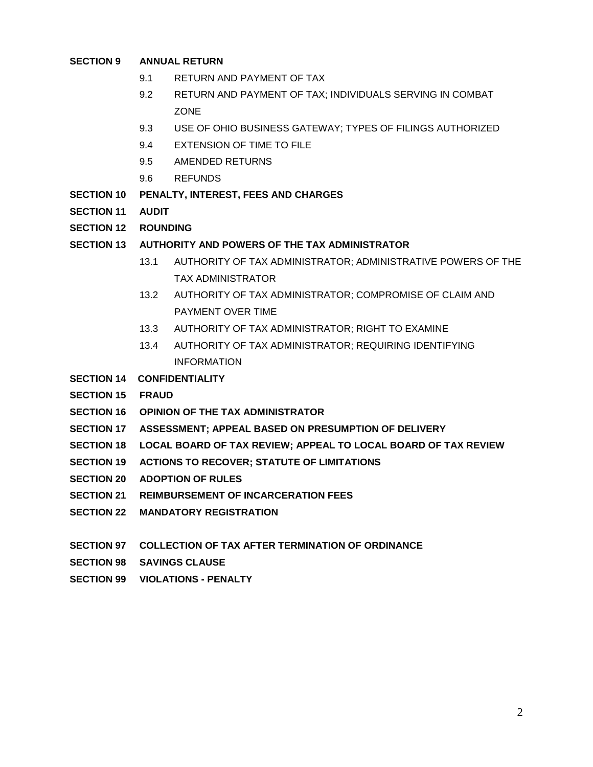**SECTION 9 ANNUAL RETURN**

- 9.1 RETURN AND PAYMENT OF TAX
- 9.2 RETURN AND PAYMENT OF TAX; INDIVIDUALS SERVING IN COMBAT ZONE
- 9.3 USE OF OHIO BUSINESS GATEWAY; TYPES OF FILINGS AUTHORIZED
- 9.4 EXTENSION OF TIME TO FILE
- 9.5 AMENDED RETURNS
- 9.6 REFUNDS

**SECTION 10 PENALTY, INTEREST, FEES AND CHARGES**

**SECTION 11 AUDIT**

**SECTION 12 ROUNDING**

**SECTION 13 AUTHORITY AND POWERS OF THE TAX ADMINISTRATOR**

- 13.1 AUTHORITY OF TAX ADMINISTRATOR; ADMINISTRATIVE POWERS OF THE TAX ADMINISTRATOR
- 13.2 AUTHORITY OF TAX ADMINISTRATOR; COMPROMISE OF CLAIM AND PAYMENT OVER TIME
- 13.3 AUTHORITY OF TAX ADMINISTRATOR; RIGHT TO EXAMINE
- 13.4 AUTHORITY OF TAX ADMINISTRATOR; REQUIRING IDENTIFYING INFORMATION

**SECTION 14 CONFIDENTIALITY**

**SECTION 15 FRAUD**

**SECTION 16 OPINION OF THE TAX ADMINISTRATOR**

**SECTION 17 ASSESSMENT; APPEAL BASED ON PRESUMPTION OF DELIVERY**

**SECTION 18 LOCAL BOARD OF TAX REVIEW; APPEAL TO LOCAL BOARD OF TAX REVIEW**

**SECTION 19 ACTIONS TO RECOVER; STATUTE OF LIMITATIONS**

**SECTION 20 ADOPTION OF RULES**

**SECTION 21 REIMBURSEMENT OF INCARCERATION FEES**

**SECTION 22 MANDATORY REGISTRATION**

**SECTION 97 COLLECTION OF TAX AFTER TERMINATION OF ORDINANCE**

**SECTION 98 SAVINGS CLAUSE**

**SECTION 99 VIOLATIONS - PENALTY**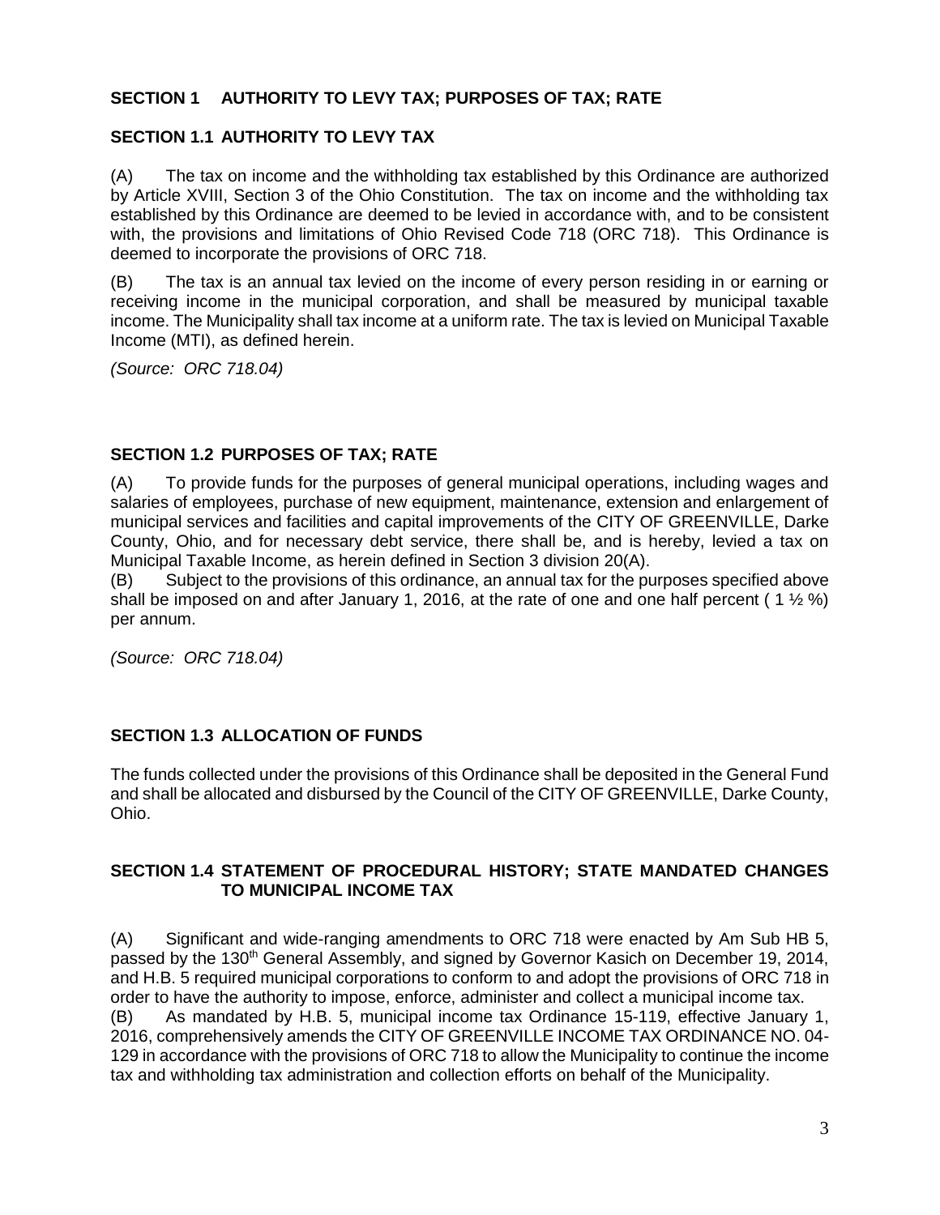## SECTION 1 AUTHORITY TO LEVY TAX; PURPOSES OF TAX; RATE

### SECTION 1.1 AUTHORITY TO LEVY TAX

(A) The tax on income and the withholding tax established by this Ordinance are authorized by Article XVIII, Section 3 of the Ohio Constitution. The tax on income and the withholding tax established by this Ordinance are deemed to be levied in accordance with, and to be consistent with, the provisions and limitations of Ohio Revised Code 718 (ORC 718). This Ordinance is deemed to incorporate the provisions of ORC 718.

(B) The tax is an annual tax levied on the income of every person residing in or earning or receiving income in the municipal corporation, and shall be measured by municipal taxable income. The Municipality shall tax income at a uniform rate. The tax is levied on Municipal Taxable Income (MTI), as defined herein.

*(Source: ORC 718.04)*

### SECTION 1.2 PURPOSES OF TAX; RATE

(A) To provide funds for the purposes of general municipal operations, including wages and salaries of employees, purchase of new equipment, maintenance, extension and enlargement of municipal services and facilities and capital improvements of the CITY OF GREENVILLE, Darke County, Ohio, and for necessary debt service, there shall be, and is hereby, levied a tax on Municipal Taxable Income, as herein defined in Section 3 division 20(A).

(B) Subject to the provisions of this ordinance, an annual tax for the purposes specified above shall be imposed on and after January 1, 2016, at the rate of one and one half percent ( 1 ½ %) per annum.

*(Source: ORC 718.04)*

### SECTION 1.3 ALLOCATION OF FUNDS

The funds collected under the provisions of this Ordinance shall be deposited in the General Fund and shall be allocated and disbursed by the Council of the CITY OF GREENVILLE, Darke County, Ohio.

### SECTION 1.4 STATEMENT OF PROCEDURAL HISTORY; STATE MANDATED CHANGES TO MUNICIPAL INCOME TAX

(A) Significant and wide-ranging amendments to ORC 718 were enacted by Am Sub HB 5, passed by the 130th General Assembly, and signed by Governor Kasich on December 19, 2014, and H.B. 5 required municipal corporations to conform to and adopt the provisions of ORC 718 in order to have the authority to impose, enforce, administer and collect a municipal income tax.

(B) As mandated by H.B. 5, municipal income tax Ordinance 15-119, effective January 1, 2016, comprehensively amends the CITY OF GREENVILLE INCOME TAX ORDINANCE NO. 04-129 in accordance with the provisions of ORC 718 to allow the Municipality to continue the income tax and withholding tax administration and collection efforts on behalf of the Municipality.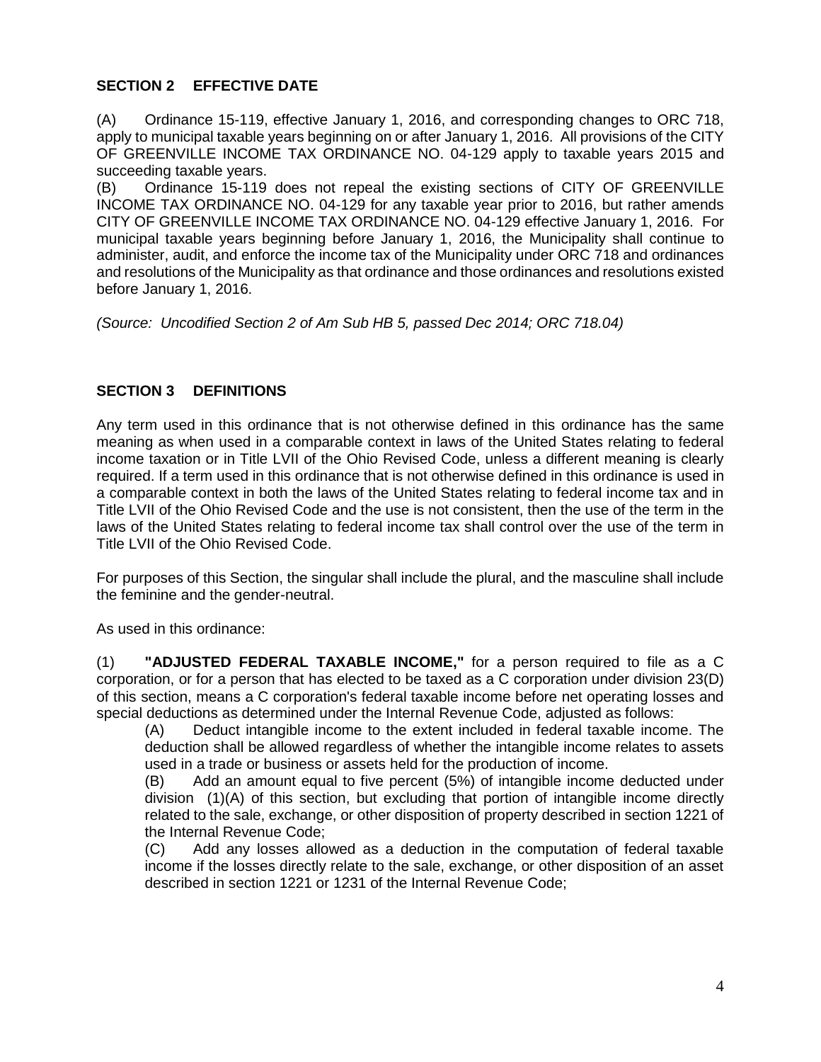## SECTION 2 EFFECTIVE DATE

(A) Ordinance 15-119, effective January 1, 2016, and corresponding changes to ORC 718, apply to municipal taxable years beginning on or after January 1, 2016. All provisions of the CITY OF GREENVILLE INCOME TAX ORDINANCE NO. 04-129 apply to taxable years 2015 and succeeding taxable years.

(B) Ordinance 15-119 does not repeal the existing sections of CITY OF GREENVILLE INCOME TAX ORDINANCE NO. 04-129 for any taxable year prior to 2016, but rather amends CITY OF GREENVILLE INCOME TAX ORDINANCE NO. 04-129 effective January 1, 2016. For municipal taxable years beginning before January 1, 2016, the Municipality shall continue to administer, audit, and enforce the income tax of the Municipality under ORC 718 and ordinances and resolutions of the Municipality as that ordinance and those ordinances and resolutions existed before January 1, 2016.

*(Source: Uncodified Section 2 of Am Sub HB 5, passed Dec 2014; ORC 718.04)*

## SECTION 3 DEFINITIONS

Any term used in this ordinance that is not otherwise defined in this ordinance has the same meaning as when used in a comparable context in laws of the United States relating to federal income taxation or in Title LVII of the Ohio Revised Code, unless a different meaning is clearly required. If a term used in this ordinance that is not otherwise defined in this ordinance is used in a comparable context in both the laws of the United States relating to federal income tax and in Title LVII of the Ohio Revised Code and the use is not consistent, then the use of the term in the laws of the United States relating to federal income tax shall control over the use of the term in Title LVII of the Ohio Revised Code.

For purposes of this Section, the singular shall include the plural, and the masculine shall include the feminine and the gender-neutral.

As used in this ordinance:

(1) **"ADJUSTED FEDERAL TAXABLE INCOME,"** for a person required to file as a C corporation, or for a person that has elected to be taxed as a C corporation under division 23(D) of this section, means a C corporation's federal taxable income before net operating losses and special deductions as determined under the Internal Revenue Code, adjusted as follows:

(A) Deduct intangible income to the extent included in federal taxable income. The deduction shall be allowed regardless of whether the intangible income relates to assets used in a trade or business or assets held for the production of income.

(B) Add an amount equal to five percent (5%) of intangible income deducted under division (1)(A) of this section, but excluding that portion of intangible income directly related to the sale, exchange, or other disposition of property described in section 1221 of the Internal Revenue Code;

(C) Add any losses allowed as a deduction in the computation of federal taxable income if the losses directly relate to the sale, exchange, or other disposition of an asset described in section 1221 or 1231 of the Internal Revenue Code;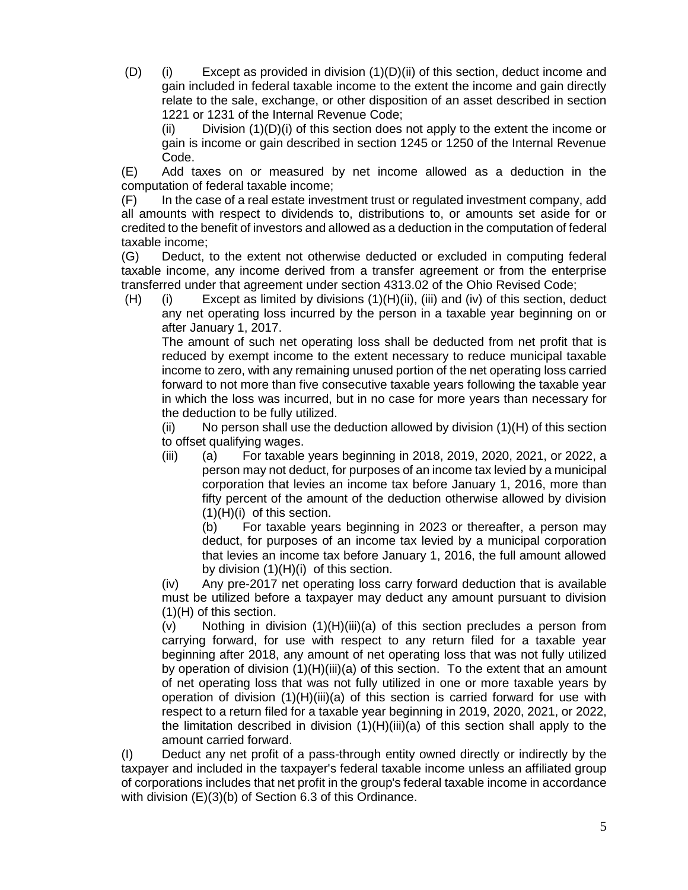(D) (i) Except as provided in division (1)(D)(ii) of this section, deduct income and gain included in federal taxable income to the extent the income and gain directly relate to the sale, exchange, or other disposition of an asset described in section 1221 or 1231 of the Internal Revenue Code;

(ii) Division (1)(D)(i) of this section does not apply to the extent the income or gain is income or gain described in section 1245 or 1250 of the Internal Revenue Code.

(E) Add taxes on or measured by net income allowed as a deduction in the computation of federal taxable income;

(F) In the case of a real estate investment trust or regulated investment company, add all amounts with respect to dividends to, distributions to, or amounts set aside for or credited to the benefit of investors and allowed as a deduction in the computation of federal taxable income;

(G) Deduct, to the extent not otherwise deducted or excluded in computing federal taxable income, any income derived from a transfer agreement or from the enterprise transferred under that agreement under section 4313.02 of the Ohio Revised Code;

(H) (i) Except as limited by divisions (1)(H)(ii), (iii) and (iv) of this section, deduct any net operating loss incurred by the person in a taxable year beginning on or after January 1, 2017.

The amount of such net operating loss shall be deducted from net profit that is reduced by exempt income to the extent necessary to reduce municipal taxable income to zero, with any remaining unused portion of the net operating loss carried forward to not more than five consecutive taxable years following the taxable year in which the loss was incurred, but in no case for more years than necessary for the deduction to be fully utilized.

(ii) No person shall use the deduction allowed by division (1)(H) of this section to offset qualifying wages.

(iii) (a) For taxable years beginning in 2018, 2019, 2020, 2021, or 2022, a person may not deduct, for purposes of an income tax levied by a municipal corporation that levies an income tax before January 1, 2016, more than fifty percent of the amount of the deduction otherwise allowed by division (1)(H)(i) of this section.

(b) For taxable years beginning in 2023 or thereafter, a person may deduct, for purposes of an income tax levied by a municipal corporation that levies an income tax before January 1, 2016, the full amount allowed by division (1)(H)(i) of this section.

(iv) Any pre-2017 net operating loss carry forward deduction that is available must be utilized before a taxpayer may deduct any amount pursuant to division (1)(H) of this section.

(v) Nothing in division (1)(H)(iii)(a) of this section precludes a person from carrying forward, for use with respect to any return filed for a taxable year beginning after 2018, any amount of net operating loss that was not fully utilized by operation of division (1)(H)(iii)(a) of this section. To the extent that an amount of net operating loss that was not fully utilized in one or more taxable years by operation of division (1)(H)(iii)(a) of this section is carried forward for use with respect to a return filed for a taxable year beginning in 2019, 2020, 2021, or 2022, the limitation described in division (1)(H)(iii)(a) of this section shall apply to the amount carried forward.

(I) Deduct any net profit of a pass-through entity owned directly or indirectly by the taxpayer and included in the taxpayer's federal taxable income unless an affiliated group of corporations includes that net profit in the group's federal taxable income in accordance with division (E)(3)(b) of Section 6.3 of this Ordinance.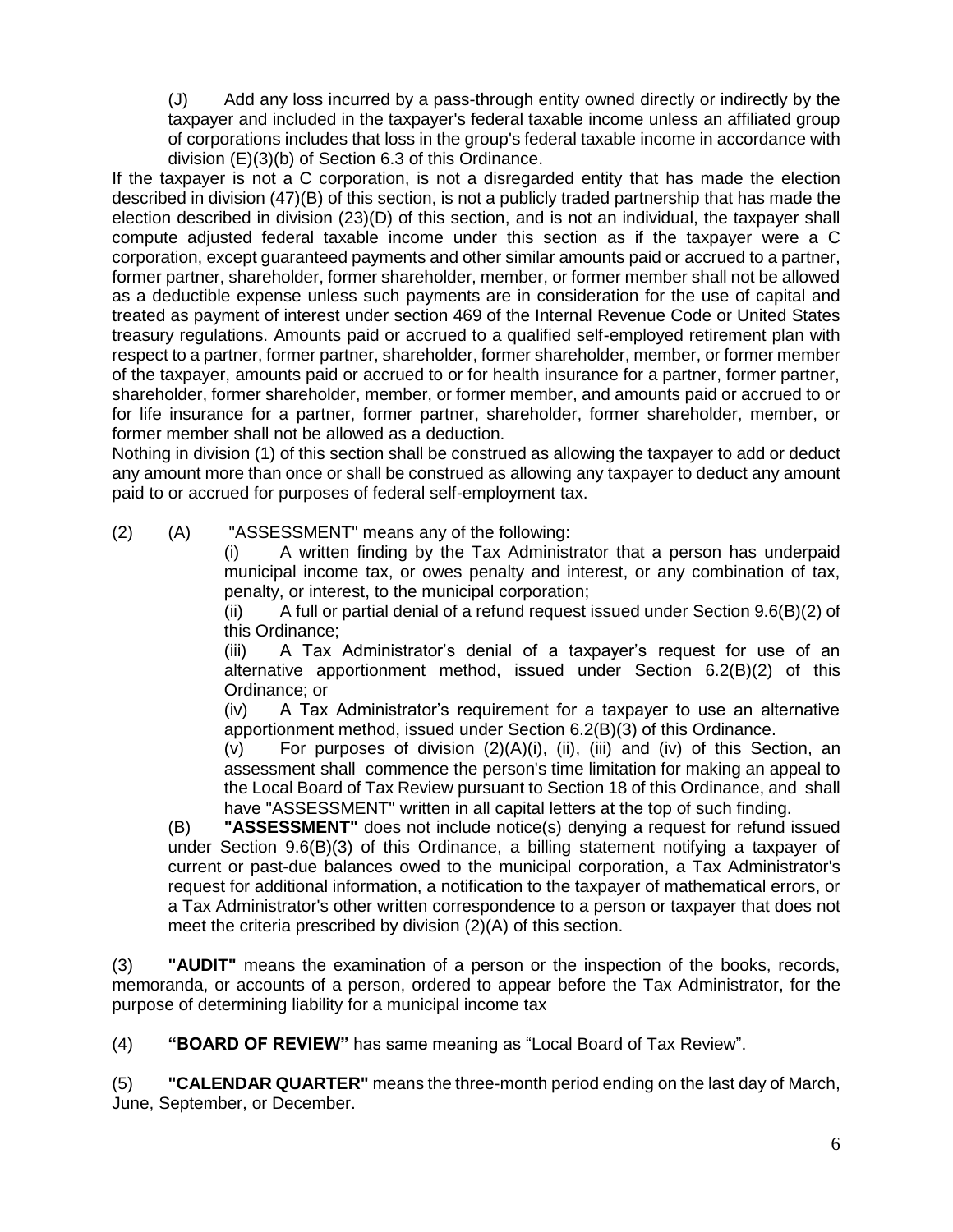(J) Add any loss incurred by a pass-through entity owned directly or indirectly by the taxpayer and included in the taxpayer's federal taxable income unless an affiliated group of corporations includes that loss in the group's federal taxable income in accordance with division (E)(3)(b) of Section 6.3 of this Ordinance.

If the taxpayer is not a C corporation, is not a disregarded entity that has made the election described in division (47)(B) of this section, is not a publicly traded partnership that has made the election described in division (23)(D) of this section, and is not an individual, the taxpayer shall compute adjusted federal taxable income under this section as if the taxpayer were a C corporation, except guaranteed payments and other similar amounts paid or accrued to a partner, former partner, shareholder, former shareholder, member, or former member shall not be allowed as a deductible expense unless such payments are in consideration for the use of capital and treated as payment of interest under section 469 of the Internal Revenue Code or United States treasury regulations. Amounts paid or accrued to a qualified self-employed retirement plan with respect to a partner, former partner, shareholder, former shareholder, member, or former member of the taxpayer, amounts paid or accrued to or for health insurance for a partner, former partner, shareholder, former shareholder, member, or former member, and amounts paid or accrued to or for life insurance for a partner, former partner, shareholder, former shareholder, member, or former member shall not be allowed as a deduction.

Nothing in division (1) of this section shall be construed as allowing the taxpayer to add or deduct any amount more than once or shall be construed as allowing any taxpayer to deduct any amount paid to or accrued for purposes of federal self-employment tax.

(2) (A) "ASSESSMENT" means any of the following:

(i) A written finding by the Tax Administrator that a person has underpaid municipal income tax, or owes penalty and interest, or any combination of tax, penalty, or interest, to the municipal corporation;

(ii) A full or partial denial of a refund request issued under Section 9.6(B)(2) of this Ordinance;

(iii) A Tax Administrator's denial of a taxpayer's request for use of an alternative apportionment method, issued under Section 6.2(B)(2) of this Ordinance; or

(iv) A Tax Administrator's requirement for a taxpayer to use an alternative apportionment method, issued under Section 6.2(B)(3) of this Ordinance.

(v) For purposes of division (2)(A)(i), (ii), (iii) and (iv) of this Section, an assessment shall commence the person's time limitation for making an appeal to the Local Board of Tax Review pursuant to Section 18 of this Ordinance, and shall have "ASSESSMENT" written in all capital letters at the top of such finding.

(B) **"ASSESSMENT"** does not include notice(s) denying a request for refund issued under Section 9.6(B)(3) of this Ordinance, a billing statement notifying a taxpayer of current or past-due balances owed to the municipal corporation, a Tax Administrator's request for additional information, a notification to the taxpayer of mathematical errors, or a Tax Administrator's other written correspondence to a person or taxpayer that does not meet the criteria prescribed by division (2)(A) of this section.

(3) **"AUDIT"** means the examination of a person or the inspection of the books, records, memoranda, or accounts of a person, ordered to appear before the Tax Administrator, for the purpose of determining liability for a municipal income tax

(4) **"BOARD OF REVIEW"** has same meaning as "Local Board of Tax Review".

(5) **"CALENDAR QUARTER"** means the three-month period ending on the last day of March, June, September, or December.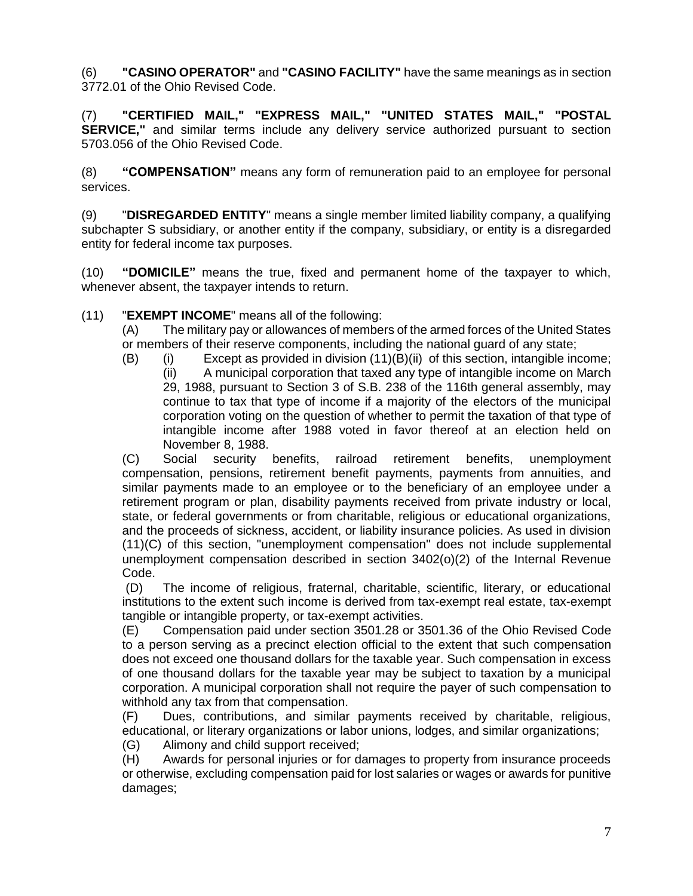(6) **"CASINO OPERATOR"** and **"CASINO FACILITY"** have the same meanings as in section 3772.01 of the Ohio Revised Code.

(7) **"CERTIFIED MAIL," "EXPRESS MAIL," "UNITED STATES MAIL," "POSTAL SERVICE,"** and similar terms include any delivery service authorized pursuant to section 5703.056 of the Ohio Revised Code.

(8) **"COMPENSATION"** means any form of remuneration paid to an employee for personal services.

(9) "**DISREGARDED ENTITY**" means a single member limited liability company, a qualifying subchapter S subsidiary, or another entity if the company, subsidiary, or entity is a disregarded entity for federal income tax purposes.

(10) **"DOMICILE"** means the true, fixed and permanent home of the taxpayer to which, whenever absent, the taxpayer intends to return.

(11) "**EXEMPT INCOME**" means all of the following:

(A) The military pay or allowances of members of the armed forces of the United States or members of their reserve components, including the national guard of any state;

(B) (i) Except as provided in division (11)(B)(ii) of this section, intangible income;

(ii) A municipal corporation that taxed any type of intangible income on March 29, 1988, pursuant to Section 3 of S.B. 238 of the 116th general assembly, may continue to tax that type of income if a majority of the electors of the municipal corporation voting on the question of whether to permit the taxation of that type of intangible income after 1988 voted in favor thereof at an election held on November 8, 1988.

(C) Social security benefits, railroad retirement benefits, unemployment compensation, pensions, retirement benefit payments, payments from annuities, and similar payments made to an employee or to the beneficiary of an employee under a retirement program or plan, disability payments received from private industry or local, state, or federal governments or from charitable, religious or educational organizations, and the proceeds of sickness, accident, or liability insurance policies. As used in division (11)(C) of this section, "unemployment compensation" does not include supplemental unemployment compensation described in section 3402(o)(2) of the Internal Revenue Code.

(D) The income of religious, fraternal, charitable, scientific, literary, or educational institutions to the extent such income is derived from tax-exempt real estate, tax-exempt tangible or intangible property, or tax-exempt activities.

(E) Compensation paid under section 3501.28 or 3501.36 of the Ohio Revised Code to a person serving as a precinct election official to the extent that such compensation does not exceed one thousand dollars for the taxable year. Such compensation in excess of one thousand dollars for the taxable year may be subject to taxation by a municipal corporation. A municipal corporation shall not require the payer of such compensation to withhold any tax from that compensation.

(F) Dues, contributions, and similar payments received by charitable, religious, educational, or literary organizations or labor unions, lodges, and similar organizations;

(G) Alimony and child support received;

(H) Awards for personal injuries or for damages to property from insurance proceeds or otherwise, excluding compensation paid for lost salaries or wages or awards for punitive damages;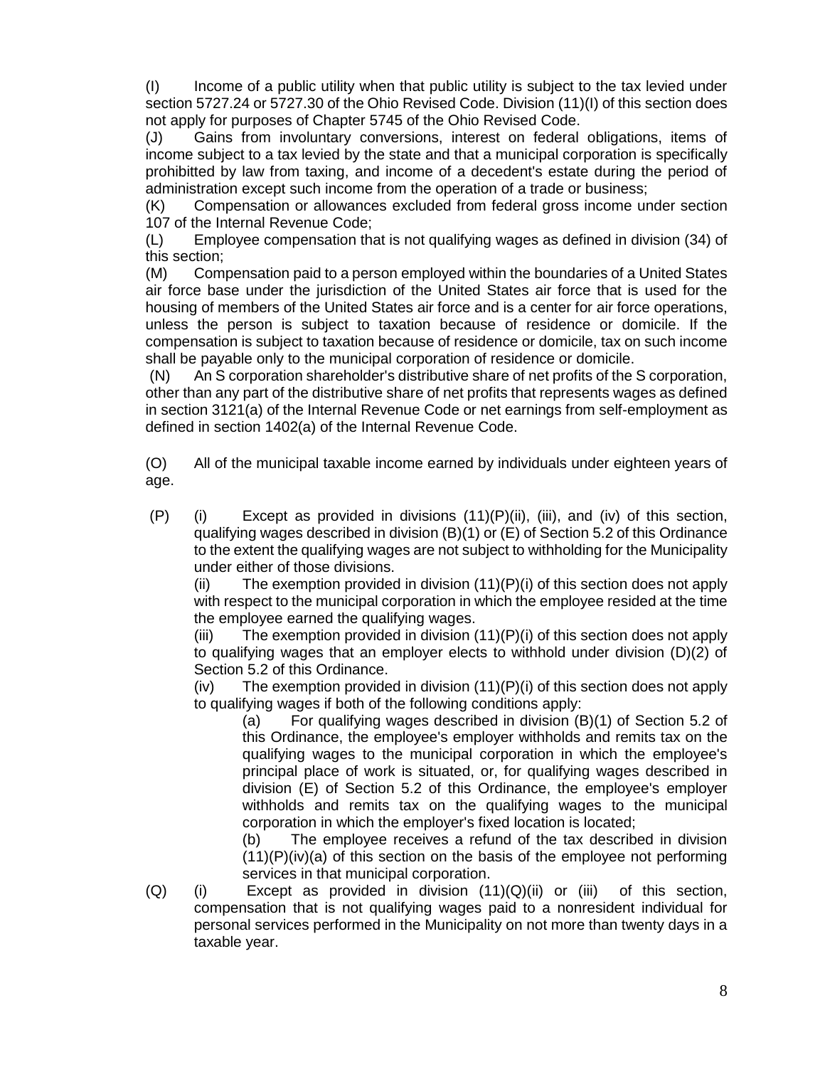(I) Income of a public utility when that public utility is subject to the tax levied under section 5727.24 or 5727.30 of the Ohio Revised Code. Division (11)(I) of this section does not apply for purposes of Chapter 5745 of the Ohio Revised Code.

(J) Gains from involuntary conversions, interest on federal obligations, items of income subject to a tax levied by the state and that a municipal corporation is specifically prohibitted by law from taxing, and income of a decedent's estate during the period of administration except such income from the operation of a trade or business;

(K) Compensation or allowances excluded from federal gross income under section 107 of the Internal Revenue Code;

(L) Employee compensation that is not qualifying wages as defined in division (34) of this section;

(M) Compensation paid to a person employed within the boundaries of a United States air force base under the jurisdiction of the United States air force that is used for the housing of members of the United States air force and is a center for air force operations, unless the person is subject to taxation because of residence or domicile. If the compensation is subject to taxation because of residence or domicile, tax on such income shall be payable only to the municipal corporation of residence or domicile.

(N) An S corporation shareholder's distributive share of net profits of the S corporation, other than any part of the distributive share of net profits that represents wages as defined in section 3121(a) of the Internal Revenue Code or net earnings from self-employment as defined in section 1402(a) of the Internal Revenue Code.

(O) All of the municipal taxable income earned by individuals under eighteen years of age.

(P) (i) Except as provided in divisions (11)(P)(ii), (iii), and (iv) of this section, qualifying wages described in division (B)(1) or (E) of Section 5.2 of this Ordinance to the extent the qualifying wages are not subject to withholding for the Municipality under either of those divisions.

(ii) The exemption provided in division (11)(P)(i) of this section does not apply with respect to the municipal corporation in which the employee resided at the time the employee earned the qualifying wages.

(iii) The exemption provided in division (11)(P)(i) of this section does not apply to qualifying wages that an employer elects to withhold under division (D)(2) of Section 5.2 of this Ordinance.

(iv) The exemption provided in division (11)(P)(i) of this section does not apply to qualifying wages if both of the following conditions apply:

(a) For qualifying wages described in division (B)(1) of Section 5.2 of this Ordinance, the employee's employer withholds and remits tax on the qualifying wages to the municipal corporation in which the employee's principal place of work is situated, or, for qualifying wages described in division (E) of Section 5.2 of this Ordinance, the employee's employer withholds and remits tax on the qualifying wages to the municipal corporation in which the employer's fixed location is located;

(b) The employee receives a refund of the tax described in division (11)(P)(iv)(a) of this section on the basis of the employee not performing services in that municipal corporation.

(Q) (i) Except as provided in division (11)(Q)(ii) or (iii) of this section, compensation that is not qualifying wages paid to a nonresident individual for personal services performed in the Municipality on not more than twenty days in a taxable year.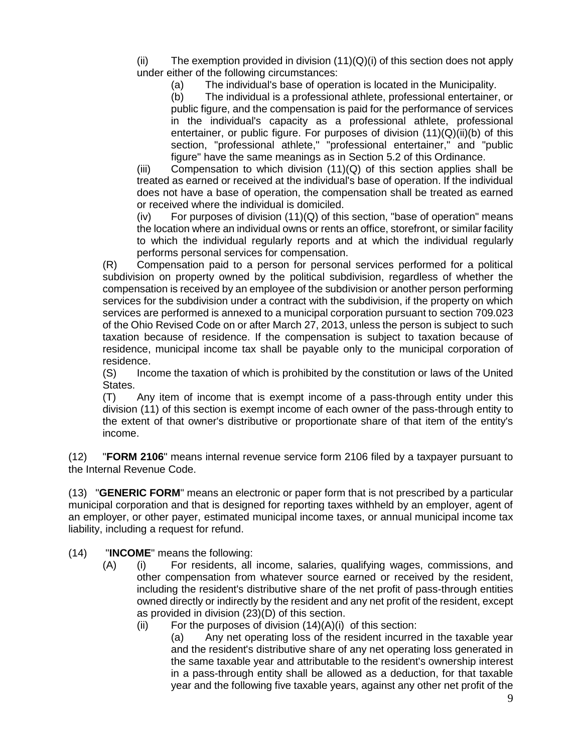(ii) The exemption provided in division (11)(Q)(i) of this section does not apply under either of the following circumstances:

(a) The individual's base of operation is located in the Municipality.

(b) The individual is a professional athlete, professional entertainer, or public figure, and the compensation is paid for the performance of services in the individual's capacity as a professional athlete, professional entertainer, or public figure. For purposes of division (11)(Q)(ii)(b) of this section, "professional athlete," "professional entertainer," and "public figure" have the same meanings as in Section 5.2 of this Ordinance.

(iii) Compensation to which division (11)(Q) of this section applies shall be treated as earned or received at the individual's base of operation. If the individual does not have a base of operation, the compensation shall be treated as earned or received where the individual is domiciled.

(iv) For purposes of division (11)(Q) of this section, "base of operation" means the location where an individual owns or rents an office, storefront, or similar facility to which the individual regularly reports and at which the individual regularly performs personal services for compensation.

(R) Compensation paid to a person for personal services performed for a political subdivision on property owned by the political subdivision, regardless of whether the compensation is received by an employee of the subdivision or another person performing services for the subdivision under a contract with the subdivision, if the property on which services are performed is annexed to a municipal corporation pursuant to section 709.023 of the Ohio Revised Code on or after March 27, 2013, unless the person is subject to such taxation because of residence. If the compensation is subject to taxation because of residence, municipal income tax shall be payable only to the municipal corporation of residence.

(S) Income the taxation of which is prohibited by the constitution or laws of the United States.

(T) Any item of income that is exempt income of a pass-through entity under this division (11) of this section is exempt income of each owner of the pass-through entity to the extent of that owner's distributive or proportionate share of that item of the entity's income.

(12) "**FORM 2106**" means internal revenue service form 2106 filed by a taxpayer pursuant to the Internal Revenue Code.

(13) "**GENERIC FORM**" means an electronic or paper form that is not prescribed by a particular municipal corporation and that is designed for reporting taxes withheld by an employer, agent of an employer, or other payer, estimated municipal income taxes, or annual municipal income tax liability, including a request for refund.

(14) "**INCOME**" means the following:

(A) (i) For residents, all income, salaries, qualifying wages, commissions, and other compensation from whatever source earned or received by the resident, including the resident's distributive share of the net profit of pass-through entities owned directly or indirectly by the resident and any net profit of the resident, except as provided in division (23)(D) of this section.

(ii) For the purposes of division (14)(A)(i) of this section:

(a) Any net operating loss of the resident incurred in the taxable year and the resident's distributive share of any net operating loss generated in the same taxable year and attributable to the resident's ownership interest in a pass-through entity shall be allowed as a deduction, for that taxable year and the following five taxable years, against any other net profit of the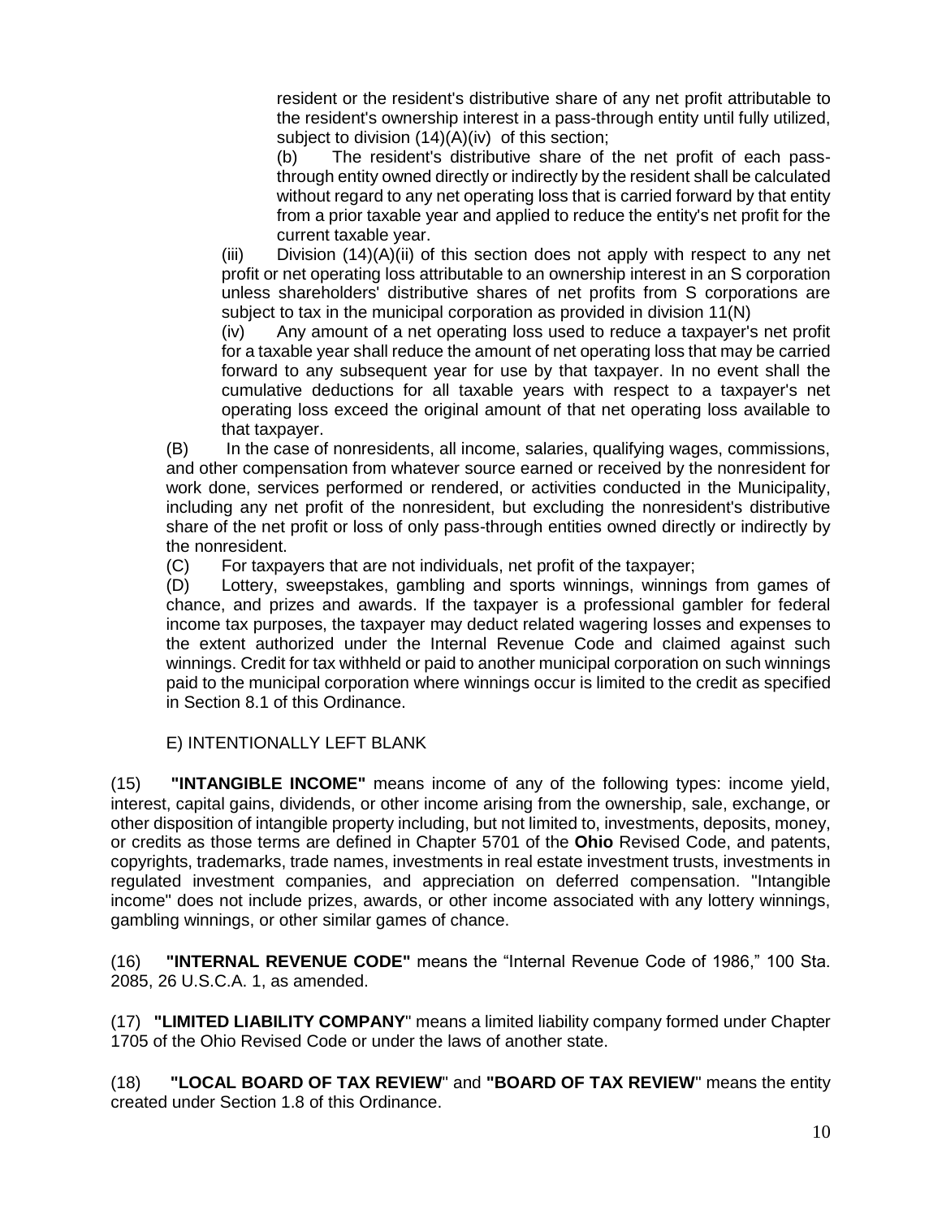resident or the resident's distributive share of any net profit attributable to the resident's ownership interest in a pass-through entity until fully utilized, subject to division (14)(A)(iv) of this section;

(b) The resident's distributive share of the net profit of each pass-through entity owned directly or indirectly by the resident shall be calculated without regard to any net operating loss that is carried forward by that entity from a prior taxable year and applied to reduce the entity's net profit for the current taxable year.

(iii) Division (14)(A)(ii) of this section does not apply with respect to any net profit or net operating loss attributable to an ownership interest in an S corporation unless shareholders' distributive shares of net profits from S corporations are subject to tax in the municipal corporation as provided in division 11(N)

(iv) Any amount of a net operating loss used to reduce a taxpayer's net profit for a taxable year shall reduce the amount of net operating loss that may be carried forward to any subsequent year for use by that taxpayer. In no event shall the cumulative deductions for all taxable years with respect to a taxpayer's net operating loss exceed the original amount of that net operating loss available to that taxpayer.

(B) In the case of nonresidents, all income, salaries, qualifying wages, commissions, and other compensation from whatever source earned or received by the nonresident for work done, services performed or rendered, or activities conducted in the Municipality, including any net profit of the nonresident, but excluding the nonresident's distributive share of the net profit or loss of only pass-through entities owned directly or indirectly by the nonresident.

(C) For taxpayers that are not individuals, net profit of the taxpayer;

(D) Lottery, sweepstakes, gambling and sports winnings, winnings from games of chance, and prizes and awards. If the taxpayer is a professional gambler for federal income tax purposes, the taxpayer may deduct related wagering losses and expenses to the extent authorized under the Internal Revenue Code and claimed against such winnings. Credit for tax withheld or paid to another municipal corporation on such winnings paid to the municipal corporation where winnings occur is limited to the credit as specified in Section 8.1 of this Ordinance.

E) INTENTIONALLY LEFT BLANK

(15) **"INTANGIBLE INCOME"** means income of any of the following types: income yield, interest, capital gains, dividends, or other income arising from the ownership, sale, exchange, or other disposition of intangible property including, but not limited to, investments, deposits, money, or credits as those terms are defined in Chapter 5701 of the **Ohio** Revised Code, and patents, copyrights, trademarks, trade names, investments in real estate investment trusts, investments in regulated investment companies, and appreciation on deferred compensation. "Intangible income" does not include prizes, awards, or other income associated with any lottery winnings, gambling winnings, or other similar games of chance.

(16) **"INTERNAL REVENUE CODE"** means the "Internal Revenue Code of 1986," 100 Sta. 2085, 26 U.S.C.A. 1, as amended.

(17) **"LIMITED LIABILITY COMPANY"** means a limited liability company formed under Chapter 1705 of the Ohio Revised Code or under the laws of another state.

(18) **"LOCAL BOARD OF TAX REVIEW"** and **"BOARD OF TAX REVIEW"** means the entity created under Section 1.8 of this Ordinance.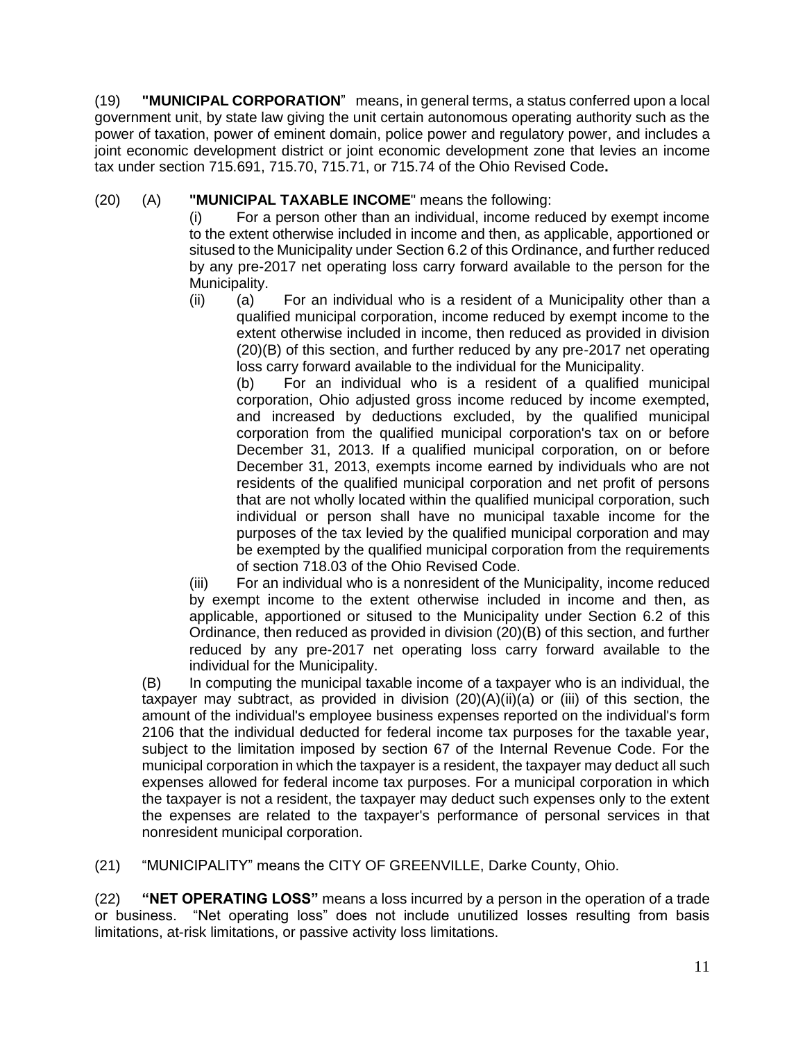(19) **"MUNICIPAL CORPORATION"** means, in general terms, a status conferred upon a local government unit, by state law giving the unit certain autonomous operating authority such as the power of taxation, power of eminent domain, police power and regulatory power, and includes a joint economic development district or joint economic development zone that levies an income tax under section 715.691, 715.70, 715.71, or 715.74 of the Ohio Revised Code**.**

(20) (A) **"MUNICIPAL TAXABLE INCOME"** means the following:

(i) For a person other than an individual, income reduced by exempt income to the extent otherwise included in income and then, as applicable, apportioned or sitused to the Municipality under Section 6.2 of this Ordinance, and further reduced by any pre-2017 net operating loss carry forward available to the person for the Municipality.

(ii) (a) For an individual who is a resident of a Municipality other than a qualified municipal corporation, income reduced by exempt income to the extent otherwise included in income, then reduced as provided in division (20)(B) of this section, and further reduced by any pre-2017 net operating loss carry forward available to the individual for the Municipality.

(b) For an individual who is a resident of a qualified municipal corporation, Ohio adjusted gross income reduced by income exempted, and increased by deductions excluded, by the qualified municipal corporation from the qualified municipal corporation's tax on or before December 31, 2013. If a qualified municipal corporation, on or before December 31, 2013, exempts income earned by individuals who are not residents of the qualified municipal corporation and net profit of persons that are not wholly located within the qualified municipal corporation, such individual or person shall have no municipal taxable income for the purposes of the tax levied by the qualified municipal corporation and may be exempted by the qualified municipal corporation from the requirements of section 718.03 of the Ohio Revised Code.

(iii) For an individual who is a nonresident of the Municipality, income reduced by exempt income to the extent otherwise included in income and then, as applicable, apportioned or sitused to the Municipality under Section 6.2 of this Ordinance, then reduced as provided in division (20)(B) of this section, and further reduced by any pre-2017 net operating loss carry forward available to the individual for the Municipality.

(B) In computing the municipal taxable income of a taxpayer who is an individual, the taxpayer may subtract, as provided in division (20)(A)(ii)(a) or (iii) of this section, the amount of the individual's employee business expenses reported on the individual's form 2106 that the individual deducted for federal income tax purposes for the taxable year, subject to the limitation imposed by section 67 of the Internal Revenue Code. For the municipal corporation in which the taxpayer is a resident, the taxpayer may deduct all such expenses allowed for federal income tax purposes. For a municipal corporation in which the taxpayer is not a resident, the taxpayer may deduct such expenses only to the extent the expenses are related to the taxpayer's performance of personal services in that nonresident municipal corporation.

(21) "MUNICIPALITY" means the CITY OF GREENVILLE, Darke County, Ohio.

(22) **"NET OPERATING LOSS"** means a loss incurred by a person in the operation of a trade or business. "Net operating loss" does not include unutilized losses resulting from basis limitations, at-risk limitations, or passive activity loss limitations.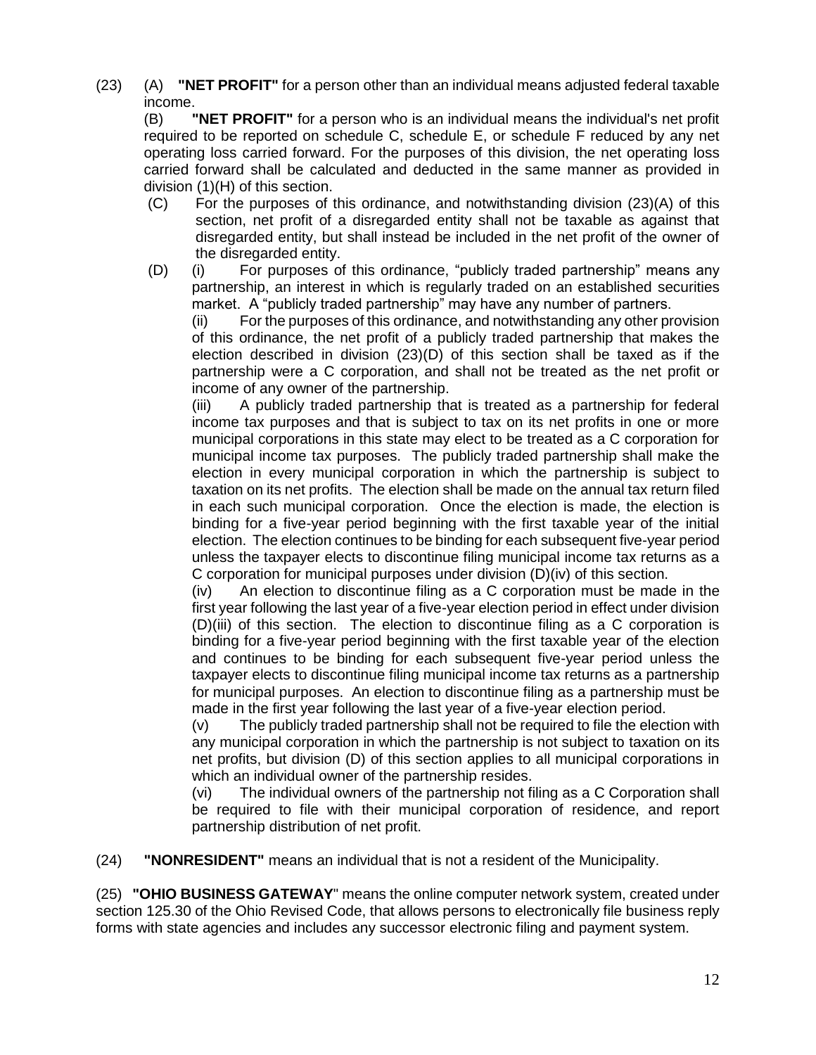(23) (A) **"NET PROFIT"** for a person other than an individual means adjusted federal taxable income.

(B) **"NET PROFIT"** for a person who is an individual means the individual's net profit required to be reported on schedule C, schedule E, or schedule F reduced by any net operating loss carried forward. For the purposes of this division, the net operating loss carried forward shall be calculated and deducted in the same manner as provided in division (1)(H) of this section.

(C) For the purposes of this ordinance, and notwithstanding division (23)(A) of this section, net profit of a disregarded entity shall not be taxable as against that disregarded entity, but shall instead be included in the net profit of the owner of the disregarded entity.

(D) (i) For purposes of this ordinance, "publicly traded partnership" means any partnership, an interest in which is regularly traded on an established securities market. A "publicly traded partnership" may have any number of partners.

(ii) For the purposes of this ordinance, and notwithstanding any other provision of this ordinance, the net profit of a publicly traded partnership that makes the election described in division (23)(D) of this section shall be taxed as if the partnership were a C corporation, and shall not be treated as the net profit or income of any owner of the partnership.

(iii) A publicly traded partnership that is treated as a partnership for federal income tax purposes and that is subject to tax on its net profits in one or more municipal corporations in this state may elect to be treated as a C corporation for municipal income tax purposes. The publicly traded partnership shall make the election in every municipal corporation in which the partnership is subject to taxation on its net profits. The election shall be made on the annual tax return filed in each such municipal corporation. Once the election is made, the election is binding for a five-year period beginning with the first taxable year of the initial election. The election continues to be binding for each subsequent five-year period unless the taxpayer elects to discontinue filing municipal income tax returns as a C corporation for municipal purposes under division (D)(iv) of this section.

(iv) An election to discontinue filing as a C corporation must be made in the first year following the last year of a five-year election period in effect under division (D)(iii) of this section. The election to discontinue filing as a C corporation is binding for a five-year period beginning with the first taxable year of the election and continues to be binding for each subsequent five-year period unless the taxpayer elects to discontinue filing municipal income tax returns as a partnership for municipal purposes. An election to discontinue filing as a partnership must be made in the first year following the last year of a five-year election period.

(v) The publicly traded partnership shall not be required to file the election with any municipal corporation in which the partnership is not subject to taxation on its net profits, but division (D) of this section applies to all municipal corporations in which an individual owner of the partnership resides.

(vi) The individual owners of the partnership not filing as a C Corporation shall be required to file with their municipal corporation of residence, and report partnership distribution of net profit.

(24) **"NONRESIDENT"** means an individual that is not a resident of the Municipality.

(25) **"OHIO BUSINESS GATEWAY"** means the online computer network system, created under section 125.30 of the Ohio Revised Code, that allows persons to electronically file business reply forms with state agencies and includes any successor electronic filing and payment system.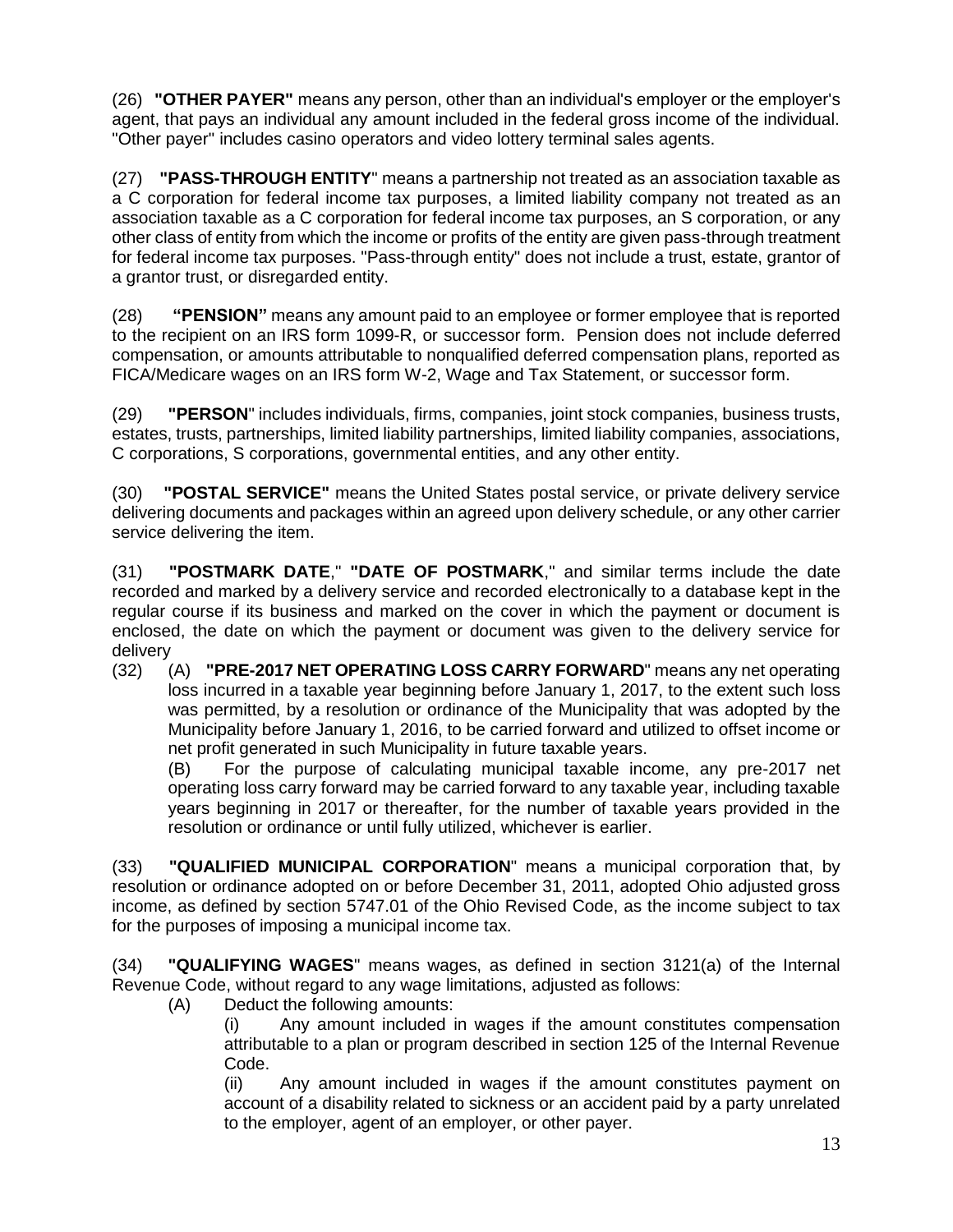(26) **"OTHER PAYER"** means any person, other than an individual's employer or the employer's agent, that pays an individual any amount included in the federal gross income of the individual. "Other payer" includes casino operators and video lottery terminal sales agents.

(27) **"PASS-THROUGH ENTITY"** means a partnership not treated as an association taxable as a C corporation for federal income tax purposes, a limited liability company not treated as an association taxable as a C corporation for federal income tax purposes, an S corporation, or any other class of entity from which the income or profits of the entity are given pass-through treatment for federal income tax purposes. "Pass-through entity" does not include a trust, estate, grantor of a grantor trust, or disregarded entity.

(28) **"PENSION"** means any amount paid to an employee or former employee that is reported to the recipient on an IRS form 1099-R, or successor form. Pension does not include deferred compensation, or amounts attributable to nonqualified deferred compensation plans, reported as FICA/Medicare wages on an IRS form W-2, Wage and Tax Statement, or successor form.

(29) **"PERSON"** includes individuals, firms, companies, joint stock companies, business trusts, estates, trusts, partnerships, limited liability partnerships, limited liability companies, associations, C corporations, S corporations, governmental entities, and any other entity.

(30) **"POSTAL SERVICE"** means the United States postal service, or private delivery service delivering documents and packages within an agreed upon delivery schedule, or any other carrier service delivering the item.

(31) **"POSTMARK DATE**," **"DATE OF POSTMARK**," and similar terms include the date recorded and marked by a delivery service and recorded electronically to a database kept in the regular course if its business and marked on the cover in which the payment or document is enclosed, the date on which the payment or document was given to the delivery service for delivery

(32) (A) **"PRE-2017 NET OPERATING LOSS CARRY FORWARD"** means any net operating loss incurred in a taxable year beginning before January 1, 2017, to the extent such loss was permitted, by a resolution or ordinance of the Municipality that was adopted by the Municipality before January 1, 2016, to be carried forward and utilized to offset income or net profit generated in such Municipality in future taxable years.

(B) For the purpose of calculating municipal taxable income, any pre-2017 net operating loss carry forward may be carried forward to any taxable year, including taxable years beginning in 2017 or thereafter, for the number of taxable years provided in the resolution or ordinance or until fully utilized, whichever is earlier.

(33) **"QUALIFIED MUNICIPAL CORPORATION"** means a municipal corporation that, by resolution or ordinance adopted on or before December 31, 2011, adopted Ohio adjusted gross income, as defined by section 5747.01 of the Ohio Revised Code, as the income subject to tax for the purposes of imposing a municipal income tax.

(34) **"QUALIFYING WAGES"** means wages, as defined in section 3121(a) of the Internal Revenue Code, without regard to any wage limitations, adjusted as follows:

(A) Deduct the following amounts:

(i) Any amount included in wages if the amount constitutes compensation attributable to a plan or program described in section 125 of the Internal Revenue Code.

(ii) Any amount included in wages if the amount constitutes payment on account of a disability related to sickness or an accident paid by a party unrelated to the employer, agent of an employer, or other payer.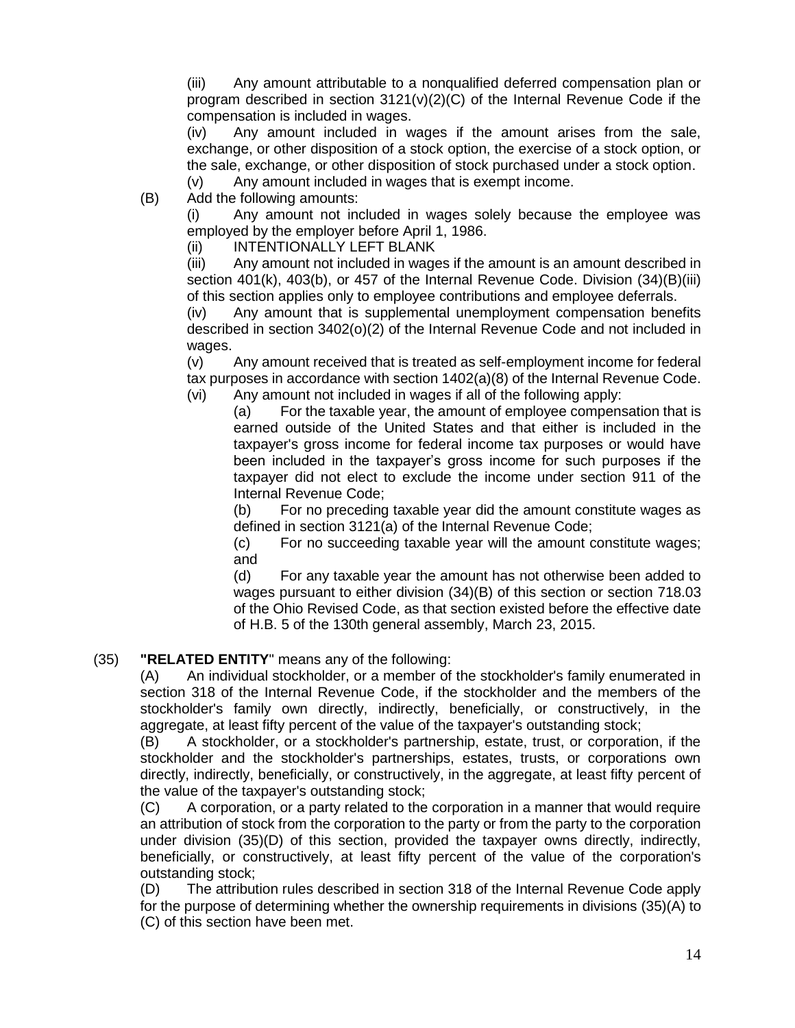(iii) Any amount attributable to a nonqualified deferred compensation plan or program described in section 3121(v)(2)(C) of the Internal Revenue Code if the compensation is included in wages.

(iv) Any amount included in wages if the amount arises from the sale, exchange, or other disposition of a stock option, the exercise of a stock option, or the sale, exchange, or other disposition of stock purchased under a stock option.

(v) Any amount included in wages that is exempt income.

(B) Add the following amounts:

(i) Any amount not included in wages solely because the employee was employed by the employer before April 1, 1986.

(ii) INTENTIONALLY LEFT BLANK

(iii) Any amount not included in wages if the amount is an amount described in section 401(k), 403(b), or 457 of the Internal Revenue Code. Division (34)(B)(iii) of this section applies only to employee contributions and employee deferrals.

(iv) Any amount that is supplemental unemployment compensation benefits described in section 3402(o)(2) of the Internal Revenue Code and not included in wages.

(v) Any amount received that is treated as self-employment income for federal tax purposes in accordance with section 1402(a)(8) of the Internal Revenue Code.

(vi) Any amount not included in wages if all of the following apply:

(a) For the taxable year, the amount of employee compensation that is earned outside of the United States and that either is included in the taxpayer's gross income for federal income tax purposes or would have been included in the taxpayer's gross income for such purposes if the taxpayer did not elect to exclude the income under section 911 of the Internal Revenue Code;

(b) For no preceding taxable year did the amount constitute wages as defined in section 3121(a) of the Internal Revenue Code;

(c) For no succeeding taxable year will the amount constitute wages; and

(d) For any taxable year the amount has not otherwise been added to wages pursuant to either division (34)(B) of this section or section 718.03 of the Ohio Revised Code, as that section existed before the effective date of H.B. 5 of the 130th general assembly, March 23, 2015.

(35) **"RELATED ENTITY"** means any of the following:

(A) An individual stockholder, or a member of the stockholder's family enumerated in section 318 of the Internal Revenue Code, if the stockholder and the members of the stockholder's family own directly, indirectly, beneficially, or constructively, in the aggregate, at least fifty percent of the value of the taxpayer's outstanding stock;

(B) A stockholder, or a stockholder's partnership, estate, trust, or corporation, if the stockholder and the stockholder's partnerships, estates, trusts, or corporations own directly, indirectly, beneficially, or constructively, in the aggregate, at least fifty percent of the value of the taxpayer's outstanding stock;

(C) A corporation, or a party related to the corporation in a manner that would require an attribution of stock from the corporation to the party or from the party to the corporation under division (35)(D) of this section, provided the taxpayer owns directly, indirectly, beneficially, or constructively, at least fifty percent of the value of the corporation's outstanding stock;

(D) The attribution rules described in section 318 of the Internal Revenue Code apply for the purpose of determining whether the ownership requirements in divisions (35)(A) to (C) of this section have been met.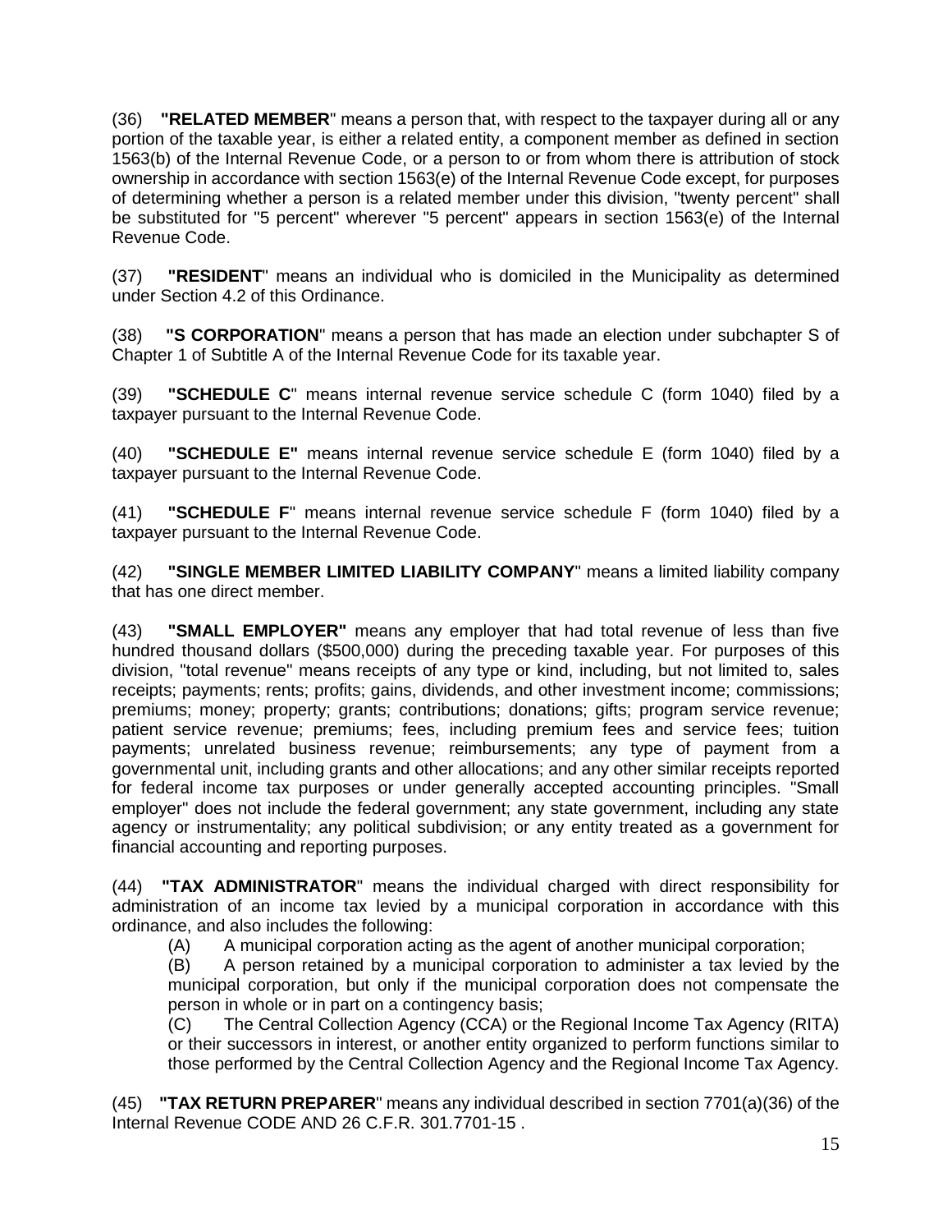(36) **"RELATED MEMBER**" means a person that, with respect to the taxpayer during all or any portion of the taxable year, is either a related entity, a component member as defined in section 1563(b) of the Internal Revenue Code, or a person to or from whom there is attribution of stock ownership in accordance with section 1563(e) of the Internal Revenue Code except, for purposes of determining whether a person is a related member under this division, "twenty percent" shall be substituted for "5 percent" wherever "5 percent" appears in section 1563(e) of the Internal Revenue Code.

(37) **"RESIDENT**" means an individual who is domiciled in the Municipality as determined under Section 4.2 of this Ordinance.

(38) **"S CORPORATION**" means a person that has made an election under subchapter S of Chapter 1 of Subtitle A of the Internal Revenue Code for its taxable year.

(39) **"SCHEDULE C**" means internal revenue service schedule C (form 1040) filed by a taxpayer pursuant to the Internal Revenue Code.

(40) **"SCHEDULE E"** means internal revenue service schedule E (form 1040) filed by a taxpayer pursuant to the Internal Revenue Code.

(41) **"SCHEDULE F**" means internal revenue service schedule F (form 1040) filed by a taxpayer pursuant to the Internal Revenue Code.

(42) **"SINGLE MEMBER LIMITED LIABILITY COMPANY**" means a limited liability company that has one direct member.

(43) **"SMALL EMPLOYER"** means any employer that had total revenue of less than five hundred thousand dollars ($500,000) during the preceding taxable year. For purposes of this division, "total revenue" means receipts of any type or kind, including, but not limited to, sales receipts; payments; rents; profits; gains, dividends, and other investment income; commissions; premiums; money; property; grants; contributions; donations; gifts; program service revenue; patient service revenue; premiums; fees, including premium fees and service fees; tuition payments; unrelated business revenue; reimbursements; any type of payment from a governmental unit, including grants and other allocations; and any other similar receipts reported for federal income tax purposes or under generally accepted accounting principles. "Small employer" does not include the federal government; any state government, including any state agency or instrumentality; any political subdivision; or any entity treated as a government for financial accounting and reporting purposes.

(44) **"TAX ADMINISTRATOR**" means the individual charged with direct responsibility for administration of an income tax levied by a municipal corporation in accordance with this ordinance, and also includes the following:

(A) A municipal corporation acting as the agent of another municipal corporation;

(B) A person retained by a municipal corporation to administer a tax levied by the municipal corporation, but only if the municipal corporation does not compensate the person in whole or in part on a contingency basis;

(C) The Central Collection Agency (CCA) or the Regional Income Tax Agency (RITA) or their successors in interest, or another entity organized to perform functions similar to those performed by the Central Collection Agency and the Regional Income Tax Agency.

(45) **"TAX RETURN PREPARER**" means any individual described in section 7701(a)(36) of the Internal Revenue CODE AND 26 C.F.R. 301.7701-15 .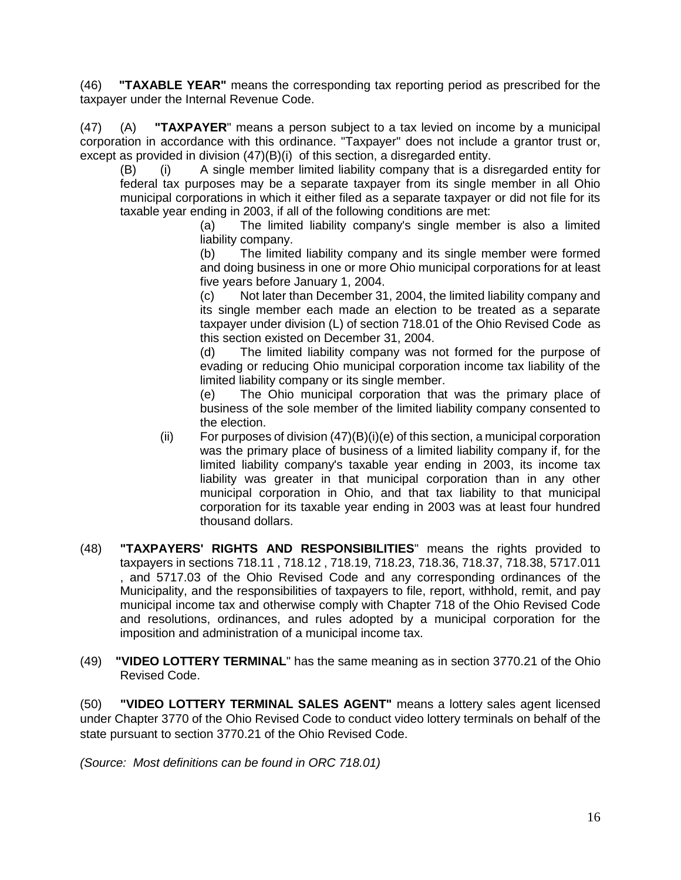(46) **"TAXABLE YEAR"** means the corresponding tax reporting period as prescribed for the taxpayer under the Internal Revenue Code.

(47) (A) **"TAXPAYER"** means a person subject to a tax levied on income by a municipal corporation in accordance with this ordinance. "Taxpayer" does not include a grantor trust or, except as provided in division (47)(B)(i) of this section, a disregarded entity.

(B) (i) A single member limited liability company that is a disregarded entity for federal tax purposes may be a separate taxpayer from its single member in all Ohio municipal corporations in which it either filed as a separate taxpayer or did not file for its taxable year ending in 2003, if all of the following conditions are met:

(a) The limited liability company's single member is also a limited liability company.

(b) The limited liability company and its single member were formed and doing business in one or more Ohio municipal corporations for at least five years before January 1, 2004.

(c) Not later than December 31, 2004, the limited liability company and its single member each made an election to be treated as a separate taxpayer under division (L) of section 718.01 of the Ohio Revised Code as this section existed on December 31, 2004.

(d) The limited liability company was not formed for the purpose of evading or reducing Ohio municipal corporation income tax liability of the limited liability company or its single member.

(e) The Ohio municipal corporation that was the primary place of business of the sole member of the limited liability company consented to the election.

(ii) For purposes of division (47)(B)(i)(e) of this section, a municipal corporation was the primary place of business of a limited liability company if, for the limited liability company's taxable year ending in 2003, its income tax liability was greater in that municipal corporation than in any other municipal corporation in Ohio, and that tax liability to that municipal corporation for its taxable year ending in 2003 was at least four hundred thousand dollars.

(48) **"TAXPAYERS' RIGHTS AND RESPONSIBILITIES"** means the rights provided to taxpayers in sections 718.11 , 718.12 , 718.19, 718.23, 718.36, 718.37, 718.38, 5717.011 , and 5717.03 of the Ohio Revised Code and any corresponding ordinances of the Municipality, and the responsibilities of taxpayers to file, report, withhold, remit, and pay municipal income tax and otherwise comply with Chapter 718 of the Ohio Revised Code and resolutions, ordinances, and rules adopted by a municipal corporation for the imposition and administration of a municipal income tax.

(49) **"VIDEO LOTTERY TERMINAL"** has the same meaning as in section 3770.21 of the Ohio Revised Code.

(50) **"VIDEO LOTTERY TERMINAL SALES AGENT"** means a lottery sales agent licensed under Chapter 3770 of the Ohio Revised Code to conduct video lottery terminals on behalf of the state pursuant to section 3770.21 of the Ohio Revised Code.

*(Source: Most definitions can be found in ORC 718.01)*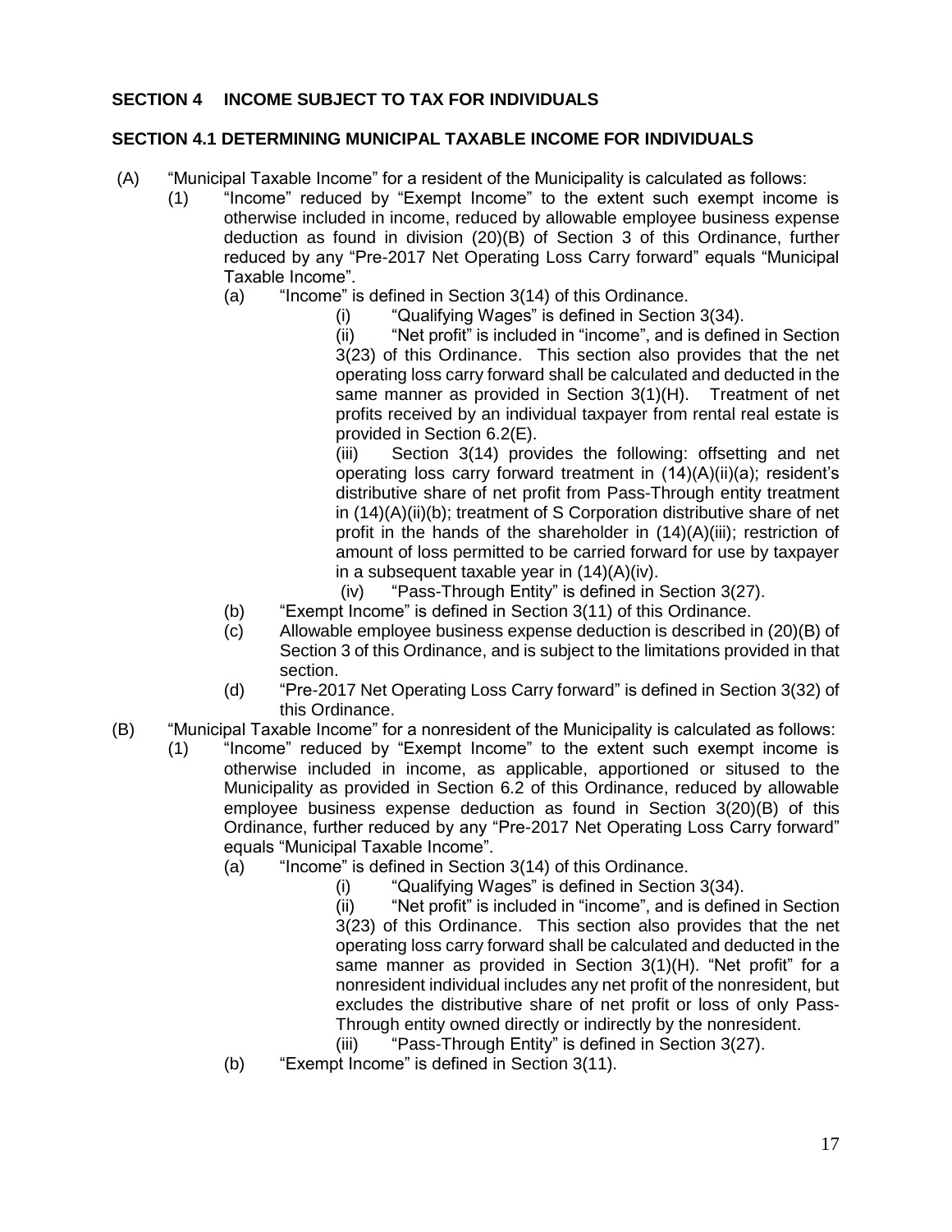## SECTION 4 INCOME SUBJECT TO TAX FOR INDIVIDUALS

### SECTION 4.1 DETERMINING MUNICIPAL TAXABLE INCOME FOR INDIVIDUALS

(A) "Municipal Taxable Income" for a resident of the Municipality is calculated as follows:

(1) "Income" reduced by "Exempt Income" to the extent such exempt income is otherwise included in income, reduced by allowable employee business expense deduction as found in division (20)(B) of Section 3 of this Ordinance, further reduced by any "Pre-2017 Net Operating Loss Carry forward" equals "Municipal Taxable Income".

(a) "Income" is defined in Section 3(14) of this Ordinance.

(i) "Qualifying Wages" is defined in Section 3(34).

(ii) "Net profit" is included in "income", and is defined in Section 3(23) of this Ordinance. This section also provides that the net operating loss carry forward shall be calculated and deducted in the same manner as provided in Section 3(1)(H). Treatment of net profits received by an individual taxpayer from rental real estate is provided in Section 6.2(E).

(iii) Section 3(14) provides the following: offsetting and net operating loss carry forward treatment in (14)(A)(ii)(a); resident's distributive share of net profit from Pass-Through entity treatment in (14)(A)(ii)(b); treatment of S Corporation distributive share of net profit in the hands of the shareholder in (14)(A)(iii); restriction of amount of loss permitted to be carried forward for use by taxpayer in a subsequent taxable year in (14)(A)(iv).

(iv) "Pass-Through Entity" is defined in Section 3(27).

(b) "Exempt Income" is defined in Section 3(11) of this Ordinance.

(c) Allowable employee business expense deduction is described in (20)(B) of Section 3 of this Ordinance, and is subject to the limitations provided in that section.

(d) "Pre-2017 Net Operating Loss Carry forward" is defined in Section 3(32) of this Ordinance.

(B) "Municipal Taxable Income" for a nonresident of the Municipality is calculated as follows:

(1) "Income" reduced by "Exempt Income" to the extent such exempt income is otherwise included in income, as applicable, apportioned or sitused to the Municipality as provided in Section 6.2 of this Ordinance, reduced by allowable employee business expense deduction as found in Section 3(20)(B) of this Ordinance, further reduced by any "Pre-2017 Net Operating Loss Carry forward" equals "Municipal Taxable Income".

(a) "Income" is defined in Section 3(14) of this Ordinance.

(i) "Qualifying Wages" is defined in Section 3(34).

(ii) "Net profit" is included in "income", and is defined in Section 3(23) of this Ordinance. This section also provides that the net operating loss carry forward shall be calculated and deducted in the same manner as provided in Section 3(1)(H). "Net profit" for a nonresident individual includes any net profit of the nonresident, but excludes the distributive share of net profit or loss of only Pass-Through entity owned directly or indirectly by the nonresident.

(iii) "Pass-Through Entity" is defined in Section 3(27).

(b) "Exempt Income" is defined in Section 3(11).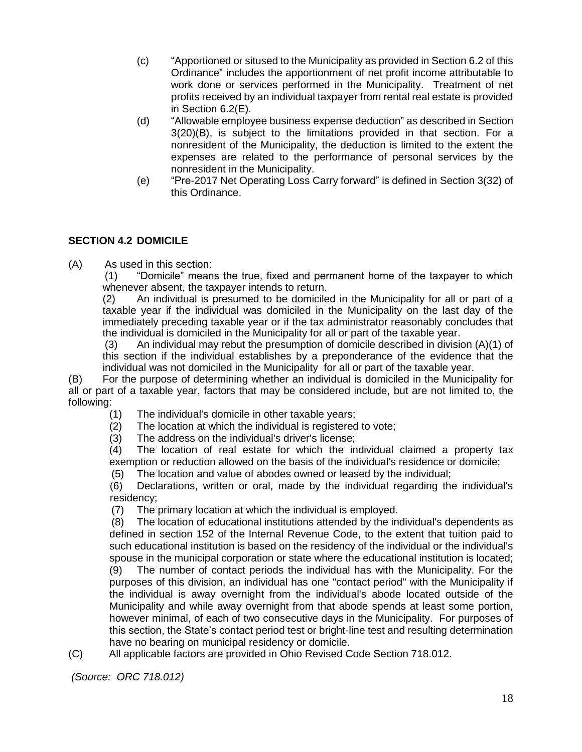(c) "Apportioned or sitused to the Municipality as provided in Section 6.2 of this Ordinance" includes the apportionment of net profit income attributable to work done or services performed in the Municipality. Treatment of net profits received by an individual taxpayer from rental real estate is provided in Section 6.2(E).

(d) "Allowable employee business expense deduction" as described in Section 3(20)(B), is subject to the limitations provided in that section. For a nonresident of the Municipality, the deduction is limited to the extent the expenses are related to the performance of personal services by the nonresident in the Municipality.

(e) "Pre-2017 Net Operating Loss Carry forward" is defined in Section 3(32) of this Ordinance.

**SECTION 4.2 DOMICILE**

(A) As used in this section:

(1) "Domicile" means the true, fixed and permanent home of the taxpayer to which whenever absent, the taxpayer intends to return.

(2) An individual is presumed to be domiciled in the Municipality for all or part of a taxable year if the individual was domiciled in the Municipality on the last day of the immediately preceding taxable year or if the tax administrator reasonably concludes that the individual is domiciled in the Municipality for all or part of the taxable year.

(3) An individual may rebut the presumption of domicile described in division (A)(1) of this section if the individual establishes by a preponderance of the evidence that the individual was not domiciled in the Municipality for all or part of the taxable year.

(B) For the purpose of determining whether an individual is domiciled in the Municipality for all or part of a taxable year, factors that may be considered include, but are not limited to, the following:

(1) The individual's domicile in other taxable years;

(2) The location at which the individual is registered to vote;

(3) The address on the individual's driver's license;

(4) The location of real estate for which the individual claimed a property tax exemption or reduction allowed on the basis of the individual's residence or domicile;

(5) The location and value of abodes owned or leased by the individual;

(6) Declarations, written or oral, made by the individual regarding the individual's residency;

(7) The primary location at which the individual is employed.

(8) The location of educational institutions attended by the individual's dependents as defined in section 152 of the Internal Revenue Code, to the extent that tuition paid to such educational institution is based on the residency of the individual or the individual's spouse in the municipal corporation or state where the educational institution is located;

(9) The number of contact periods the individual has with the Municipality. For the purposes of this division, an individual has one "contact period" with the Municipality if the individual is away overnight from the individual's abode located outside of the Municipality and while away overnight from that abode spends at least some portion, however minimal, of each of two consecutive days in the Municipality. For purposes of this section, the State's contact period test or bright-line test and resulting determination have no bearing on municipal residency or domicile.

(C) All applicable factors are provided in Ohio Revised Code Section 718.012.

*(Source: ORC 718.012)*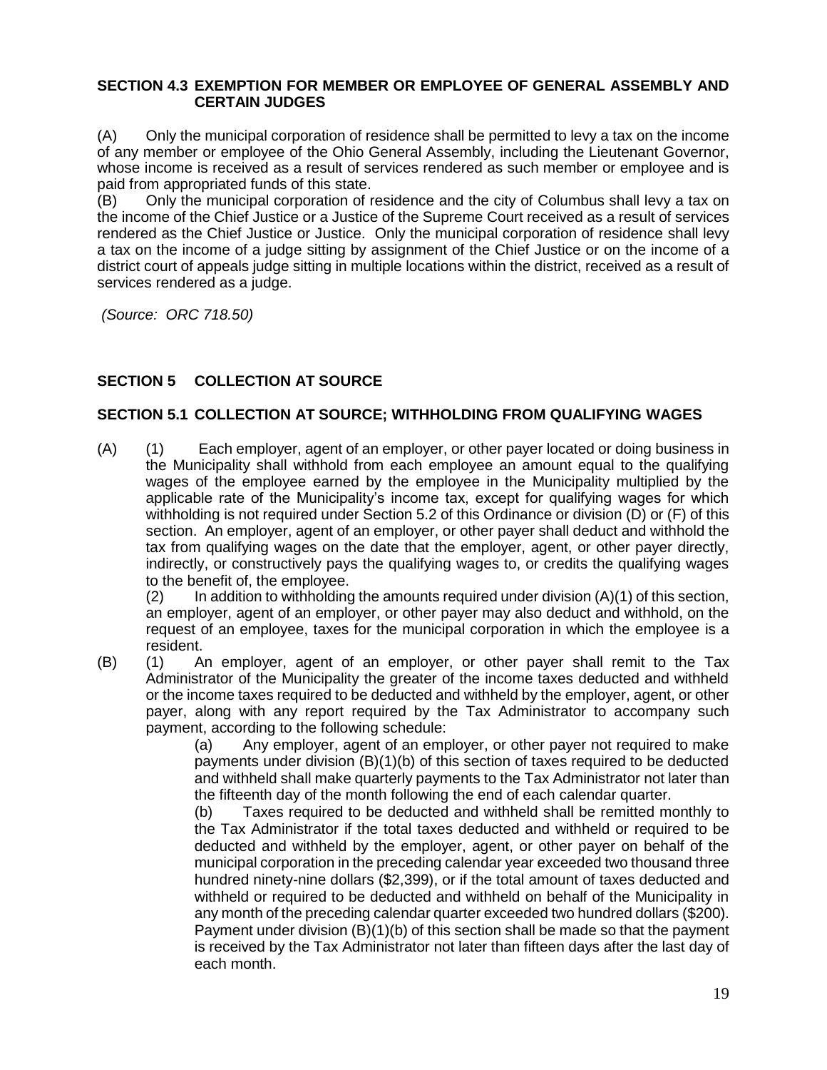## SECTION 4.3 EXEMPTION FOR MEMBER OR EMPLOYEE OF GENERAL ASSEMBLY AND CERTAIN JUDGES

(A) Only the municipal corporation of residence shall be permitted to levy a tax on the income of any member or employee of the Ohio General Assembly, including the Lieutenant Governor, whose income is received as a result of services rendered as such member or employee and is paid from appropriated funds of this state.

(B) Only the municipal corporation of residence and the city of Columbus shall levy a tax on the income of the Chief Justice or a Justice of the Supreme Court received as a result of services rendered as the Chief Justice or Justice. Only the municipal corporation of residence shall levy a tax on the income of a judge sitting by assignment of the Chief Justice or on the income of a district court of appeals judge sitting in multiple locations within the district, received as a result of services rendered as a judge.

*(Source: ORC 718.50)*

## SECTION 5 COLLECTION AT SOURCE

## SECTION 5.1 COLLECTION AT SOURCE; WITHHOLDING FROM QUALIFYING WAGES

(A) (1) Each employer, agent of an employer, or other payer located or doing business in the Municipality shall withhold from each employee an amount equal to the qualifying wages of the employee earned by the employee in the Municipality multiplied by the applicable rate of the Municipality's income tax, except for qualifying wages for which withholding is not required under Section 5.2 of this Ordinance or division (D) or (F) of this section. An employer, agent of an employer, or other payer shall deduct and withhold the tax from qualifying wages on the date that the employer, agent, or other payer directly, indirectly, or constructively pays the qualifying wages to, or credits the qualifying wages to the benefit of, the employee.

(2) In addition to withholding the amounts required under division (A)(1) of this section, an employer, agent of an employer, or other payer may also deduct and withhold, on the request of an employee, taxes for the municipal corporation in which the employee is a resident.

(B) (1) An employer, agent of an employer, or other payer shall remit to the Tax Administrator of the Municipality the greater of the income taxes deducted and withheld or the income taxes required to be deducted and withheld by the employer, agent, or other payer, along with any report required by the Tax Administrator to accompany such payment, according to the following schedule:

(a) Any employer, agent of an employer, or other payer not required to make payments under division (B)(1)(b) of this section of taxes required to be deducted and withheld shall make quarterly payments to the Tax Administrator not later than the fifteenth day of the month following the end of each calendar quarter.

(b) Taxes required to be deducted and withheld shall be remitted monthly to the Tax Administrator if the total taxes deducted and withheld or required to be deducted and withheld by the employer, agent, or other payer on behalf of the municipal corporation in the preceding calendar year exceeded two thousand three hundred ninety-nine dollars ($2,399), or if the total amount of taxes deducted and withheld or required to be deducted and withheld on behalf of the Municipality in any month of the preceding calendar quarter exceeded two hundred dollars ($200). Payment under division (B)(1)(b) of this section shall be made so that the payment is received by the Tax Administrator not later than fifteen days after the last day of each month.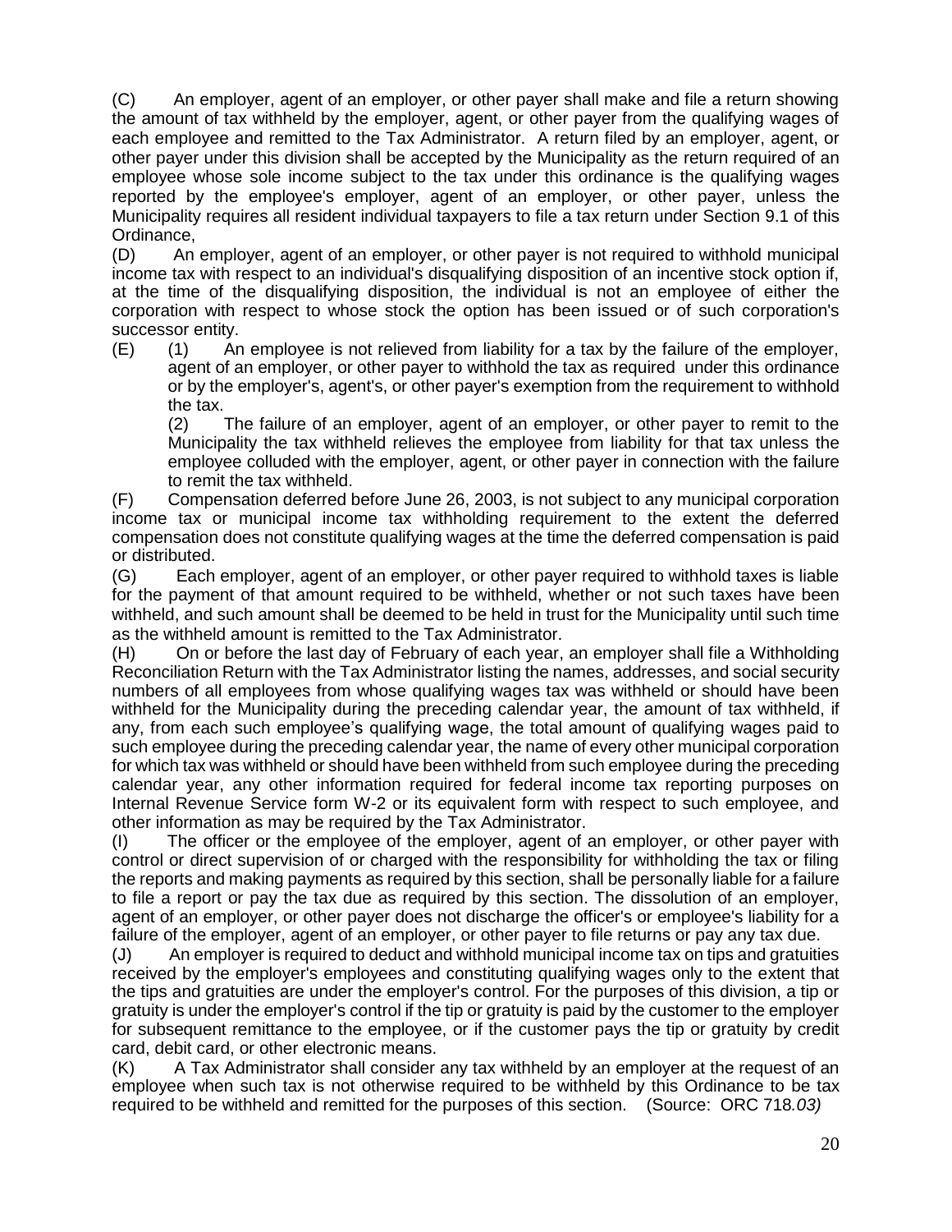(C) An employer, agent of an employer, or other payer shall make and file a return showing the amount of tax withheld by the employer, agent, or other payer from the qualifying wages of each employee and remitted to the Tax Administrator. A return filed by an employer, agent, or other payer under this division shall be accepted by the Municipality as the return required of an employee whose sole income subject to the tax under this ordinance is the qualifying wages reported by the employee's employer, agent of an employer, or other payer, unless the Municipality requires all resident individual taxpayers to file a tax return under Section 9.1 of this Ordinance,

(D) An employer, agent of an employer, or other payer is not required to withhold municipal income tax with respect to an individual's disqualifying disposition of an incentive stock option if, at the time of the disqualifying disposition, the individual is not an employee of either the corporation with respect to whose stock the option has been issued or of such corporation's successor entity.

(E) (1) An employee is not relieved from liability for a tax by the failure of the employer, agent of an employer, or other payer to withhold the tax as required under this ordinance or by the employer's, agent's, or other payer's exemption from the requirement to withhold the tax.

(2) The failure of an employer, agent of an employer, or other payer to remit to the Municipality the tax withheld relieves the employee from liability for that tax unless the employee colluded with the employer, agent, or other payer in connection with the failure to remit the tax withheld.

(F) Compensation deferred before June 26, 2003, is not subject to any municipal corporation income tax or municipal income tax withholding requirement to the extent the deferred compensation does not constitute qualifying wages at the time the deferred compensation is paid or distributed.

(G) Each employer, agent of an employer, or other payer required to withhold taxes is liable for the payment of that amount required to be withheld, whether or not such taxes have been withheld, and such amount shall be deemed to be held in trust for the Municipality until such time as the withheld amount is remitted to the Tax Administrator.

(H) On or before the last day of February of each year, an employer shall file a Withholding Reconciliation Return with the Tax Administrator listing the names, addresses, and social security numbers of all employees from whose qualifying wages tax was withheld or should have been withheld for the Municipality during the preceding calendar year, the amount of tax withheld, if any, from each such employee's qualifying wage, the total amount of qualifying wages paid to such employee during the preceding calendar year, the name of every other municipal corporation for which tax was withheld or should have been withheld from such employee during the preceding calendar year, any other information required for federal income tax reporting purposes on Internal Revenue Service form W-2 or its equivalent form with respect to such employee, and other information as may be required by the Tax Administrator.

(I) The officer or the employee of the employer, agent of an employer, or other payer with control or direct supervision of or charged with the responsibility for withholding the tax or filing the reports and making payments as required by this section, shall be personally liable for a failure to file a report or pay the tax due as required by this section. The dissolution of an employer, agent of an employer, or other payer does not discharge the officer's or employee's liability for a failure of the employer, agent of an employer, or other payer to file returns or pay any tax due.

(J) An employer is required to deduct and withhold municipal income tax on tips and gratuities received by the employer's employees and constituting qualifying wages only to the extent that the tips and gratuities are under the employer's control. For the purposes of this division, a tip or gratuity is under the employer's control if the tip or gratuity is paid by the customer to the employer for subsequent remittance to the employee, or if the customer pays the tip or gratuity by credit card, debit card, or other electronic means.

(K) A Tax Administrator shall consider any tax withheld by an employer at the request of an employee when such tax is not otherwise required to be withheld by this Ordinance to be tax required to be withheld and remitted for the purposes of this section. (Source: ORC 718*.03)*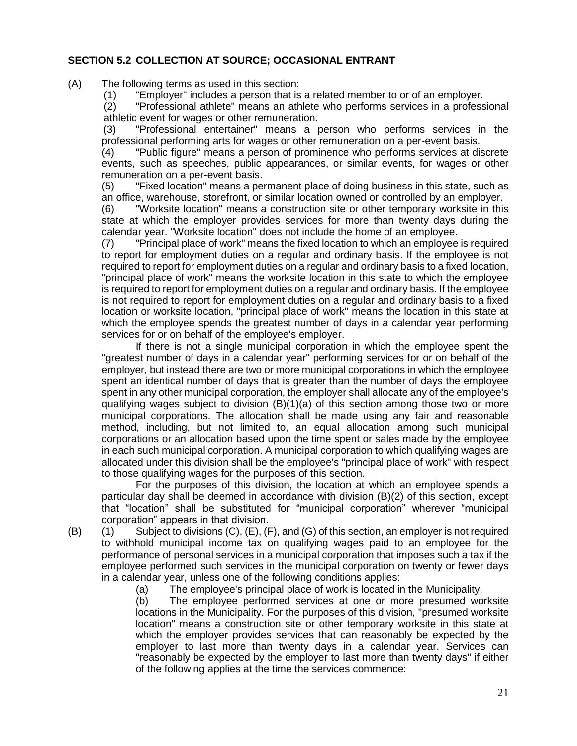## SECTION 5.2 COLLECTION AT SOURCE; OCCASIONAL ENTRANT

(A) The following terms as used in this section:

(1) "Employer" includes a person that is a related member to or of an employer.

(2) "Professional athlete" means an athlete who performs services in a professional athletic event for wages or other remuneration.

(3) "Professional entertainer" means a person who performs services in the professional performing arts for wages or other remuneration on a per-event basis.

(4) "Public figure" means a person of prominence who performs services at discrete events, such as speeches, public appearances, or similar events, for wages or other remuneration on a per-event basis.

(5) "Fixed location" means a permanent place of doing business in this state, such as an office, warehouse, storefront, or similar location owned or controlled by an employer.

(6) "Worksite location" means a construction site or other temporary worksite in this state at which the employer provides services for more than twenty days during the calendar year. "Worksite location" does not include the home of an employee.

(7) "Principal place of work" means the fixed location to which an employee is required to report for employment duties on a regular and ordinary basis. If the employee is not required to report for employment duties on a regular and ordinary basis to a fixed location, "principal place of work" means the worksite location in this state to which the employee is required to report for employment duties on a regular and ordinary basis. If the employee is not required to report for employment duties on a regular and ordinary basis to a fixed location or worksite location, "principal place of work" means the location in this state at which the employee spends the greatest number of days in a calendar year performing services for or on behalf of the employee's employer.

If there is not a single municipal corporation in which the employee spent the "greatest number of days in a calendar year" performing services for or on behalf of the employer, but instead there are two or more municipal corporations in which the employee spent an identical number of days that is greater than the number of days the employee spent in any other municipal corporation, the employer shall allocate any of the employee's qualifying wages subject to division (B)(1)(a) of this section among those two or more municipal corporations. The allocation shall be made using any fair and reasonable method, including, but not limited to, an equal allocation among such municipal corporations or an allocation based upon the time spent or sales made by the employee in each such municipal corporation. A municipal corporation to which qualifying wages are allocated under this division shall be the employee's "principal place of work" with respect to those qualifying wages for the purposes of this section.

For the purposes of this division, the location at which an employee spends a particular day shall be deemed in accordance with division (B)(2) of this section, except that "location" shall be substituted for "municipal corporation" wherever "municipal corporation" appears in that division.

(B) (1) Subject to divisions (C), (E), (F), and (G) of this section, an employer is not required to withhold municipal income tax on qualifying wages paid to an employee for the performance of personal services in a municipal corporation that imposes such a tax if the employee performed such services in the municipal corporation on twenty or fewer days in a calendar year, unless one of the following conditions applies:

(a) The employee's principal place of work is located in the Municipality.

(b) The employee performed services at one or more presumed worksite locations in the Municipality. For the purposes of this division, "presumed worksite location" means a construction site or other temporary worksite in this state at which the employer provides services that can reasonably be expected by the employer to last more than twenty days in a calendar year. Services can "reasonably be expected by the employer to last more than twenty days" if either of the following applies at the time the services commence: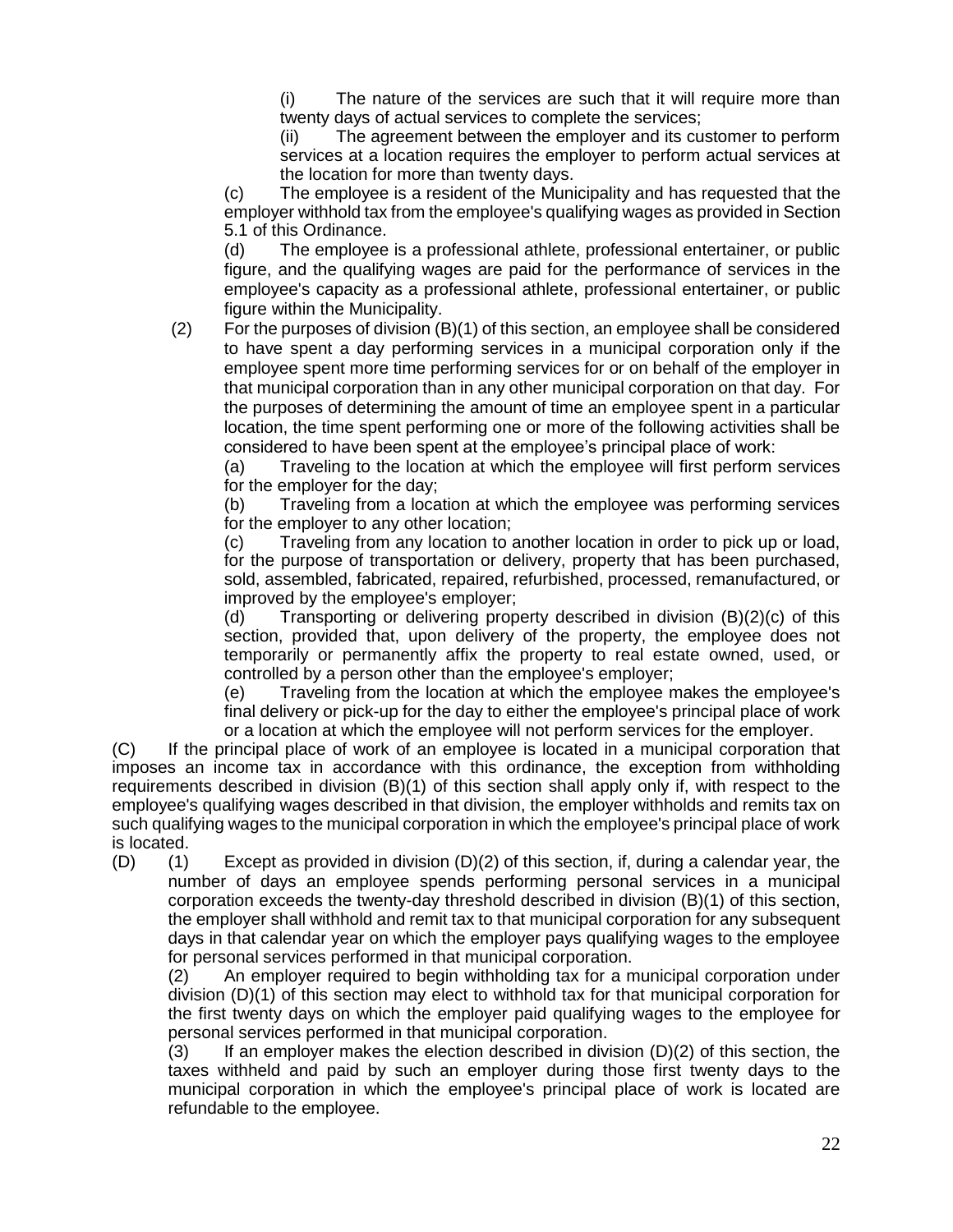(i) The nature of the services are such that it will require more than twenty days of actual services to complete the services;

(ii) The agreement between the employer and its customer to perform services at a location requires the employer to perform actual services at the location for more than twenty days.

(c) The employee is a resident of the Municipality and has requested that the employer withhold tax from the employee's qualifying wages as provided in Section 5.1 of this Ordinance.

(d) The employee is a professional athlete, professional entertainer, or public figure, and the qualifying wages are paid for the performance of services in the employee's capacity as a professional athlete, professional entertainer, or public figure within the Municipality.

(2) For the purposes of division (B)(1) of this section, an employee shall be considered to have spent a day performing services in a municipal corporation only if the employee spent more time performing services for or on behalf of the employer in that municipal corporation than in any other municipal corporation on that day. For the purposes of determining the amount of time an employee spent in a particular location, the time spent performing one or more of the following activities shall be considered to have been spent at the employee's principal place of work:

(a) Traveling to the location at which the employee will first perform services for the employer for the day;

(b) Traveling from a location at which the employee was performing services for the employer to any other location;

(c) Traveling from any location to another location in order to pick up or load, for the purpose of transportation or delivery, property that has been purchased, sold, assembled, fabricated, repaired, refurbished, processed, remanufactured, or improved by the employee's employer;

(d) Transporting or delivering property described in division (B)(2)(c) of this section, provided that, upon delivery of the property, the employee does not temporarily or permanently affix the property to real estate owned, used, or controlled by a person other than the employee's employer;

(e) Traveling from the location at which the employee makes the employee's final delivery or pick-up for the day to either the employee's principal place of work or a location at which the employee will not perform services for the employer.

(C) If the principal place of work of an employee is located in a municipal corporation that imposes an income tax in accordance with this ordinance, the exception from withholding requirements described in division (B)(1) of this section shall apply only if, with respect to the employee's qualifying wages described in that division, the employer withholds and remits tax on such qualifying wages to the municipal corporation in which the employee's principal place of work is located.

(D) (1) Except as provided in division (D)(2) of this section, if, during a calendar year, the number of days an employee spends performing personal services in a municipal corporation exceeds the twenty-day threshold described in division (B)(1) of this section, the employer shall withhold and remit tax to that municipal corporation for any subsequent days in that calendar year on which the employer pays qualifying wages to the employee for personal services performed in that municipal corporation.

(2) An employer required to begin withholding tax for a municipal corporation under division (D)(1) of this section may elect to withhold tax for that municipal corporation for the first twenty days on which the employer paid qualifying wages to the employee for personal services performed in that municipal corporation.

(3) If an employer makes the election described in division (D)(2) of this section, the taxes withheld and paid by such an employer during those first twenty days to the municipal corporation in which the employee's principal place of work is located are refundable to the employee.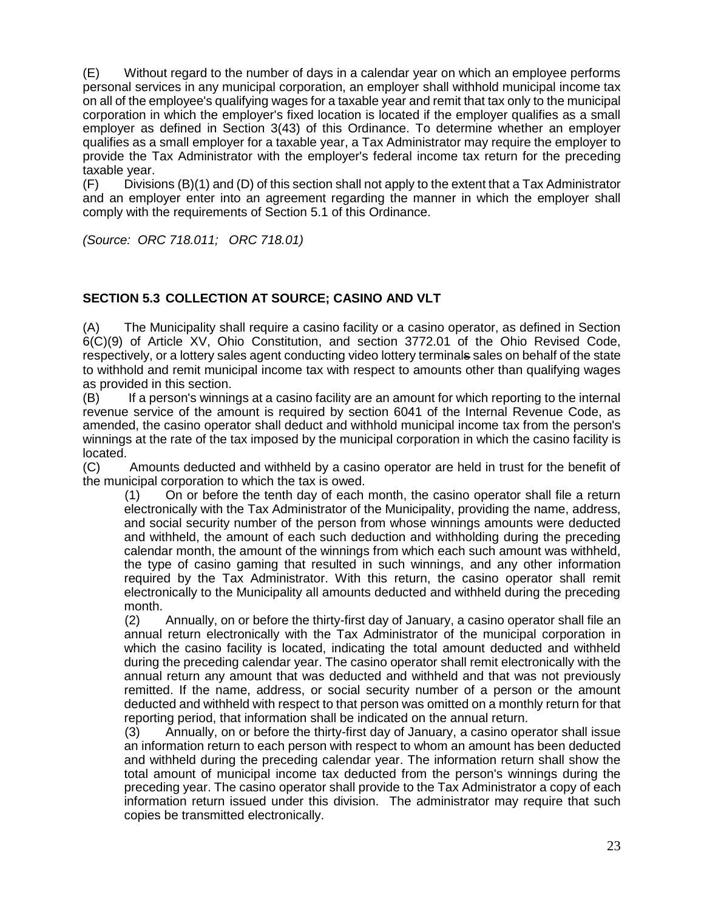(E) Without regard to the number of days in a calendar year on which an employee performs personal services in any municipal corporation, an employer shall withhold municipal income tax on all of the employee's qualifying wages for a taxable year and remit that tax only to the municipal corporation in which the employer's fixed location is located if the employer qualifies as a small employer as defined in Section 3(43) of this Ordinance. To determine whether an employer qualifies as a small employer for a taxable year, a Tax Administrator may require the employer to provide the Tax Administrator with the employer's federal income tax return for the preceding taxable year.

(F) Divisions (B)(1) and (D) of this section shall not apply to the extent that a Tax Administrator and an employer enter into an agreement regarding the manner in which the employer shall comply with the requirements of Section 5.1 of this Ordinance.

*(Source: ORC 718.011; ORC 718.01)*

## SECTION 5.3 COLLECTION AT SOURCE; CASINO AND VLT

(A) The Municipality shall require a casino facility or a casino operator, as defined in Section 6(C)(9) of Article XV, Ohio Constitution, and section 3772.01 of the Ohio Revised Code, respectively, or a lottery sales agent conducting video lottery terminals sales on behalf of the state to withhold and remit municipal income tax with respect to amounts other than qualifying wages as provided in this section.

(B) If a person's winnings at a casino facility are an amount for which reporting to the internal revenue service of the amount is required by section 6041 of the Internal Revenue Code, as amended, the casino operator shall deduct and withhold municipal income tax from the person's winnings at the rate of the tax imposed by the municipal corporation in which the casino facility is located.

(C) Amounts deducted and withheld by a casino operator are held in trust for the benefit of the municipal corporation to which the tax is owed.

(1) On or before the tenth day of each month, the casino operator shall file a return electronically with the Tax Administrator of the Municipality, providing the name, address, and social security number of the person from whose winnings amounts were deducted and withheld, the amount of each such deduction and withholding during the preceding calendar month, the amount of the winnings from which each such amount was withheld, the type of casino gaming that resulted in such winnings, and any other information required by the Tax Administrator. With this return, the casino operator shall remit electronically to the Municipality all amounts deducted and withheld during the preceding month.

(2) Annually, on or before the thirty-first day of January, a casino operator shall file an annual return electronically with the Tax Administrator of the municipal corporation in which the casino facility is located, indicating the total amount deducted and withheld during the preceding calendar year. The casino operator shall remit electronically with the annual return any amount that was deducted and withheld and that was not previously remitted. If the name, address, or social security number of a person or the amount deducted and withheld with respect to that person was omitted on a monthly return for that reporting period, that information shall be indicated on the annual return.

(3) Annually, on or before the thirty-first day of January, a casino operator shall issue an information return to each person with respect to whom an amount has been deducted and withheld during the preceding calendar year. The information return shall show the total amount of municipal income tax deducted from the person's winnings during the preceding year. The casino operator shall provide to the Tax Administrator a copy of each information return issued under this division. The administrator may require that such copies be transmitted electronically.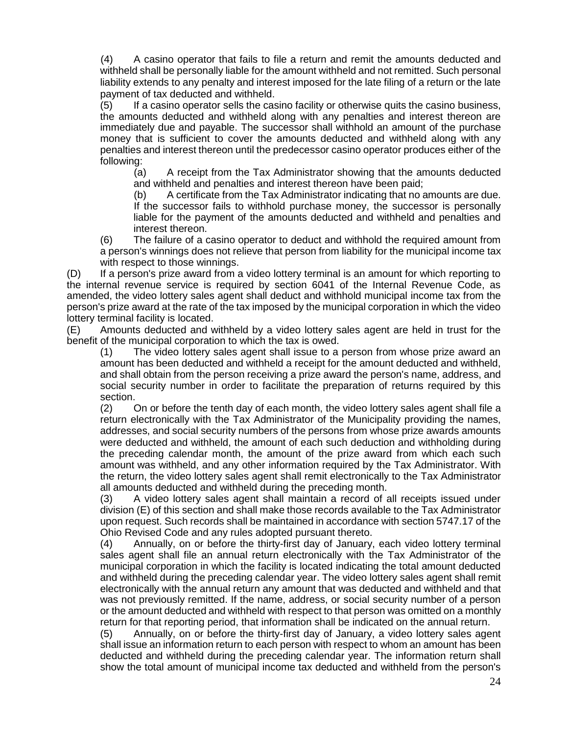(4) A casino operator that fails to file a return and remit the amounts deducted and withheld shall be personally liable for the amount withheld and not remitted. Such personal liability extends to any penalty and interest imposed for the late filing of a return or the late payment of tax deducted and withheld.

(5) If a casino operator sells the casino facility or otherwise quits the casino business, the amounts deducted and withheld along with any penalties and interest thereon are immediately due and payable. The successor shall withhold an amount of the purchase money that is sufficient to cover the amounts deducted and withheld along with any penalties and interest thereon until the predecessor casino operator produces either of the following:

(a) A receipt from the Tax Administrator showing that the amounts deducted and withheld and penalties and interest thereon have been paid;

(b) A certificate from the Tax Administrator indicating that no amounts are due. If the successor fails to withhold purchase money, the successor is personally liable for the payment of the amounts deducted and withheld and penalties and interest thereon.

(6) The failure of a casino operator to deduct and withhold the required amount from a person's winnings does not relieve that person from liability for the municipal income tax with respect to those winnings.

(D) If a person's prize award from a video lottery terminal is an amount for which reporting to the internal revenue service is required by section 6041 of the Internal Revenue Code, as amended, the video lottery sales agent shall deduct and withhold municipal income tax from the person's prize award at the rate of the tax imposed by the municipal corporation in which the video lottery terminal facility is located.

(E) Amounts deducted and withheld by a video lottery sales agent are held in trust for the benefit of the municipal corporation to which the tax is owed.

(1) The video lottery sales agent shall issue to a person from whose prize award an amount has been deducted and withheld a receipt for the amount deducted and withheld, and shall obtain from the person receiving a prize award the person's name, address, and social security number in order to facilitate the preparation of returns required by this section.

(2) On or before the tenth day of each month, the video lottery sales agent shall file a return electronically with the Tax Administrator of the Municipality providing the names, addresses, and social security numbers of the persons from whose prize awards amounts were deducted and withheld, the amount of each such deduction and withholding during the preceding calendar month, the amount of the prize award from which each such amount was withheld, and any other information required by the Tax Administrator. With the return, the video lottery sales agent shall remit electronically to the Tax Administrator all amounts deducted and withheld during the preceding month.

(3) A video lottery sales agent shall maintain a record of all receipts issued under division (E) of this section and shall make those records available to the Tax Administrator upon request. Such records shall be maintained in accordance with section 5747.17 of the Ohio Revised Code and any rules adopted pursuant thereto.

(4) Annually, on or before the thirty-first day of January, each video lottery terminal sales agent shall file an annual return electronically with the Tax Administrator of the municipal corporation in which the facility is located indicating the total amount deducted and withheld during the preceding calendar year. The video lottery sales agent shall remit electronically with the annual return any amount that was deducted and withheld and that was not previously remitted. If the name, address, or social security number of a person or the amount deducted and withheld with respect to that person was omitted on a monthly return for that reporting period, that information shall be indicated on the annual return.

(5) Annually, on or before the thirty-first day of January, a video lottery sales agent shall issue an information return to each person with respect to whom an amount has been deducted and withheld during the preceding calendar year. The information return shall show the total amount of municipal income tax deducted and withheld from the person's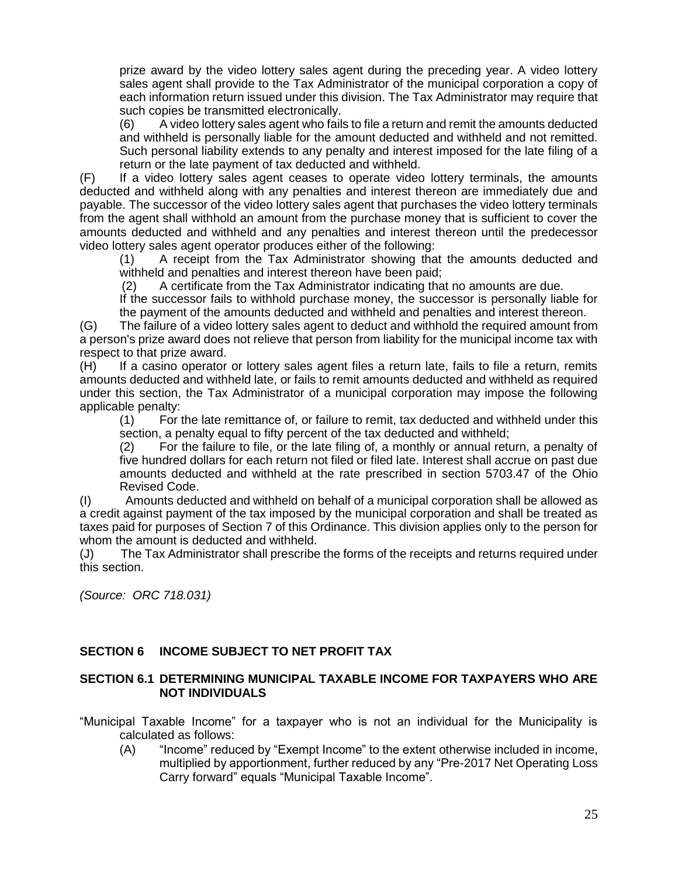prize award by the video lottery sales agent during the preceding year. A video lottery sales agent shall provide to the Tax Administrator of the municipal corporation a copy of each information return issued under this division. The Tax Administrator may require that such copies be transmitted electronically.

(6) A video lottery sales agent who fails to file a return and remit the amounts deducted and withheld is personally liable for the amount deducted and withheld and not remitted. Such personal liability extends to any penalty and interest imposed for the late filing of a return or the late payment of tax deducted and withheld.

(F) If a video lottery sales agent ceases to operate video lottery terminals, the amounts deducted and withheld along with any penalties and interest thereon are immediately due and payable. The successor of the video lottery sales agent that purchases the video lottery terminals from the agent shall withhold an amount from the purchase money that is sufficient to cover the amounts deducted and withheld and any penalties and interest thereon until the predecessor video lottery sales agent operator produces either of the following:

(1) A receipt from the Tax Administrator showing that the amounts deducted and withheld and penalties and interest thereon have been paid;

(2) A certificate from the Tax Administrator indicating that no amounts are due.

If the successor fails to withhold purchase money, the successor is personally liable for the payment of the amounts deducted and withheld and penalties and interest thereon.

(G) The failure of a video lottery sales agent to deduct and withhold the required amount from a person's prize award does not relieve that person from liability for the municipal income tax with respect to that prize award.

(H) If a casino operator or lottery sales agent files a return late, fails to file a return, remits amounts deducted and withheld late, or fails to remit amounts deducted and withheld as required under this section, the Tax Administrator of a municipal corporation may impose the following applicable penalty:

(1) For the late remittance of, or failure to remit, tax deducted and withheld under this section, a penalty equal to fifty percent of the tax deducted and withheld;

(2) For the failure to file, or the late filing of, a monthly or annual return, a penalty of five hundred dollars for each return not filed or filed late. Interest shall accrue on past due amounts deducted and withheld at the rate prescribed in section 5703.47 of the Ohio Revised Code.

(I) Amounts deducted and withheld on behalf of a municipal corporation shall be allowed as a credit against payment of the tax imposed by the municipal corporation and shall be treated as taxes paid for purposes of Section 7 of this Ordinance. This division applies only to the person for whom the amount is deducted and withheld.

(J) The Tax Administrator shall prescribe the forms of the receipts and returns required under this section.

*(Source: ORC 718.031)*

## SECTION 6 INCOME SUBJECT TO NET PROFIT TAX

### SECTION 6.1 DETERMINING MUNICIPAL TAXABLE INCOME FOR TAXPAYERS WHO ARE NOT INDIVIDUALS

"Municipal Taxable Income" for a taxpayer who is not an individual for the Municipality is calculated as follows:

(A) "Income" reduced by "Exempt Income" to the extent otherwise included in income, multiplied by apportionment, further reduced by any "Pre-2017 Net Operating Loss Carry forward" equals "Municipal Taxable Income".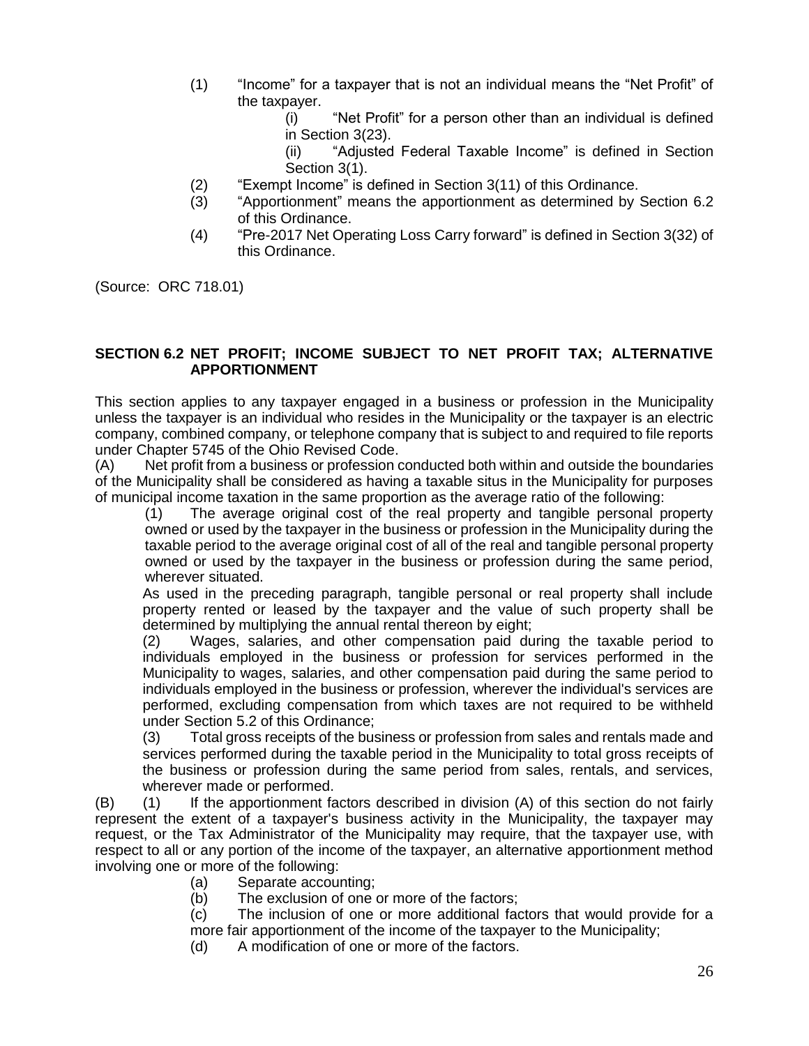(1) "Income" for a taxpayer that is not an individual means the "Net Profit" of the taxpayer.

   (i) "Net Profit" for a person other than an individual is defined in Section 3(23).

   (ii) "Adjusted Federal Taxable Income" is defined in Section Section 3(1).

(2) "Exempt Income" is defined in Section 3(11) of this Ordinance.

(3) "Apportionment" means the apportionment as determined by Section 6.2 of this Ordinance.

(4) "Pre-2017 Net Operating Loss Carry forward" is defined in Section 3(32) of this Ordinance.

(Source: ORC 718.01)

**SECTION 6.2 NET PROFIT; INCOME SUBJECT TO NET PROFIT TAX; ALTERNATIVE APPORTIONMENT**

This section applies to any taxpayer engaged in a business or profession in the Municipality unless the taxpayer is an individual who resides in the Municipality or the taxpayer is an electric company, combined company, or telephone company that is subject to and required to file reports under Chapter 5745 of the Ohio Revised Code.

(A) Net profit from a business or profession conducted both within and outside the boundaries of the Municipality shall be considered as having a taxable situs in the Municipality for purposes of municipal income taxation in the same proportion as the average ratio of the following:

(1) The average original cost of the real property and tangible personal property owned or used by the taxpayer in the business or profession in the Municipality during the taxable period to the average original cost of all of the real and tangible personal property owned or used by the taxpayer in the business or profession during the same period, wherever situated.

As used in the preceding paragraph, tangible personal or real property shall include property rented or leased by the taxpayer and the value of such property shall be determined by multiplying the annual rental thereon by eight;

(2) Wages, salaries, and other compensation paid during the taxable period to individuals employed in the business or profession for services performed in the Municipality to wages, salaries, and other compensation paid during the same period to individuals employed in the business or profession, wherever the individual's services are performed, excluding compensation from which taxes are not required to be withheld under Section 5.2 of this Ordinance;

(3) Total gross receipts of the business or profession from sales and rentals made and services performed during the taxable period in the Municipality to total gross receipts of the business or profession during the same period from sales, rentals, and services, wherever made or performed.

(B) (1) If the apportionment factors described in division (A) of this section do not fairly represent the extent of a taxpayer's business activity in the Municipality, the taxpayer may request, or the Tax Administrator of the Municipality may require, that the taxpayer use, with respect to all or any portion of the income of the taxpayer, an alternative apportionment method involving one or more of the following:

   (a) Separate accounting;

   (b) The exclusion of one or more of the factors;

   (c) The inclusion of one or more additional factors that would provide for a more fair apportionment of the income of the taxpayer to the Municipality;

   (d) A modification of one or more of the factors.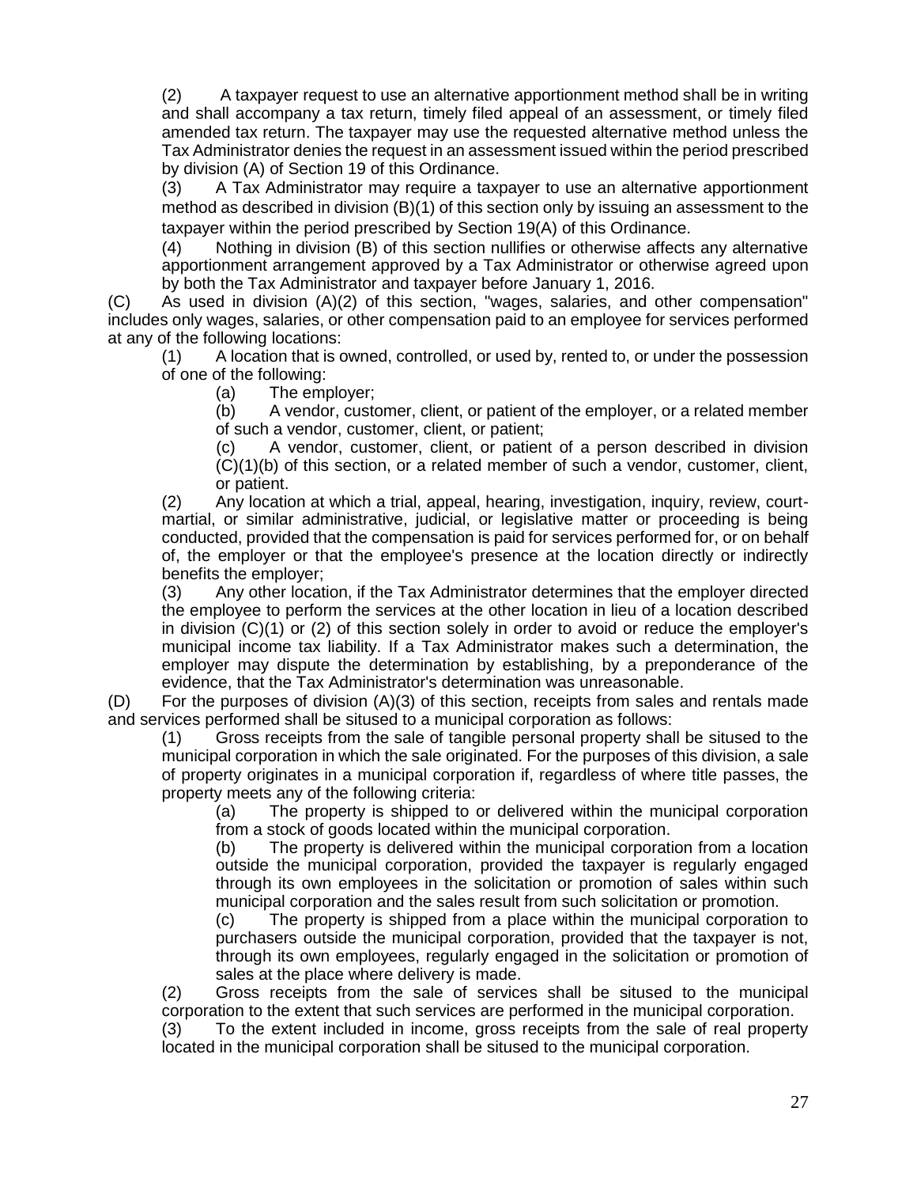(2) A taxpayer request to use an alternative apportionment method shall be in writing and shall accompany a tax return, timely filed appeal of an assessment, or timely filed amended tax return. The taxpayer may use the requested alternative method unless the Tax Administrator denies the request in an assessment issued within the period prescribed by division (A) of Section 19 of this Ordinance.

(3) A Tax Administrator may require a taxpayer to use an alternative apportionment method as described in division (B)(1) of this section only by issuing an assessment to the taxpayer within the period prescribed by Section 19(A) of this Ordinance.

(4) Nothing in division (B) of this section nullifies or otherwise affects any alternative apportionment arrangement approved by a Tax Administrator or otherwise agreed upon by both the Tax Administrator and taxpayer before January 1, 2016.

(C) As used in division (A)(2) of this section, "wages, salaries, and other compensation" includes only wages, salaries, or other compensation paid to an employee for services performed at any of the following locations:

(1) A location that is owned, controlled, or used by, rented to, or under the possession of one of the following:

(a) The employer;

(b) A vendor, customer, client, or patient of the employer, or a related member of such a vendor, customer, client, or patient;

(c) A vendor, customer, client, or patient of a person described in division (C)(1)(b) of this section, or a related member of such a vendor, customer, client, or patient.

(2) Any location at which a trial, appeal, hearing, investigation, inquiry, review, court-martial, or similar administrative, judicial, or legislative matter or proceeding is being conducted, provided that the compensation is paid for services performed for, or on behalf of, the employer or that the employee's presence at the location directly or indirectly benefits the employer;

(3) Any other location, if the Tax Administrator determines that the employer directed the employee to perform the services at the other location in lieu of a location described in division (C)(1) or (2) of this section solely in order to avoid or reduce the employer's municipal income tax liability. If a Tax Administrator makes such a determination, the employer may dispute the determination by establishing, by a preponderance of the evidence, that the Tax Administrator's determination was unreasonable.

(D) For the purposes of division (A)(3) of this section, receipts from sales and rentals made and services performed shall be sitused to a municipal corporation as follows:

(1) Gross receipts from the sale of tangible personal property shall be sitused to the municipal corporation in which the sale originated. For the purposes of this division, a sale of property originates in a municipal corporation if, regardless of where title passes, the property meets any of the following criteria:

(a) The property is shipped to or delivered within the municipal corporation from a stock of goods located within the municipal corporation.

(b) The property is delivered within the municipal corporation from a location outside the municipal corporation, provided the taxpayer is regularly engaged through its own employees in the solicitation or promotion of sales within such municipal corporation and the sales result from such solicitation or promotion.

(c) The property is shipped from a place within the municipal corporation to purchasers outside the municipal corporation, provided that the taxpayer is not, through its own employees, regularly engaged in the solicitation or promotion of sales at the place where delivery is made.

(2) Gross receipts from the sale of services shall be sitused to the municipal corporation to the extent that such services are performed in the municipal corporation.

(3) To the extent included in income, gross receipts from the sale of real property located in the municipal corporation shall be sitused to the municipal corporation.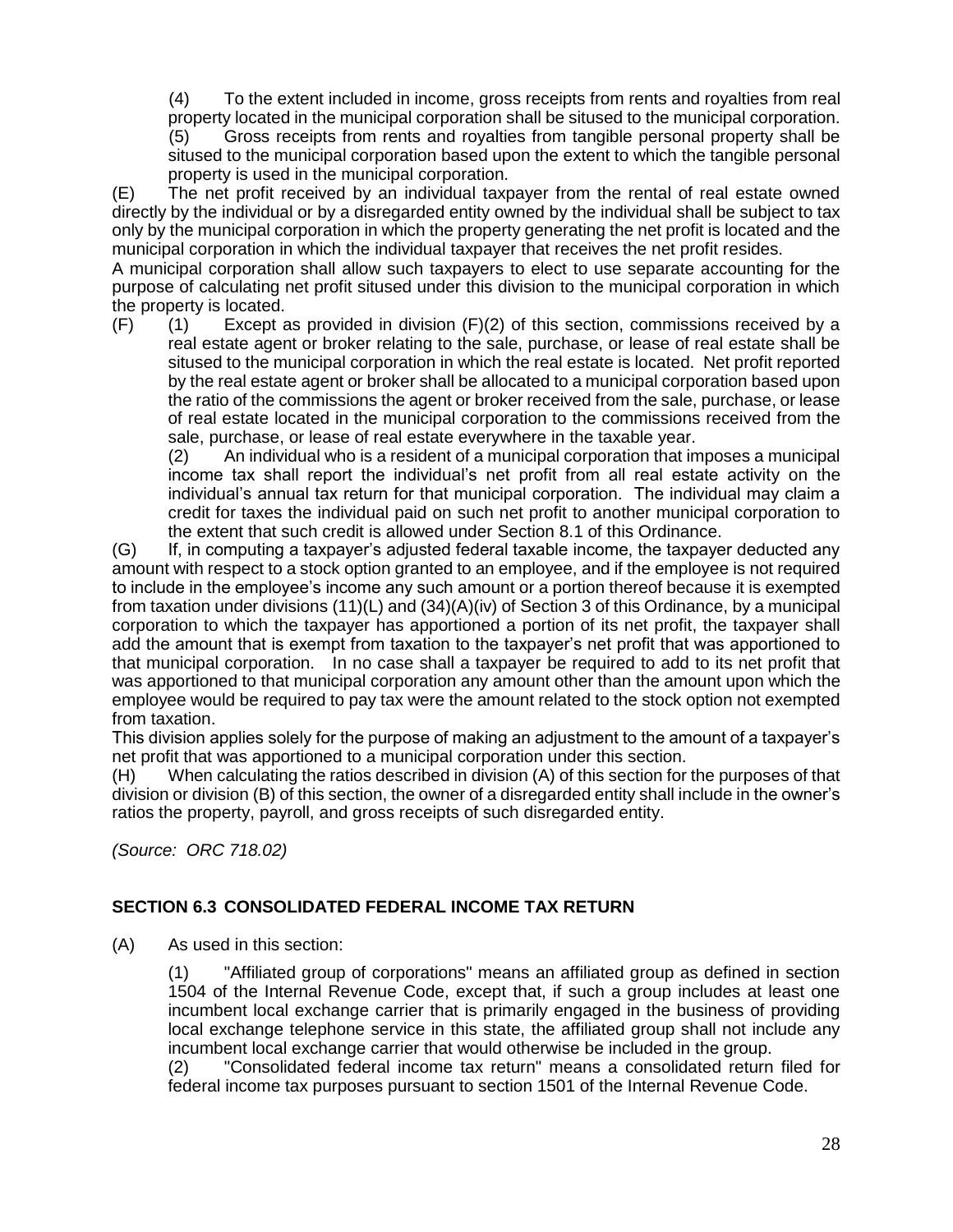(4) To the extent included in income, gross receipts from rents and royalties from real property located in the municipal corporation shall be sitused to the municipal corporation.

(5) Gross receipts from rents and royalties from tangible personal property shall be sitused to the municipal corporation based upon the extent to which the tangible personal property is used in the municipal corporation.

(E) The net profit received by an individual taxpayer from the rental of real estate owned directly by the individual or by a disregarded entity owned by the individual shall be subject to tax only by the municipal corporation in which the property generating the net profit is located and the municipal corporation in which the individual taxpayer that receives the net profit resides.

A municipal corporation shall allow such taxpayers to elect to use separate accounting for the purpose of calculating net profit sitused under this division to the municipal corporation in which the property is located.

(F) (1) Except as provided in division (F)(2) of this section, commissions received by a real estate agent or broker relating to the sale, purchase, or lease of real estate shall be sitused to the municipal corporation in which the real estate is located. Net profit reported by the real estate agent or broker shall be allocated to a municipal corporation based upon the ratio of the commissions the agent or broker received from the sale, purchase, or lease of real estate located in the municipal corporation to the commissions received from the sale, purchase, or lease of real estate everywhere in the taxable year.

(2) An individual who is a resident of a municipal corporation that imposes a municipal income tax shall report the individual's net profit from all real estate activity on the individual's annual tax return for that municipal corporation. The individual may claim a credit for taxes the individual paid on such net profit to another municipal corporation to the extent that such credit is allowed under Section 8.1 of this Ordinance.

(G) If, in computing a taxpayer's adjusted federal taxable income, the taxpayer deducted any amount with respect to a stock option granted to an employee, and if the employee is not required to include in the employee's income any such amount or a portion thereof because it is exempted from taxation under divisions (11)(L) and (34)(A)(iv) of Section 3 of this Ordinance, by a municipal corporation to which the taxpayer has apportioned a portion of its net profit, the taxpayer shall add the amount that is exempt from taxation to the taxpayer's net profit that was apportioned to that municipal corporation. In no case shall a taxpayer be required to add to its net profit that was apportioned to that municipal corporation any amount other than the amount upon which the employee would be required to pay tax were the amount related to the stock option not exempted from taxation.

This division applies solely for the purpose of making an adjustment to the amount of a taxpayer's net profit that was apportioned to a municipal corporation under this section.

(H) When calculating the ratios described in division (A) of this section for the purposes of that division or division (B) of this section, the owner of a disregarded entity shall include in the owner's ratios the property, payroll, and gross receipts of such disregarded entity.

*(Source: ORC 718.02)*

## SECTION 6.3 CONSOLIDATED FEDERAL INCOME TAX RETURN

(A) As used in this section:

(1) "Affiliated group of corporations" means an affiliated group as defined in section 1504 of the Internal Revenue Code, except that, if such a group includes at least one incumbent local exchange carrier that is primarily engaged in the business of providing local exchange telephone service in this state, the affiliated group shall not include any incumbent local exchange carrier that would otherwise be included in the group.

(2) "Consolidated federal income tax return" means a consolidated return filed for federal income tax purposes pursuant to section 1501 of the Internal Revenue Code.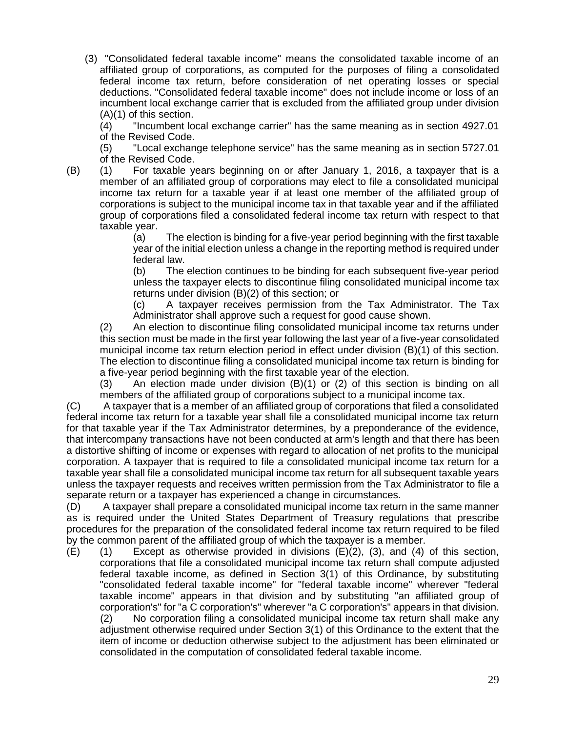(3) "Consolidated federal taxable income" means the consolidated taxable income of an affiliated group of corporations, as computed for the purposes of filing a consolidated federal income tax return, before consideration of net operating losses or special deductions. "Consolidated federal taxable income" does not include income or loss of an incumbent local exchange carrier that is excluded from the affiliated group under division (A)(1) of this section.

(4) "Incumbent local exchange carrier" has the same meaning as in section 4927.01 of the Revised Code.

(5) "Local exchange telephone service" has the same meaning as in section 5727.01 of the Revised Code.

(B) (1) For taxable years beginning on or after January 1, 2016, a taxpayer that is a member of an affiliated group of corporations may elect to file a consolidated municipal income tax return for a taxable year if at least one member of the affiliated group of corporations is subject to the municipal income tax in that taxable year and if the affiliated group of corporations filed a consolidated federal income tax return with respect to that taxable year.

(a) The election is binding for a five-year period beginning with the first taxable year of the initial election unless a change in the reporting method is required under federal law.

(b) The election continues to be binding for each subsequent five-year period unless the taxpayer elects to discontinue filing consolidated municipal income tax returns under division (B)(2) of this section; or

(c) A taxpayer receives permission from the Tax Administrator. The Tax Administrator shall approve such a request for good cause shown.

(2) An election to discontinue filing consolidated municipal income tax returns under this section must be made in the first year following the last year of a five-year consolidated municipal income tax return election period in effect under division (B)(1) of this section. The election to discontinue filing a consolidated municipal income tax return is binding for a five-year period beginning with the first taxable year of the election.

(3) An election made under division (B)(1) or (2) of this section is binding on all members of the affiliated group of corporations subject to a municipal income tax.

(C) A taxpayer that is a member of an affiliated group of corporations that filed a consolidated federal income tax return for a taxable year shall file a consolidated municipal income tax return for that taxable year if the Tax Administrator determines, by a preponderance of the evidence, that intercompany transactions have not been conducted at arm's length and that there has been a distortive shifting of income or expenses with regard to allocation of net profits to the municipal corporation. A taxpayer that is required to file a consolidated municipal income tax return for a taxable year shall file a consolidated municipal income tax return for all subsequent taxable years unless the taxpayer requests and receives written permission from the Tax Administrator to file a separate return or a taxpayer has experienced a change in circumstances.

(D) A taxpayer shall prepare a consolidated municipal income tax return in the same manner as is required under the United States Department of Treasury regulations that prescribe procedures for the preparation of the consolidated federal income tax return required to be filed by the common parent of the affiliated group of which the taxpayer is a member.

(E) (1) Except as otherwise provided in divisions (E)(2), (3), and (4) of this section, corporations that file a consolidated municipal income tax return shall compute adjusted federal taxable income, as defined in Section 3(1) of this Ordinance, by substituting "consolidated federal taxable income" for "federal taxable income" wherever "federal taxable income" appears in that division and by substituting "an affiliated group of corporation's" for "a C corporation's" wherever "a C corporation's" appears in that division.

(2) No corporation filing a consolidated municipal income tax return shall make any adjustment otherwise required under Section 3(1) of this Ordinance to the extent that the item of income or deduction otherwise subject to the adjustment has been eliminated or consolidated in the computation of consolidated federal taxable income.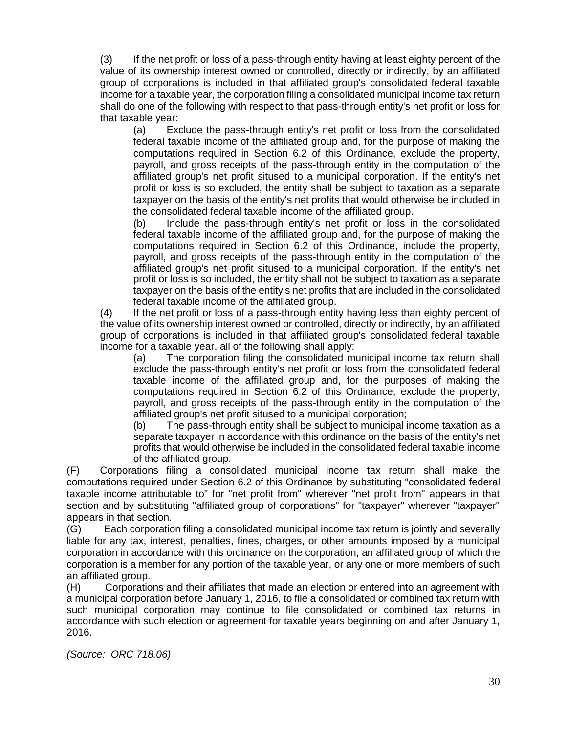(3) If the net profit or loss of a pass-through entity having at least eighty percent of the value of its ownership interest owned or controlled, directly or indirectly, by an affiliated group of corporations is included in that affiliated group's consolidated federal taxable income for a taxable year, the corporation filing a consolidated municipal income tax return shall do one of the following with respect to that pass-through entity's net profit or loss for that taxable year:

(a) Exclude the pass-through entity's net profit or loss from the consolidated federal taxable income of the affiliated group and, for the purpose of making the computations required in Section 6.2 of this Ordinance, exclude the property, payroll, and gross receipts of the pass-through entity in the computation of the affiliated group's net profit sitused to a municipal corporation. If the entity's net profit or loss is so excluded, the entity shall be subject to taxation as a separate taxpayer on the basis of the entity's net profits that would otherwise be included in the consolidated federal taxable income of the affiliated group.

(b) Include the pass-through entity's net profit or loss in the consolidated federal taxable income of the affiliated group and, for the purpose of making the computations required in Section 6.2 of this Ordinance, include the property, payroll, and gross receipts of the pass-through entity in the computation of the affiliated group's net profit sitused to a municipal corporation. If the entity's net profit or loss is so included, the entity shall not be subject to taxation as a separate taxpayer on the basis of the entity's net profits that are included in the consolidated federal taxable income of the affiliated group.

(4) If the net profit or loss of a pass-through entity having less than eighty percent of the value of its ownership interest owned or controlled, directly or indirectly, by an affiliated group of corporations is included in that affiliated group's consolidated federal taxable income for a taxable year, all of the following shall apply:

(a) The corporation filing the consolidated municipal income tax return shall exclude the pass-through entity's net profit or loss from the consolidated federal taxable income of the affiliated group and, for the purposes of making the computations required in Section 6.2 of this Ordinance, exclude the property, payroll, and gross receipts of the pass-through entity in the computation of the affiliated group's net profit sitused to a municipal corporation;

(b) The pass-through entity shall be subject to municipal income taxation as a separate taxpayer in accordance with this ordinance on the basis of the entity's net profits that would otherwise be included in the consolidated federal taxable income of the affiliated group.

(F) Corporations filing a consolidated municipal income tax return shall make the computations required under Section 6.2 of this Ordinance by substituting "consolidated federal taxable income attributable to" for "net profit from" wherever "net profit from" appears in that section and by substituting "affiliated group of corporations" for "taxpayer" wherever "taxpayer" appears in that section.

(G) Each corporation filing a consolidated municipal income tax return is jointly and severally liable for any tax, interest, penalties, fines, charges, or other amounts imposed by a municipal corporation in accordance with this ordinance on the corporation, an affiliated group of which the corporation is a member for any portion of the taxable year, or any one or more members of such an affiliated group.

(H) Corporations and their affiliates that made an election or entered into an agreement with a municipal corporation before January 1, 2016, to file a consolidated or combined tax return with such municipal corporation may continue to file consolidated or combined tax returns in accordance with such election or agreement for taxable years beginning on and after January 1, 2016.

*(Source: ORC 718.06)*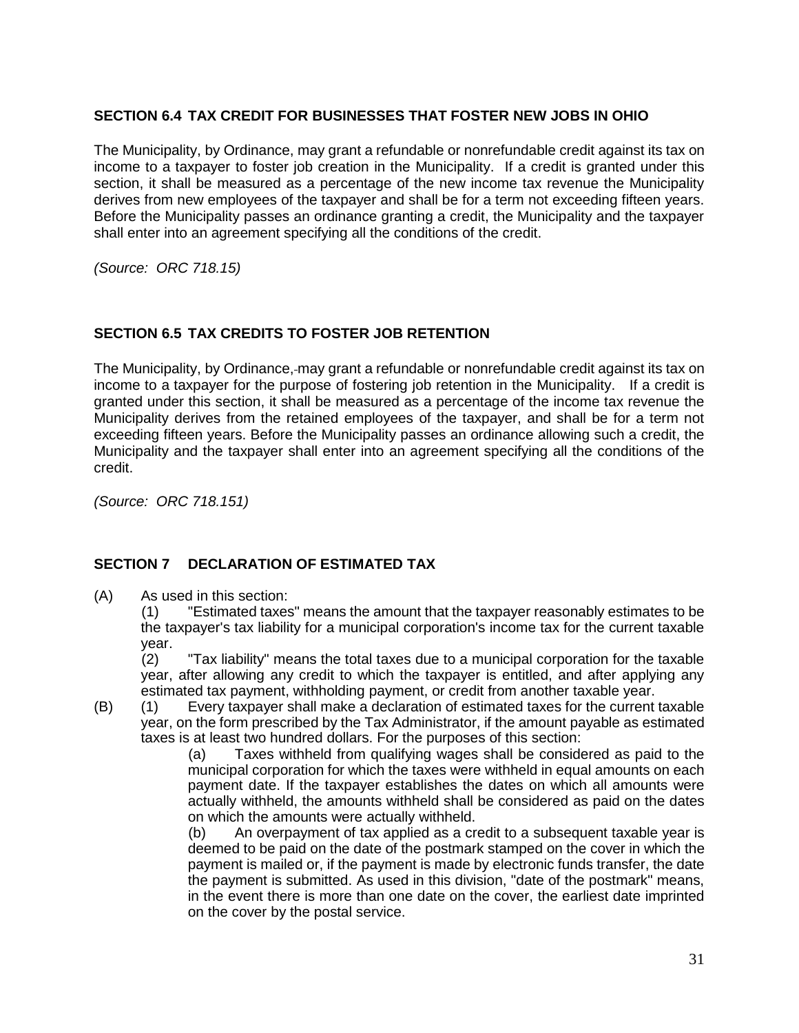## SECTION 6.4 TAX CREDIT FOR BUSINESSES THAT FOSTER NEW JOBS IN OHIO

The Municipality, by Ordinance, may grant a refundable or nonrefundable credit against its tax on income to a taxpayer to foster job creation in the Municipality. If a credit is granted under this section, it shall be measured as a percentage of the new income tax revenue the Municipality derives from new employees of the taxpayer and shall be for a term not exceeding fifteen years. Before the Municipality passes an ordinance granting a credit, the Municipality and the taxpayer shall enter into an agreement specifying all the conditions of the credit.

*(Source: ORC 718.15)*

## SECTION 6.5 TAX CREDITS TO FOSTER JOB RETENTION

The Municipality, by Ordinance, may grant a refundable or nonrefundable credit against its tax on income to a taxpayer for the purpose of fostering job retention in the Municipality. If a credit is granted under this section, it shall be measured as a percentage of the income tax revenue the Municipality derives from the retained employees of the taxpayer, and shall be for a term not exceeding fifteen years. Before the Municipality passes an ordinance allowing such a credit, the Municipality and the taxpayer shall enter into an agreement specifying all the conditions of the credit.

*(Source: ORC 718.151)*

## SECTION 7 DECLARATION OF ESTIMATED TAX

(A) As used in this section:

(1) "Estimated taxes" means the amount that the taxpayer reasonably estimates to be the taxpayer's tax liability for a municipal corporation's income tax for the current taxable year.

(2) "Tax liability" means the total taxes due to a municipal corporation for the taxable year, after allowing any credit to which the taxpayer is entitled, and after applying any estimated tax payment, withholding payment, or credit from another taxable year.

(B) (1) Every taxpayer shall make a declaration of estimated taxes for the current taxable year, on the form prescribed by the Tax Administrator, if the amount payable as estimated taxes is at least two hundred dollars. For the purposes of this section:

(a) Taxes withheld from qualifying wages shall be considered as paid to the municipal corporation for which the taxes were withheld in equal amounts on each payment date. If the taxpayer establishes the dates on which all amounts were actually withheld, the amounts withheld shall be considered as paid on the dates on which the amounts were actually withheld.

(b) An overpayment of tax applied as a credit to a subsequent taxable year is deemed to be paid on the date of the postmark stamped on the cover in which the payment is mailed or, if the payment is made by electronic funds transfer, the date the payment is submitted. As used in this division, "date of the postmark" means, in the event there is more than one date on the cover, the earliest date imprinted on the cover by the postal service.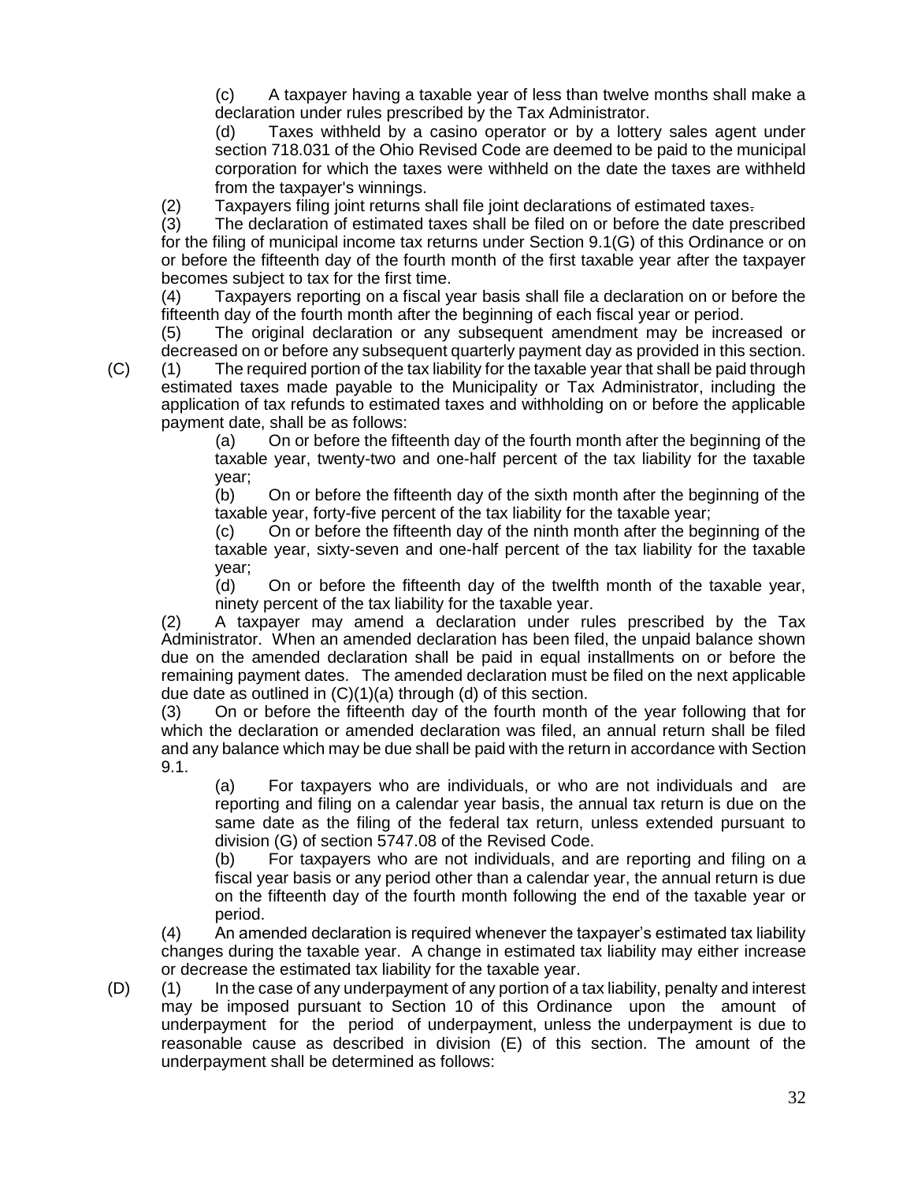(c) A taxpayer having a taxable year of less than twelve months shall make a declaration under rules prescribed by the Tax Administrator.

(d) Taxes withheld by a casino operator or by a lottery sales agent under section 718.031 of the Ohio Revised Code are deemed to be paid to the municipal corporation for which the taxes were withheld on the date the taxes are withheld from the taxpayer's winnings.

(2) Taxpayers filing joint returns shall file joint declarations of estimated taxes.

(3) The declaration of estimated taxes shall be filed on or before the date prescribed for the filing of municipal income tax returns under Section 9.1(G) of this Ordinance or on or before the fifteenth day of the fourth month of the first taxable year after the taxpayer becomes subject to tax for the first time.

(4) Taxpayers reporting on a fiscal year basis shall file a declaration on or before the fifteenth day of the fourth month after the beginning of each fiscal year or period.

(5) The original declaration or any subsequent amendment may be increased or decreased on or before any subsequent quarterly payment day as provided in this section.

(C) (1) The required portion of the tax liability for the taxable year that shall be paid through estimated taxes made payable to the Municipality or Tax Administrator, including the application of tax refunds to estimated taxes and withholding on or before the applicable payment date, shall be as follows:

(a) On or before the fifteenth day of the fourth month after the beginning of the taxable year, twenty-two and one-half percent of the tax liability for the taxable year;

(b) On or before the fifteenth day of the sixth month after the beginning of the taxable year, forty-five percent of the tax liability for the taxable year;

(c) On or before the fifteenth day of the ninth month after the beginning of the taxable year, sixty-seven and one-half percent of the tax liability for the taxable year;

(d) On or before the fifteenth day of the twelfth month of the taxable year, ninety percent of the tax liability for the taxable year.

(2) A taxpayer may amend a declaration under rules prescribed by the Tax Administrator. When an amended declaration has been filed, the unpaid balance shown due on the amended declaration shall be paid in equal installments on or before the remaining payment dates. The amended declaration must be filed on the next applicable due date as outlined in (C)(1)(a) through (d) of this section.

(3) On or before the fifteenth day of the fourth month of the year following that for which the declaration or amended declaration was filed, an annual return shall be filed and any balance which may be due shall be paid with the return in accordance with Section 9.1.

(a) For taxpayers who are individuals, or who are not individuals and are reporting and filing on a calendar year basis, the annual tax return is due on the same date as the filing of the federal tax return, unless extended pursuant to division (G) of section 5747.08 of the Revised Code.

(b) For taxpayers who are not individuals, and are reporting and filing on a fiscal year basis or any period other than a calendar year, the annual return is due on the fifteenth day of the fourth month following the end of the taxable year or period.

(4) An amended declaration is required whenever the taxpayer's estimated tax liability changes during the taxable year. A change in estimated tax liability may either increase or decrease the estimated tax liability for the taxable year.

(D) (1) In the case of any underpayment of any portion of a tax liability, penalty and interest may be imposed pursuant to Section 10 of this Ordinance upon the amount of underpayment for the period of underpayment, unless the underpayment is due to reasonable cause as described in division (E) of this section. The amount of the underpayment shall be determined as follows: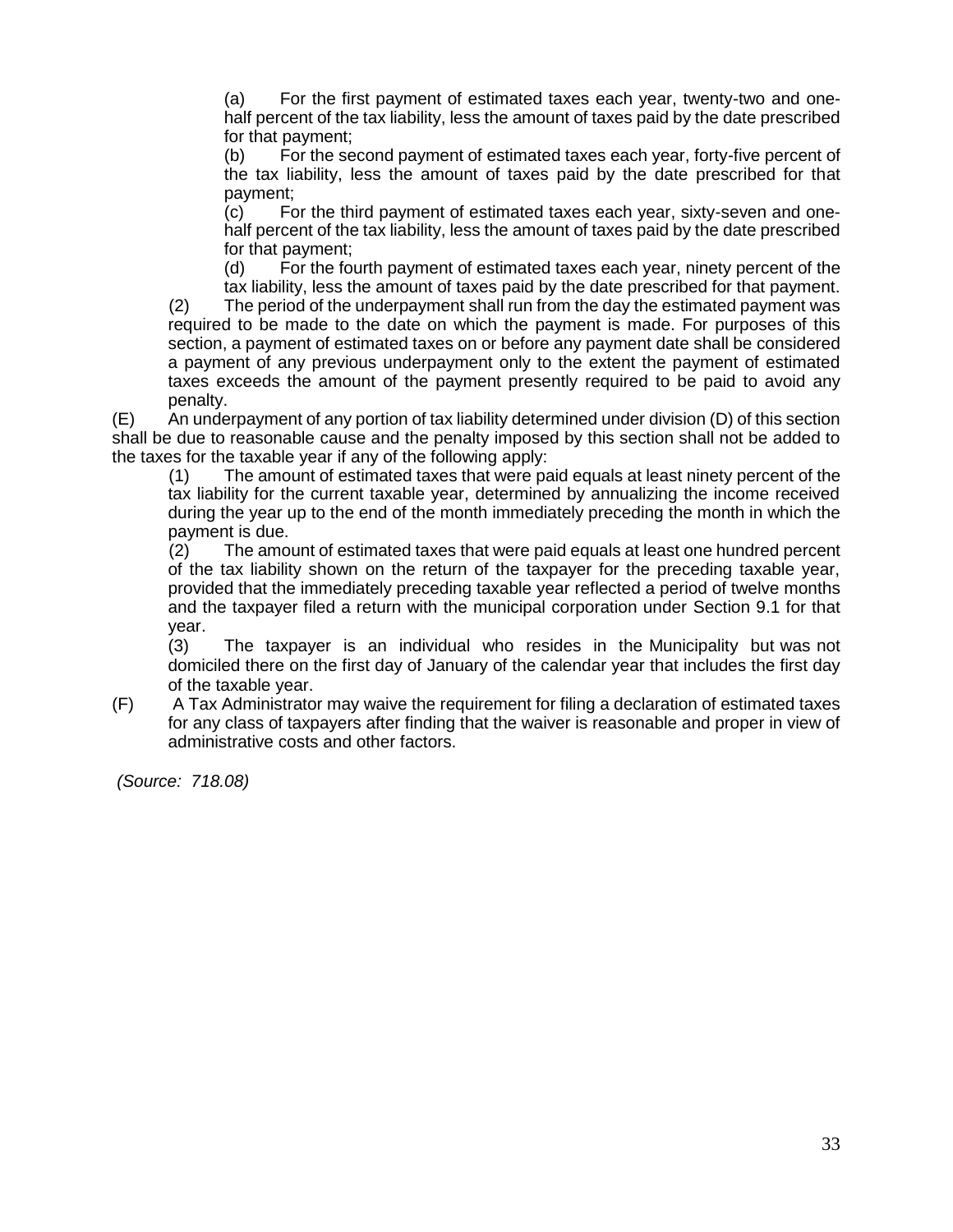(a) For the first payment of estimated taxes each year, twenty-two and one-half percent of the tax liability, less the amount of taxes paid by the date prescribed for that payment;

(b) For the second payment of estimated taxes each year, forty-five percent of the tax liability, less the amount of taxes paid by the date prescribed for that payment;

(c) For the third payment of estimated taxes each year, sixty-seven and one-half percent of the tax liability, less the amount of taxes paid by the date prescribed for that payment;

(d) For the fourth payment of estimated taxes each year, ninety percent of the tax liability, less the amount of taxes paid by the date prescribed for that payment.

(2) The period of the underpayment shall run from the day the estimated payment was required to be made to the date on which the payment is made. For purposes of this section, a payment of estimated taxes on or before any payment date shall be considered a payment of any previous underpayment only to the extent the payment of estimated taxes exceeds the amount of the payment presently required to be paid to avoid any penalty.

(E) An underpayment of any portion of tax liability determined under division (D) of this section shall be due to reasonable cause and the penalty imposed by this section shall not be added to the taxes for the taxable year if any of the following apply:

(1) The amount of estimated taxes that were paid equals at least ninety percent of the tax liability for the current taxable year, determined by annualizing the income received during the year up to the end of the month immediately preceding the month in which the payment is due.

(2) The amount of estimated taxes that were paid equals at least one hundred percent of the tax liability shown on the return of the taxpayer for the preceding taxable year, provided that the immediately preceding taxable year reflected a period of twelve months and the taxpayer filed a return with the municipal corporation under Section 9.1 for that year.

(3) The taxpayer is an individual who resides in the Municipality but was not domiciled there on the first day of January of the calendar year that includes the first day of the taxable year.

(F) A Tax Administrator may waive the requirement for filing a declaration of estimated taxes for any class of taxpayers after finding that the waiver is reasonable and proper in view of administrative costs and other factors.

*(Source: 718.08)*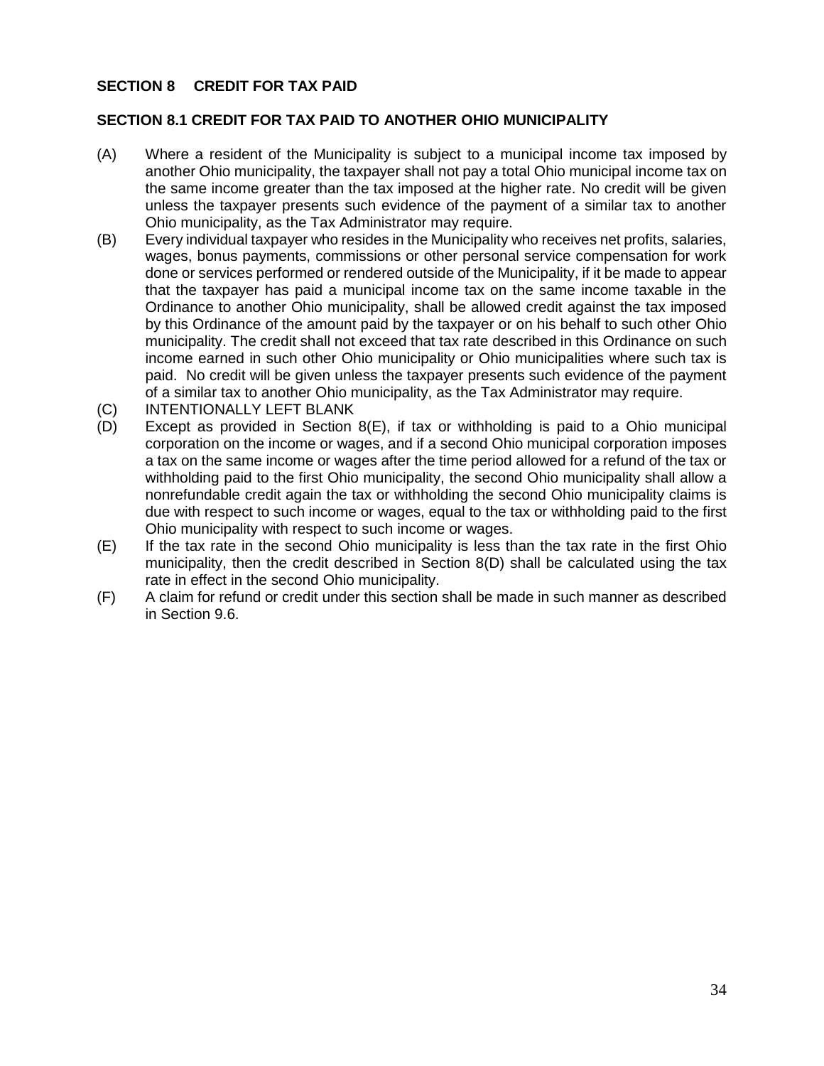## SECTION 8 CREDIT FOR TAX PAID

### SECTION 8.1 CREDIT FOR TAX PAID TO ANOTHER OHIO MUNICIPALITY

(A) Where a resident of the Municipality is subject to a municipal income tax imposed by another Ohio municipality, the taxpayer shall not pay a total Ohio municipal income tax on the same income greater than the tax imposed at the higher rate. No credit will be given unless the taxpayer presents such evidence of the payment of a similar tax to another Ohio municipality, as the Tax Administrator may require.

(B) Every individual taxpayer who resides in the Municipality who receives net profits, salaries, wages, bonus payments, commissions or other personal service compensation for work done or services performed or rendered outside of the Municipality, if it be made to appear that the taxpayer has paid a municipal income tax on the same income taxable in the Ordinance to another Ohio municipality, shall be allowed credit against the tax imposed by this Ordinance of the amount paid by the taxpayer or on his behalf to such other Ohio municipality. The credit shall not exceed that tax rate described in this Ordinance on such income earned in such other Ohio municipality or Ohio municipalities where such tax is paid. No credit will be given unless the taxpayer presents such evidence of the payment of a similar tax to another Ohio municipality, as the Tax Administrator may require.

(C) INTENTIONALLY LEFT BLANK

(D) Except as provided in Section 8(E), if tax or withholding is paid to a Ohio municipal corporation on the income or wages, and if a second Ohio municipal corporation imposes a tax on the same income or wages after the time period allowed for a refund of the tax or withholding paid to the first Ohio municipality, the second Ohio municipality shall allow a nonrefundable credit again the tax or withholding the second Ohio municipality claims is due with respect to such income or wages, equal to the tax or withholding paid to the first Ohio municipality with respect to such income or wages.

(E) If the tax rate in the second Ohio municipality is less than the tax rate in the first Ohio municipality, then the credit described in Section 8(D) shall be calculated using the tax rate in effect in the second Ohio municipality.

(F) A claim for refund or credit under this section shall be made in such manner as described in Section 9.6.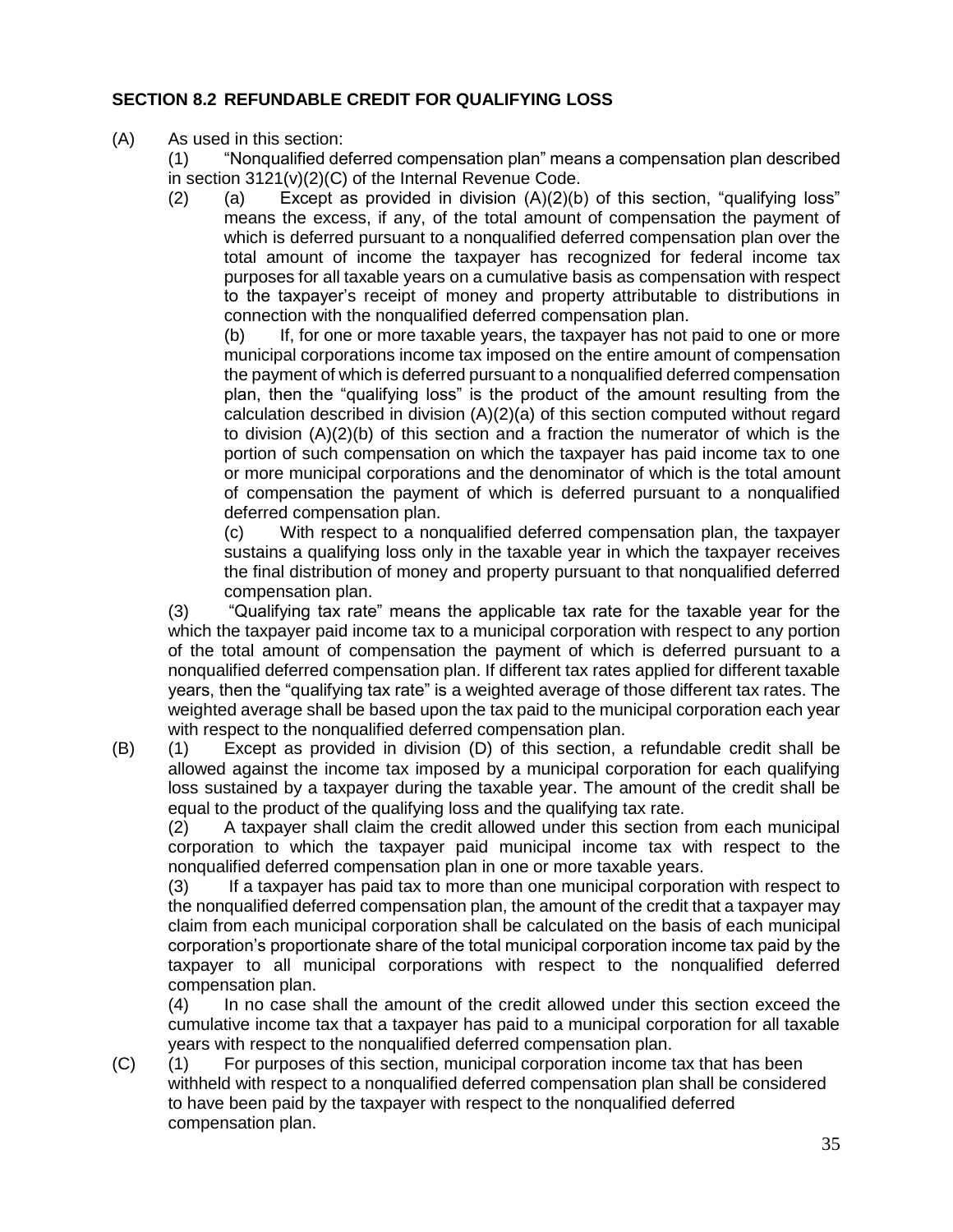## SECTION 8.2 REFUNDABLE CREDIT FOR QUALIFYING LOSS

(A) As used in this section:

(1) "Nonqualified deferred compensation plan" means a compensation plan described in section 3121(v)(2)(C) of the Internal Revenue Code.

(2) (a) Except as provided in division (A)(2)(b) of this section, "qualifying loss" means the excess, if any, of the total amount of compensation the payment of which is deferred pursuant to a nonqualified deferred compensation plan over the total amount of income the taxpayer has recognized for federal income tax purposes for all taxable years on a cumulative basis as compensation with respect to the taxpayer's receipt of money and property attributable to distributions in connection with the nonqualified deferred compensation plan.

(b) If, for one or more taxable years, the taxpayer has not paid to one or more municipal corporations income tax imposed on the entire amount of compensation the payment of which is deferred pursuant to a nonqualified deferred compensation plan, then the "qualifying loss" is the product of the amount resulting from the calculation described in division (A)(2)(a) of this section computed without regard to division (A)(2)(b) of this section and a fraction the numerator of which is the portion of such compensation on which the taxpayer has paid income tax to one or more municipal corporations and the denominator of which is the total amount of compensation the payment of which is deferred pursuant to a nonqualified deferred compensation plan.

(c) With respect to a nonqualified deferred compensation plan, the taxpayer sustains a qualifying loss only in the taxable year in which the taxpayer receives the final distribution of money and property pursuant to that nonqualified deferred compensation plan.

(3) "Qualifying tax rate" means the applicable tax rate for the taxable year for the which the taxpayer paid income tax to a municipal corporation with respect to any portion of the total amount of compensation the payment of which is deferred pursuant to a nonqualified deferred compensation plan. If different tax rates applied for different taxable years, then the "qualifying tax rate" is a weighted average of those different tax rates. The weighted average shall be based upon the tax paid to the municipal corporation each year with respect to the nonqualified deferred compensation plan.

(B) (1) Except as provided in division (D) of this section, a refundable credit shall be allowed against the income tax imposed by a municipal corporation for each qualifying loss sustained by a taxpayer during the taxable year. The amount of the credit shall be equal to the product of the qualifying loss and the qualifying tax rate.

(2) A taxpayer shall claim the credit allowed under this section from each municipal corporation to which the taxpayer paid municipal income tax with respect to the nonqualified deferred compensation plan in one or more taxable years.

(3) If a taxpayer has paid tax to more than one municipal corporation with respect to the nonqualified deferred compensation plan, the amount of the credit that a taxpayer may claim from each municipal corporation shall be calculated on the basis of each municipal corporation's proportionate share of the total municipal corporation income tax paid by the taxpayer to all municipal corporations with respect to the nonqualified deferred compensation plan.

(4) In no case shall the amount of the credit allowed under this section exceed the cumulative income tax that a taxpayer has paid to a municipal corporation for all taxable years with respect to the nonqualified deferred compensation plan.

(C) (1) For purposes of this section, municipal corporation income tax that has been withheld with respect to a nonqualified deferred compensation plan shall be considered to have been paid by the taxpayer with respect to the nonqualified deferred compensation plan.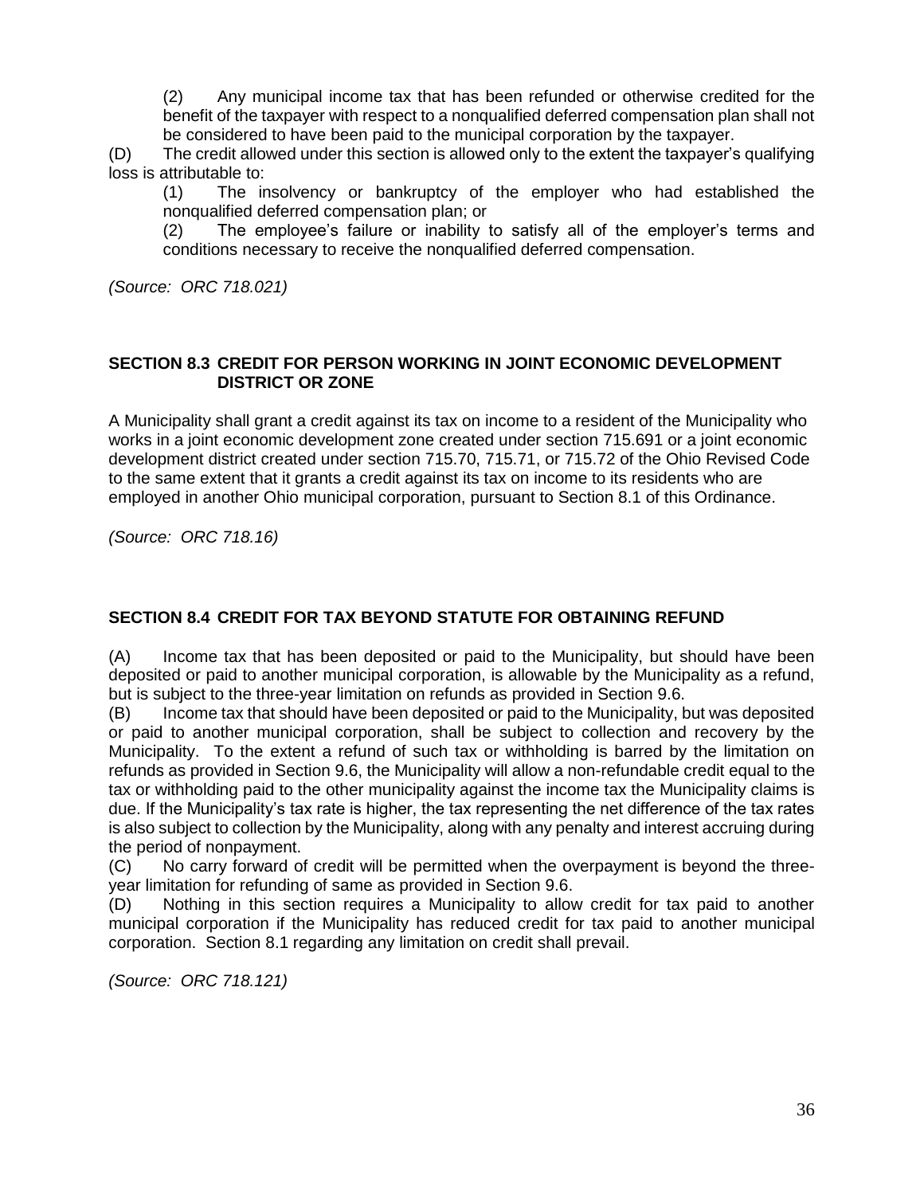(2) Any municipal income tax that has been refunded or otherwise credited for the benefit of the taxpayer with respect to a nonqualified deferred compensation plan shall not be considered to have been paid to the municipal corporation by the taxpayer.

(D) The credit allowed under this section is allowed only to the extent the taxpayer's qualifying loss is attributable to:

(1) The insolvency or bankruptcy of the employer who had established the nonqualified deferred compensation plan; or

(2) The employee's failure or inability to satisfy all of the employer's terms and conditions necessary to receive the nonqualified deferred compensation.

*(Source: ORC 718.021)*

## SECTION 8.3 CREDIT FOR PERSON WORKING IN JOINT ECONOMIC DEVELOPMENT DISTRICT OR ZONE

A Municipality shall grant a credit against its tax on income to a resident of the Municipality who works in a joint economic development zone created under section 715.691 or a joint economic development district created under section 715.70, 715.71, or 715.72 of the Ohio Revised Code to the same extent that it grants a credit against its tax on income to its residents who are employed in another Ohio municipal corporation, pursuant to Section 8.1 of this Ordinance.

*(Source: ORC 718.16)*

## SECTION 8.4 CREDIT FOR TAX BEYOND STATUTE FOR OBTAINING REFUND

(A) Income tax that has been deposited or paid to the Municipality, but should have been deposited or paid to another municipal corporation, is allowable by the Municipality as a refund, but is subject to the three-year limitation on refunds as provided in Section 9.6.

(B) Income tax that should have been deposited or paid to the Municipality, but was deposited or paid to another municipal corporation, shall be subject to collection and recovery by the Municipality. To the extent a refund of such tax or withholding is barred by the limitation on refunds as provided in Section 9.6, the Municipality will allow a non-refundable credit equal to the tax or withholding paid to the other municipality against the income tax the Municipality claims is due. If the Municipality's tax rate is higher, the tax representing the net difference of the tax rates is also subject to collection by the Municipality, along with any penalty and interest accruing during the period of nonpayment.

(C) No carry forward of credit will be permitted when the overpayment is beyond the three-year limitation for refunding of same as provided in Section 9.6.

(D) Nothing in this section requires a Municipality to allow credit for tax paid to another municipal corporation if the Municipality has reduced credit for tax paid to another municipal corporation. Section 8.1 regarding any limitation on credit shall prevail.

*(Source: ORC 718.121)*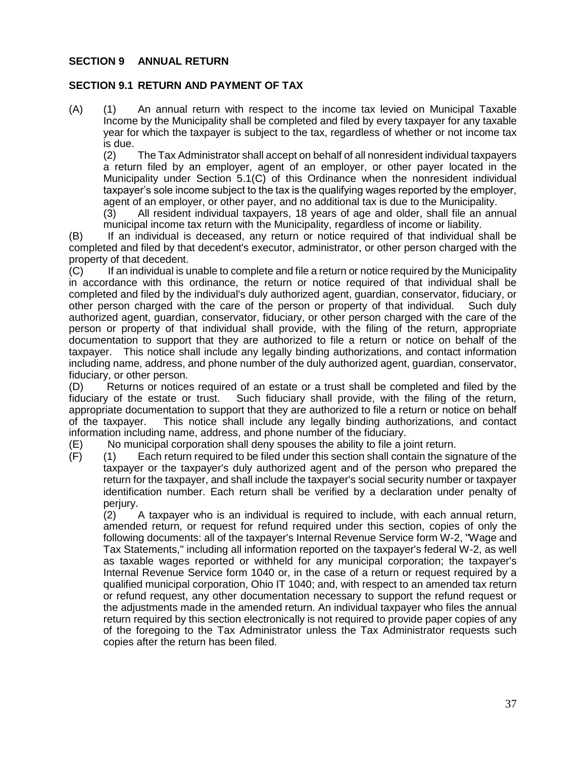## SECTION 9 ANNUAL RETURN

### SECTION 9.1 RETURN AND PAYMENT OF TAX

(A) (1) An annual return with respect to the income tax levied on Municipal Taxable Income by the Municipality shall be completed and filed by every taxpayer for any taxable year for which the taxpayer is subject to the tax, regardless of whether or not income tax is due.

(2) The Tax Administrator shall accept on behalf of all nonresident individual taxpayers a return filed by an employer, agent of an employer, or other payer located in the Municipality under Section 5.1(C) of this Ordinance when the nonresident individual taxpayer's sole income subject to the tax is the qualifying wages reported by the employer, agent of an employer, or other payer, and no additional tax is due to the Municipality.

(3) All resident individual taxpayers, 18 years of age and older, shall file an annual municipal income tax return with the Municipality, regardless of income or liability.

(B) If an individual is deceased, any return or notice required of that individual shall be completed and filed by that decedent's executor, administrator, or other person charged with the property of that decedent.

(C) If an individual is unable to complete and file a return or notice required by the Municipality in accordance with this ordinance, the return or notice required of that individual shall be completed and filed by the individual's duly authorized agent, guardian, conservator, fiduciary, or other person charged with the care of the person or property of that individual. Such duly authorized agent, guardian, conservator, fiduciary, or other person charged with the care of the person or property of that individual shall provide, with the filing of the return, appropriate documentation to support that they are authorized to file a return or notice on behalf of the taxpayer. This notice shall include any legally binding authorizations, and contact information including name, address, and phone number of the duly authorized agent, guardian, conservator, fiduciary, or other person.

(D) Returns or notices required of an estate or a trust shall be completed and filed by the fiduciary of the estate or trust. Such fiduciary shall provide, with the filing of the return, appropriate documentation to support that they are authorized to file a return or notice on behalf of the taxpayer. This notice shall include any legally binding authorizations, and contact information including name, address, and phone number of the fiduciary.

(E) No municipal corporation shall deny spouses the ability to file a joint return.

(F) (1) Each return required to be filed under this section shall contain the signature of the taxpayer or the taxpayer's duly authorized agent and of the person who prepared the return for the taxpayer, and shall include the taxpayer's social security number or taxpayer identification number. Each return shall be verified by a declaration under penalty of perjury.

(2) A taxpayer who is an individual is required to include, with each annual return, amended return, or request for refund required under this section, copies of only the following documents: all of the taxpayer's Internal Revenue Service form W-2, "Wage and Tax Statements," including all information reported on the taxpayer's federal W-2, as well as taxable wages reported or withheld for any municipal corporation; the taxpayer's Internal Revenue Service form 1040 or, in the case of a return or request required by a qualified municipal corporation, Ohio IT 1040; and, with respect to an amended tax return or refund request, any other documentation necessary to support the refund request or the adjustments made in the amended return. An individual taxpayer who files the annual return required by this section electronically is not required to provide paper copies of any of the foregoing to the Tax Administrator unless the Tax Administrator requests such copies after the return has been filed.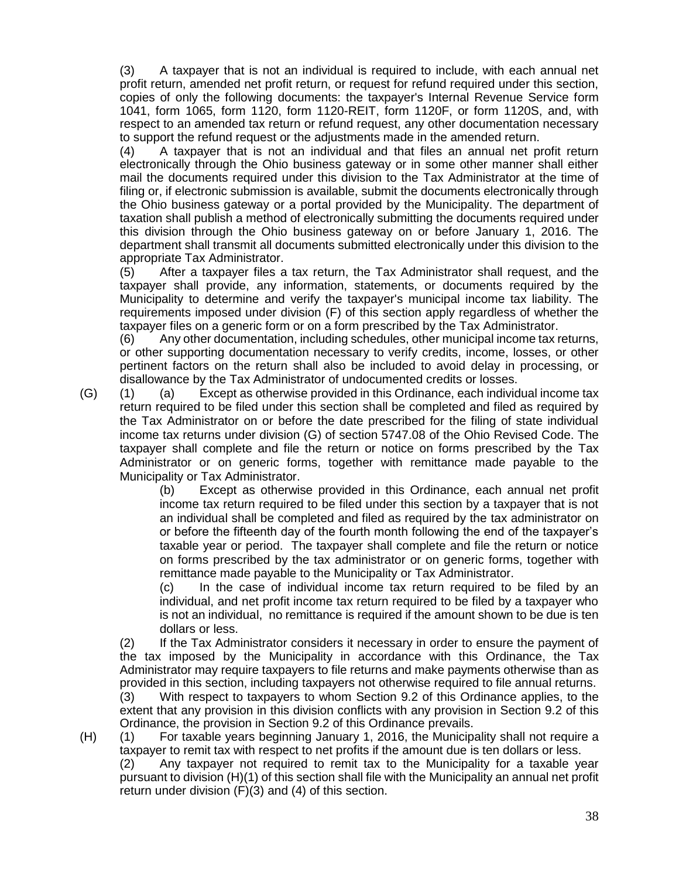(3) A taxpayer that is not an individual is required to include, with each annual net profit return, amended net profit return, or request for refund required under this section, copies of only the following documents: the taxpayer's Internal Revenue Service form 1041, form 1065, form 1120, form 1120-REIT, form 1120F, or form 1120S, and, with respect to an amended tax return or refund request, any other documentation necessary to support the refund request or the adjustments made in the amended return.

(4) A taxpayer that is not an individual and that files an annual net profit return electronically through the Ohio business gateway or in some other manner shall either mail the documents required under this division to the Tax Administrator at the time of filing or, if electronic submission is available, submit the documents electronically through the Ohio business gateway or a portal provided by the Municipality. The department of taxation shall publish a method of electronically submitting the documents required under this division through the Ohio business gateway on or before January 1, 2016. The department shall transmit all documents submitted electronically under this division to the appropriate Tax Administrator.

(5) After a taxpayer files a tax return, the Tax Administrator shall request, and the taxpayer shall provide, any information, statements, or documents required by the Municipality to determine and verify the taxpayer's municipal income tax liability. The requirements imposed under division (F) of this section apply regardless of whether the taxpayer files on a generic form or on a form prescribed by the Tax Administrator.

(6) Any other documentation, including schedules, other municipal income tax returns, or other supporting documentation necessary to verify credits, income, losses, or other pertinent factors on the return shall also be included to avoid delay in processing, or disallowance by the Tax Administrator of undocumented credits or losses.

(G) (1) (a) Except as otherwise provided in this Ordinance, each individual income tax return required to be filed under this section shall be completed and filed as required by the Tax Administrator on or before the date prescribed for the filing of state individual income tax returns under division (G) of section 5747.08 of the Ohio Revised Code. The taxpayer shall complete and file the return or notice on forms prescribed by the Tax Administrator or on generic forms, together with remittance made payable to the Municipality or Tax Administrator.

(b) Except as otherwise provided in this Ordinance, each annual net profit income tax return required to be filed under this section by a taxpayer that is not an individual shall be completed and filed as required by the tax administrator on or before the fifteenth day of the fourth month following the end of the taxpayer's taxable year or period. The taxpayer shall complete and file the return or notice on forms prescribed by the tax administrator or on generic forms, together with remittance made payable to the Municipality or Tax Administrator.

(c) In the case of individual income tax return required to be filed by an individual, and net profit income tax return required to be filed by a taxpayer who is not an individual, no remittance is required if the amount shown to be due is ten dollars or less.

(2) If the Tax Administrator considers it necessary in order to ensure the payment of the tax imposed by the Municipality in accordance with this Ordinance, the Tax Administrator may require taxpayers to file returns and make payments otherwise than as provided in this section, including taxpayers not otherwise required to file annual returns.

(3) With respect to taxpayers to whom Section 9.2 of this Ordinance applies, to the extent that any provision in this division conflicts with any provision in Section 9.2 of this Ordinance, the provision in Section 9.2 of this Ordinance prevails.

(H) (1) For taxable years beginning January 1, 2016, the Municipality shall not require a taxpayer to remit tax with respect to net profits if the amount due is ten dollars or less.

(2) Any taxpayer not required to remit tax to the Municipality for a taxable year pursuant to division (H)(1) of this section shall file with the Municipality an annual net profit return under division (F)(3) and (4) of this section.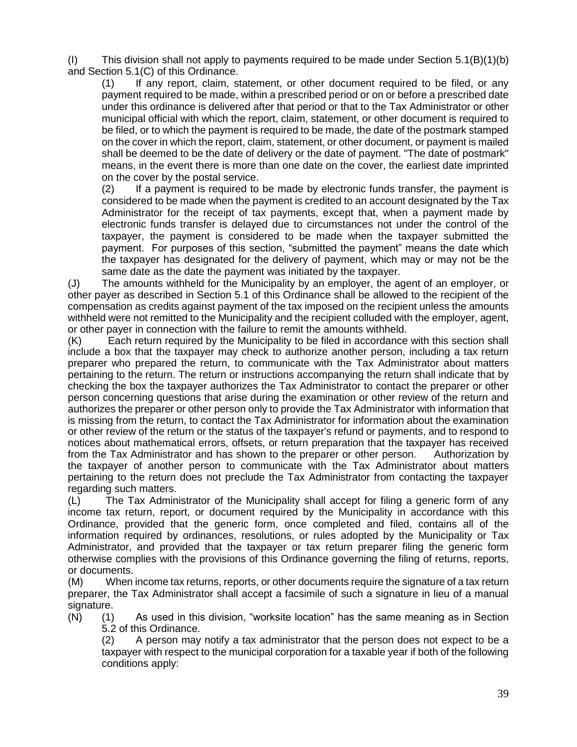(I) This division shall not apply to payments required to be made under Section 5.1(B)(1)(b) and Section 5.1(C) of this Ordinance.

(1) If any report, claim, statement, or other document required to be filed, or any payment required to be made, within a prescribed period or on or before a prescribed date under this ordinance is delivered after that period or that to the Tax Administrator or other municipal official with which the report, claim, statement, or other document is required to be filed, or to which the payment is required to be made, the date of the postmark stamped on the cover in which the report, claim, statement, or other document, or payment is mailed shall be deemed to be the date of delivery or the date of payment. "The date of postmark" means, in the event there is more than one date on the cover, the earliest date imprinted on the cover by the postal service.

(2) If a payment is required to be made by electronic funds transfer, the payment is considered to be made when the payment is credited to an account designated by the Tax Administrator for the receipt of tax payments, except that, when a payment made by electronic funds transfer is delayed due to circumstances not under the control of the taxpayer, the payment is considered to be made when the taxpayer submitted the payment. For purposes of this section, "submitted the payment" means the date which the taxpayer has designated for the delivery of payment, which may or may not be the same date as the date the payment was initiated by the taxpayer.

(J) The amounts withheld for the Municipality by an employer, the agent of an employer, or other payer as described in Section 5.1 of this Ordinance shall be allowed to the recipient of the compensation as credits against payment of the tax imposed on the recipient unless the amounts withheld were not remitted to the Municipality and the recipient colluded with the employer, agent, or other payer in connection with the failure to remit the amounts withheld.

(K) Each return required by the Municipality to be filed in accordance with this section shall include a box that the taxpayer may check to authorize another person, including a tax return preparer who prepared the return, to communicate with the Tax Administrator about matters pertaining to the return. The return or instructions accompanying the return shall indicate that by checking the box the taxpayer authorizes the Tax Administrator to contact the preparer or other person concerning questions that arise during the examination or other review of the return and authorizes the preparer or other person only to provide the Tax Administrator with information that is missing from the return, to contact the Tax Administrator for information about the examination or other review of the return or the status of the taxpayer's refund or payments, and to respond to notices about mathematical errors, offsets, or return preparation that the taxpayer has received from the Tax Administrator and has shown to the preparer or other person. Authorization by the taxpayer of another person to communicate with the Tax Administrator about matters pertaining to the return does not preclude the Tax Administrator from contacting the taxpayer regarding such matters.

(L) The Tax Administrator of the Municipality shall accept for filing a generic form of any income tax return, report, or document required by the Municipality in accordance with this Ordinance, provided that the generic form, once completed and filed, contains all of the information required by ordinances, resolutions, or rules adopted by the Municipality or Tax Administrator, and provided that the taxpayer or tax return preparer filing the generic form otherwise complies with the provisions of this Ordinance governing the filing of returns, reports, or documents.

(M) When income tax returns, reports, or other documents require the signature of a tax return preparer, the Tax Administrator shall accept a facsimile of such a signature in lieu of a manual signature.

(N) (1) As used in this division, "worksite location" has the same meaning as in Section 5.2 of this Ordinance.

(2) A person may notify a tax administrator that the person does not expect to be a taxpayer with respect to the municipal corporation for a taxable year if both of the following conditions apply: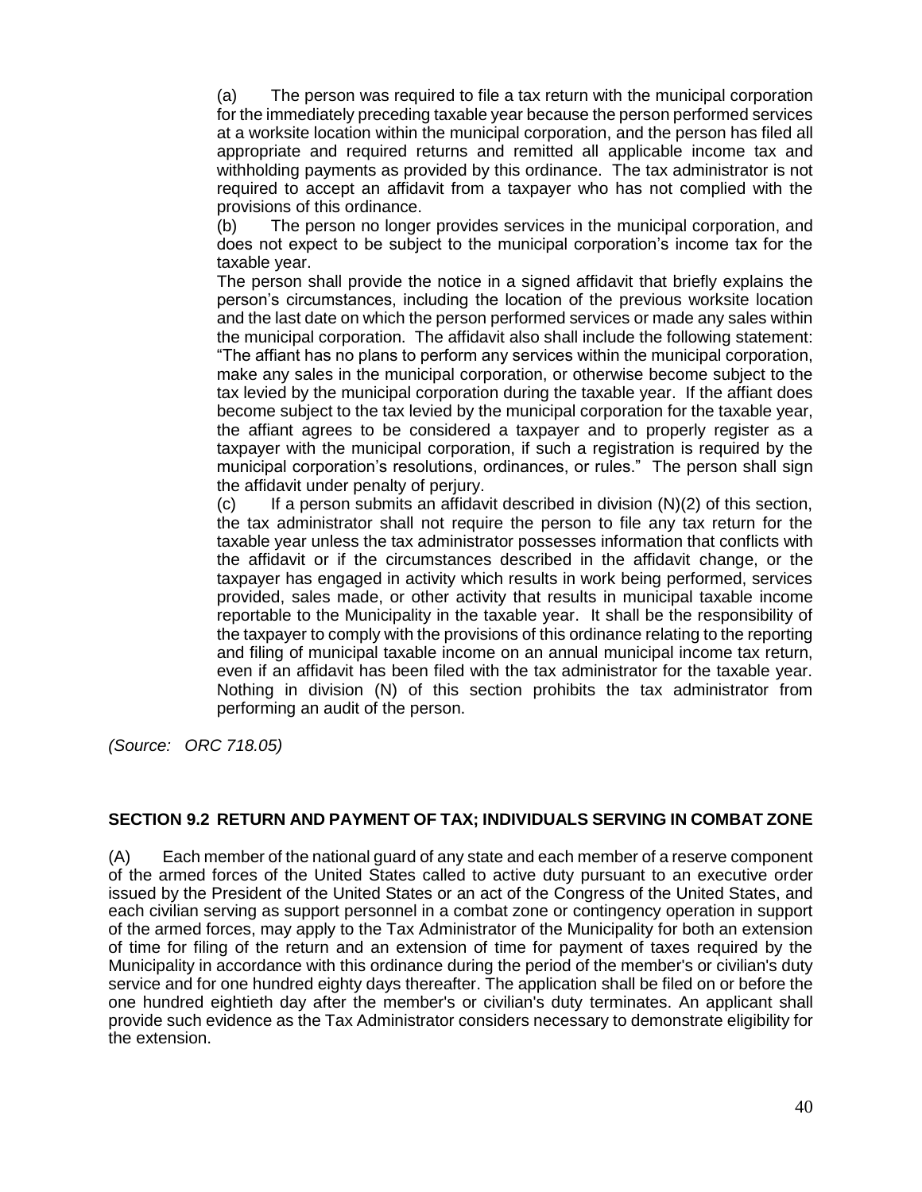(a) The person was required to file a tax return with the municipal corporation for the immediately preceding taxable year because the person performed services at a worksite location within the municipal corporation, and the person has filed all appropriate and required returns and remitted all applicable income tax and withholding payments as provided by this ordinance. The tax administrator is not required to accept an affidavit from a taxpayer who has not complied with the provisions of this ordinance.

(b) The person no longer provides services in the municipal corporation, and does not expect to be subject to the municipal corporation's income tax for the taxable year.

The person shall provide the notice in a signed affidavit that briefly explains the person's circumstances, including the location of the previous worksite location and the last date on which the person performed services or made any sales within the municipal corporation. The affidavit also shall include the following statement: "The affiant has no plans to perform any services within the municipal corporation, make any sales in the municipal corporation, or otherwise become subject to the tax levied by the municipal corporation during the taxable year. If the affiant does become subject to the tax levied by the municipal corporation for the taxable year, the affiant agrees to be considered a taxpayer and to properly register as a taxpayer with the municipal corporation, if such a registration is required by the municipal corporation's resolutions, ordinances, or rules." The person shall sign the affidavit under penalty of perjury.

(c) If a person submits an affidavit described in division (N)(2) of this section, the tax administrator shall not require the person to file any tax return for the taxable year unless the tax administrator possesses information that conflicts with the affidavit or if the circumstances described in the affidavit change, or the taxpayer has engaged in activity which results in work being performed, services provided, sales made, or other activity that results in municipal taxable income reportable to the Municipality in the taxable year. It shall be the responsibility of the taxpayer to comply with the provisions of this ordinance relating to the reporting and filing of municipal taxable income on an annual municipal income tax return, even if an affidavit has been filed with the tax administrator for the taxable year. Nothing in division (N) of this section prohibits the tax administrator from performing an audit of the person.

*(Source: ORC 718.05)*

## SECTION 9.2 RETURN AND PAYMENT OF TAX; INDIVIDUALS SERVING IN COMBAT ZONE

(A) Each member of the national guard of any state and each member of a reserve component of the armed forces of the United States called to active duty pursuant to an executive order issued by the President of the United States or an act of the Congress of the United States, and each civilian serving as support personnel in a combat zone or contingency operation in support of the armed forces, may apply to the Tax Administrator of the Municipality for both an extension of time for filing of the return and an extension of time for payment of taxes required by the Municipality in accordance with this ordinance during the period of the member's or civilian's duty service and for one hundred eighty days thereafter. The application shall be filed on or before the one hundred eightieth day after the member's or civilian's duty terminates. An applicant shall provide such evidence as the Tax Administrator considers necessary to demonstrate eligibility for the extension.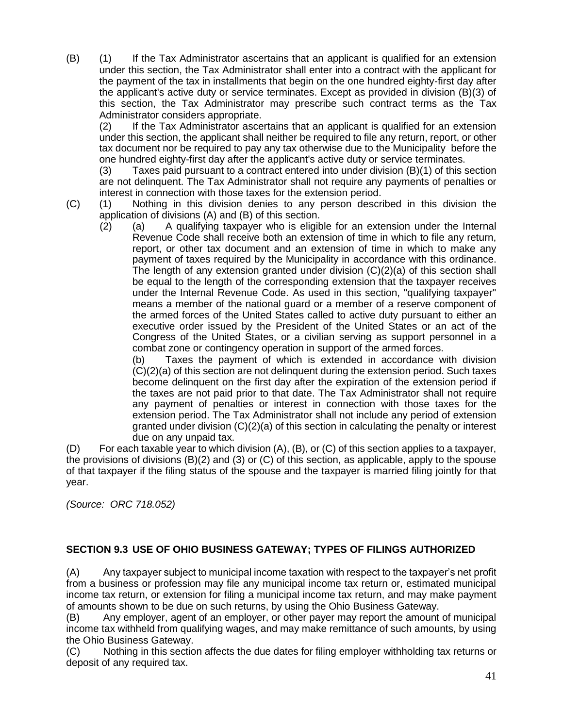(B) (1) If the Tax Administrator ascertains that an applicant is qualified for an extension under this section, the Tax Administrator shall enter into a contract with the applicant for the payment of the tax in installments that begin on the one hundred eighty-first day after the applicant's active duty or service terminates. Except as provided in division (B)(3) of this section, the Tax Administrator may prescribe such contract terms as the Tax Administrator considers appropriate.

(2) If the Tax Administrator ascertains that an applicant is qualified for an extension under this section, the applicant shall neither be required to file any return, report, or other tax document nor be required to pay any tax otherwise due to the Municipality before the one hundred eighty-first day after the applicant's active duty or service terminates.

(3) Taxes paid pursuant to a contract entered into under division (B)(1) of this section are not delinquent. The Tax Administrator shall not require any payments of penalties or interest in connection with those taxes for the extension period.

(C) (1) Nothing in this division denies to any person described in this division the application of divisions (A) and (B) of this section.

(2) (a) A qualifying taxpayer who is eligible for an extension under the Internal Revenue Code shall receive both an extension of time in which to file any return, report, or other tax document and an extension of time in which to make any payment of taxes required by the Municipality in accordance with this ordinance. The length of any extension granted under division (C)(2)(a) of this section shall be equal to the length of the corresponding extension that the taxpayer receives under the Internal Revenue Code. As used in this section, "qualifying taxpayer" means a member of the national guard or a member of a reserve component of the armed forces of the United States called to active duty pursuant to either an executive order issued by the President of the United States or an act of the Congress of the United States, or a civilian serving as support personnel in a combat zone or contingency operation in support of the armed forces.

(b) Taxes the payment of which is extended in accordance with division (C)(2)(a) of this section are not delinquent during the extension period. Such taxes become delinquent on the first day after the expiration of the extension period if the taxes are not paid prior to that date. The Tax Administrator shall not require any payment of penalties or interest in connection with those taxes for the extension period. The Tax Administrator shall not include any period of extension granted under division (C)(2)(a) of this section in calculating the penalty or interest due on any unpaid tax.

(D) For each taxable year to which division (A), (B), or (C) of this section applies to a taxpayer, the provisions of divisions (B)(2) and (3) or (C) of this section, as applicable, apply to the spouse of that taxpayer if the filing status of the spouse and the taxpayer is married filing jointly for that year.

*(Source: ORC 718.052)*

## SECTION 9.3 USE OF OHIO BUSINESS GATEWAY; TYPES OF FILINGS AUTHORIZED

(A) Any taxpayer subject to municipal income taxation with respect to the taxpayer's net profit from a business or profession may file any municipal income tax return or, estimated municipal income tax return, or extension for filing a municipal income tax return, and may make payment of amounts shown to be due on such returns, by using the Ohio Business Gateway.

(B) Any employer, agent of an employer, or other payer may report the amount of municipal income tax withheld from qualifying wages, and may make remittance of such amounts, by using the Ohio Business Gateway.

(C) Nothing in this section affects the due dates for filing employer withholding tax returns or deposit of any required tax.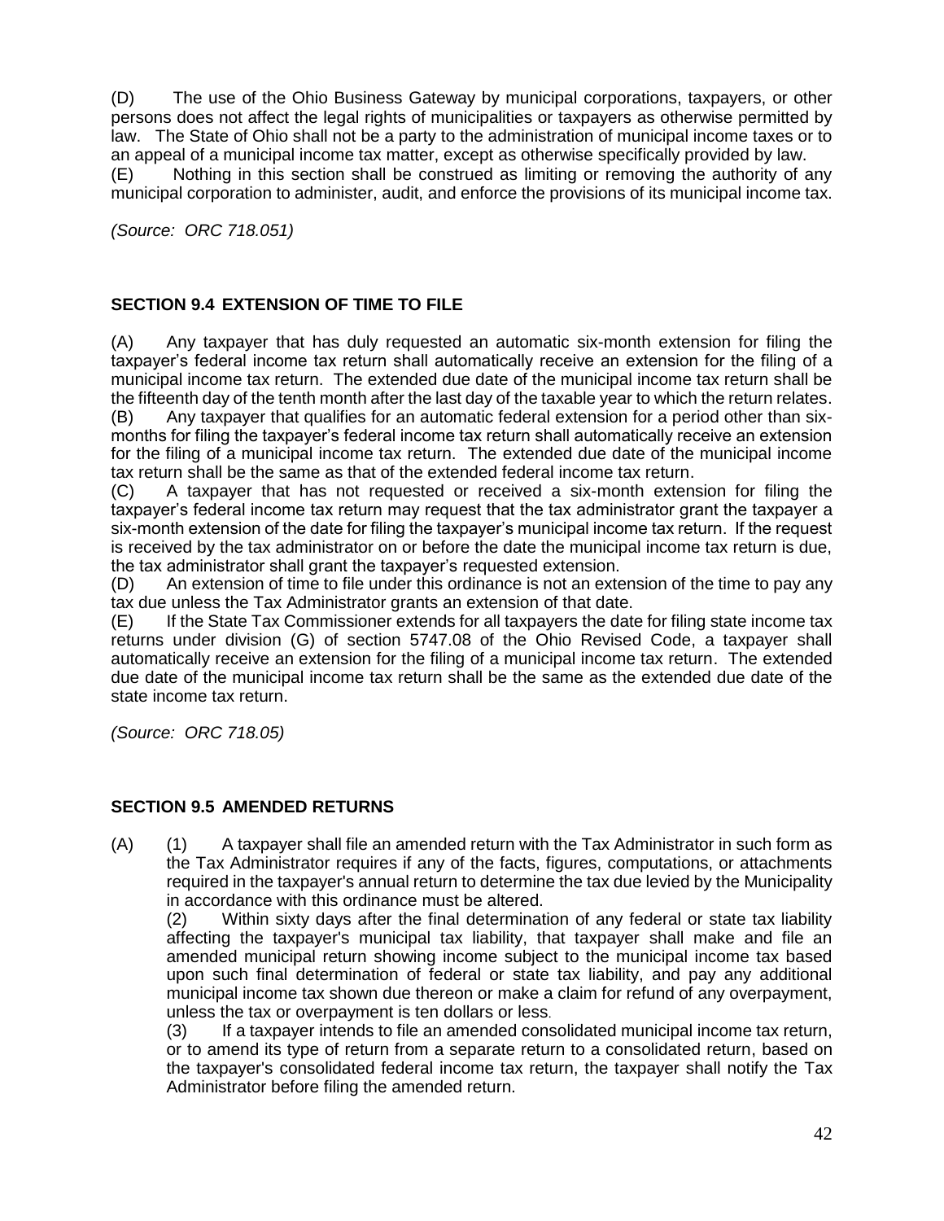(D) The use of the Ohio Business Gateway by municipal corporations, taxpayers, or other persons does not affect the legal rights of municipalities or taxpayers as otherwise permitted by law. The State of Ohio shall not be a party to the administration of municipal income taxes or to an appeal of a municipal income tax matter, except as otherwise specifically provided by law.

(E) Nothing in this section shall be construed as limiting or removing the authority of any municipal corporation to administer, audit, and enforce the provisions of its municipal income tax.

*(Source: ORC 718.051)*

### SECTION 9.4 EXTENSION OF TIME TO FILE

(A) Any taxpayer that has duly requested an automatic six-month extension for filing the taxpayer's federal income tax return shall automatically receive an extension for the filing of a municipal income tax return. The extended due date of the municipal income tax return shall be the fifteenth day of the tenth month after the last day of the taxable year to which the return relates.

(B) Any taxpayer that qualifies for an automatic federal extension for a period other than six-months for filing the taxpayer's federal income tax return shall automatically receive an extension for the filing of a municipal income tax return. The extended due date of the municipal income tax return shall be the same as that of the extended federal income tax return.

(C) A taxpayer that has not requested or received a six-month extension for filing the taxpayer's federal income tax return may request that the tax administrator grant the taxpayer a six-month extension of the date for filing the taxpayer's municipal income tax return. If the request is received by the tax administrator on or before the date the municipal income tax return is due, the tax administrator shall grant the taxpayer's requested extension.

(D) An extension of time to file under this ordinance is not an extension of the time to pay any tax due unless the Tax Administrator grants an extension of that date.

(E) If the State Tax Commissioner extends for all taxpayers the date for filing state income tax returns under division (G) of section 5747.08 of the Ohio Revised Code, a taxpayer shall automatically receive an extension for the filing of a municipal income tax return. The extended due date of the municipal income tax return shall be the same as the extended due date of the state income tax return.

*(Source: ORC 718.05)*

### SECTION 9.5 AMENDED RETURNS

(A) (1) A taxpayer shall file an amended return with the Tax Administrator in such form as the Tax Administrator requires if any of the facts, figures, computations, or attachments required in the taxpayer's annual return to determine the tax due levied by the Municipality in accordance with this ordinance must be altered.

(2) Within sixty days after the final determination of any federal or state tax liability affecting the taxpayer's municipal tax liability, that taxpayer shall make and file an amended municipal return showing income subject to the municipal income tax based upon such final determination of federal or state tax liability, and pay any additional municipal income tax shown due thereon or make a claim for refund of any overpayment, unless the tax or overpayment is ten dollars or less.

(3) If a taxpayer intends to file an amended consolidated municipal income tax return, or to amend its type of return from a separate return to a consolidated return, based on the taxpayer's consolidated federal income tax return, the taxpayer shall notify the Tax Administrator before filing the amended return.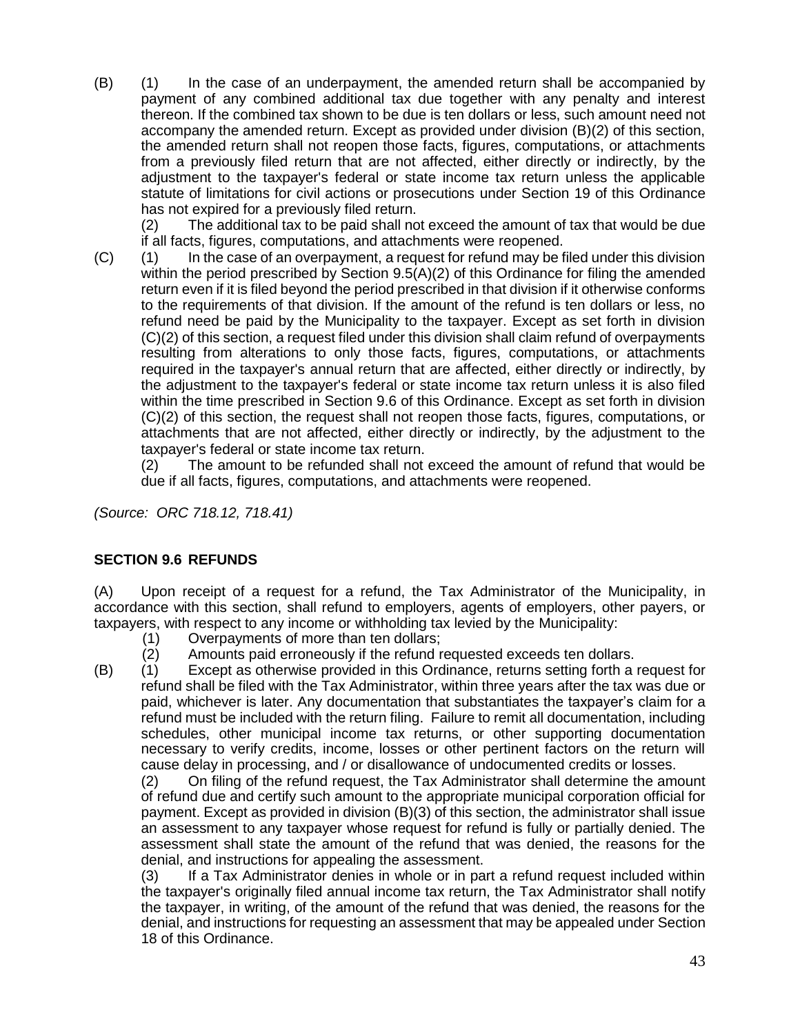(B) (1) In the case of an underpayment, the amended return shall be accompanied by payment of any combined additional tax due together with any penalty and interest thereon. If the combined tax shown to be due is ten dollars or less, such amount need not accompany the amended return. Except as provided under division (B)(2) of this section, the amended return shall not reopen those facts, figures, computations, or attachments from a previously filed return that are not affected, either directly or indirectly, by the adjustment to the taxpayer's federal or state income tax return unless the applicable statute of limitations for civil actions or prosecutions under Section 19 of this Ordinance has not expired for a previously filed return.

(2) The additional tax to be paid shall not exceed the amount of tax that would be due if all facts, figures, computations, and attachments were reopened.

(C) (1) In the case of an overpayment, a request for refund may be filed under this division within the period prescribed by Section 9.5(A)(2) of this Ordinance for filing the amended return even if it is filed beyond the period prescribed in that division if it otherwise conforms to the requirements of that division. If the amount of the refund is ten dollars or less, no refund need be paid by the Municipality to the taxpayer. Except as set forth in division (C)(2) of this section, a request filed under this division shall claim refund of overpayments resulting from alterations to only those facts, figures, computations, or attachments required in the taxpayer's annual return that are affected, either directly or indirectly, by the adjustment to the taxpayer's federal or state income tax return unless it is also filed within the time prescribed in Section 9.6 of this Ordinance. Except as set forth in division (C)(2) of this section, the request shall not reopen those facts, figures, computations, or attachments that are not affected, either directly or indirectly, by the adjustment to the taxpayer's federal or state income tax return.

(2) The amount to be refunded shall not exceed the amount of refund that would be due if all facts, figures, computations, and attachments were reopened.

*(Source: ORC 718.12, 718.41)*

## SECTION 9.6 REFUNDS

(A) Upon receipt of a request for a refund, the Tax Administrator of the Municipality, in accordance with this section, shall refund to employers, agents of employers, other payers, or taxpayers, with respect to any income or withholding tax levied by the Municipality:

(1) Overpayments of more than ten dollars;

(2) Amounts paid erroneously if the refund requested exceeds ten dollars.

(B) (1) Except as otherwise provided in this Ordinance, returns setting forth a request for refund shall be filed with the Tax Administrator, within three years after the tax was due or paid, whichever is later. Any documentation that substantiates the taxpayer's claim for a refund must be included with the return filing. Failure to remit all documentation, including schedules, other municipal income tax returns, or other supporting documentation necessary to verify credits, income, losses or other pertinent factors on the return will cause delay in processing, and / or disallowance of undocumented credits or losses.

(2) On filing of the refund request, the Tax Administrator shall determine the amount of refund due and certify such amount to the appropriate municipal corporation official for payment. Except as provided in division (B)(3) of this section, the administrator shall issue an assessment to any taxpayer whose request for refund is fully or partially denied. The assessment shall state the amount of the refund that was denied, the reasons for the denial, and instructions for appealing the assessment.

(3) If a Tax Administrator denies in whole or in part a refund request included within the taxpayer's originally filed annual income tax return, the Tax Administrator shall notify the taxpayer, in writing, of the amount of the refund that was denied, the reasons for the denial, and instructions for requesting an assessment that may be appealed under Section 18 of this Ordinance.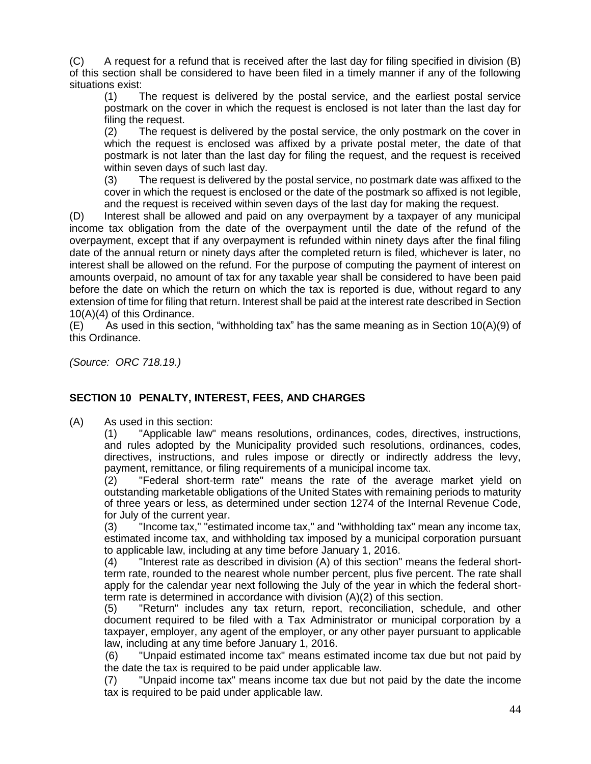(C) A request for a refund that is received after the last day for filing specified in division (B) of this section shall be considered to have been filed in a timely manner if any of the following situations exist:

(1) The request is delivered by the postal service, and the earliest postal service postmark on the cover in which the request is enclosed is not later than the last day for filing the request.

(2) The request is delivered by the postal service, the only postmark on the cover in which the request is enclosed was affixed by a private postal meter, the date of that postmark is not later than the last day for filing the request, and the request is received within seven days of such last day.

(3) The request is delivered by the postal service, no postmark date was affixed to the cover in which the request is enclosed or the date of the postmark so affixed is not legible, and the request is received within seven days of the last day for making the request.

(D) Interest shall be allowed and paid on any overpayment by a taxpayer of any municipal income tax obligation from the date of the overpayment until the date of the refund of the overpayment, except that if any overpayment is refunded within ninety days after the final filing date of the annual return or ninety days after the completed return is filed, whichever is later, no interest shall be allowed on the refund. For the purpose of computing the payment of interest on amounts overpaid, no amount of tax for any taxable year shall be considered to have been paid before the date on which the return on which the tax is reported is due, without regard to any extension of time for filing that return. Interest shall be paid at the interest rate described in Section 10(A)(4) of this Ordinance.

(E) As used in this section, "withholding tax" has the same meaning as in Section 10(A)(9) of this Ordinance.

*(Source: ORC 718.19.)*

## SECTION 10 PENALTY, INTEREST, FEES, AND CHARGES

(A) As used in this section:

(1) "Applicable law" means resolutions, ordinances, codes, directives, instructions, and rules adopted by the Municipality provided such resolutions, ordinances, codes, directives, instructions, and rules impose or directly or indirectly address the levy, payment, remittance, or filing requirements of a municipal income tax.

(2) "Federal short-term rate" means the rate of the average market yield on outstanding marketable obligations of the United States with remaining periods to maturity of three years or less, as determined under section 1274 of the Internal Revenue Code, for July of the current year.

(3) "Income tax," "estimated income tax," and "withholding tax" mean any income tax, estimated income tax, and withholding tax imposed by a municipal corporation pursuant to applicable law, including at any time before January 1, 2016.

(4) "Interest rate as described in division (A) of this section" means the federal short-term rate, rounded to the nearest whole number percent, plus five percent. The rate shall apply for the calendar year next following the July of the year in which the federal short-term rate is determined in accordance with division (A)(2) of this section.

(5) "Return" includes any tax return, report, reconciliation, schedule, and other document required to be filed with a Tax Administrator or municipal corporation by a taxpayer, employer, any agent of the employer, or any other payer pursuant to applicable law, including at any time before January 1, 2016.

(6) "Unpaid estimated income tax" means estimated income tax due but not paid by the date the tax is required to be paid under applicable law.

(7) "Unpaid income tax" means income tax due but not paid by the date the income tax is required to be paid under applicable law.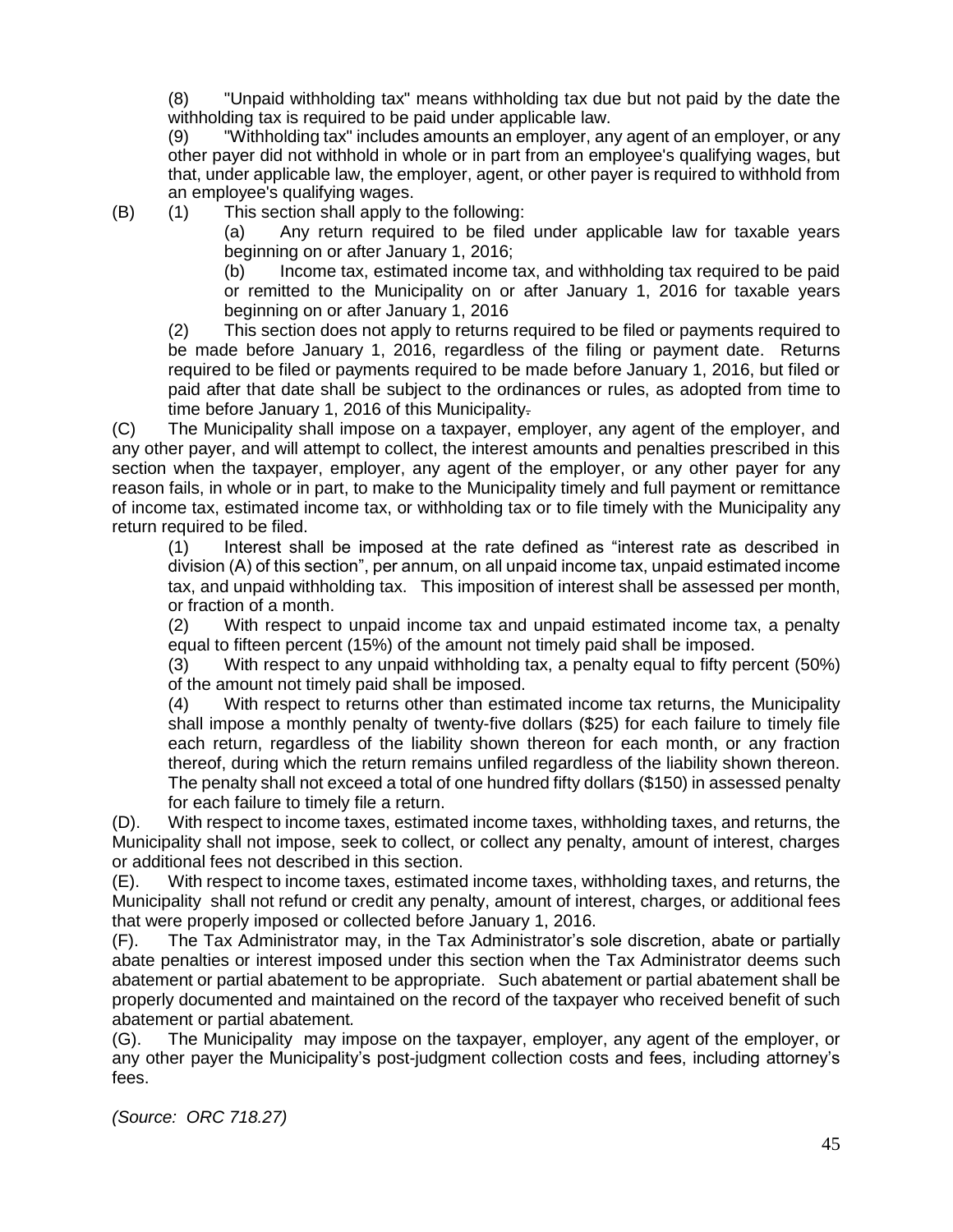(8) "Unpaid withholding tax" means withholding tax due but not paid by the date the withholding tax is required to be paid under applicable law.

(9) "Withholding tax" includes amounts an employer, any agent of an employer, or any other payer did not withhold in whole or in part from an employee's qualifying wages, but that, under applicable law, the employer, agent, or other payer is required to withhold from an employee's qualifying wages.

(B) (1) This section shall apply to the following:

(a) Any return required to be filed under applicable law for taxable years beginning on or after January 1, 2016;

(b) Income tax, estimated income tax, and withholding tax required to be paid or remitted to the Municipality on or after January 1, 2016 for taxable years beginning on or after January 1, 2016

(2) This section does not apply to returns required to be filed or payments required to be made before January 1, 2016, regardless of the filing or payment date. Returns required to be filed or payments required to be made before January 1, 2016, but filed or paid after that date shall be subject to the ordinances or rules, as adopted from time to time before January 1, 2016 of this Municipality.

(C) The Municipality shall impose on a taxpayer, employer, any agent of the employer, and any other payer, and will attempt to collect, the interest amounts and penalties prescribed in this section when the taxpayer, employer, any agent of the employer, or any other payer for any reason fails, in whole or in part, to make to the Municipality timely and full payment or remittance of income tax, estimated income tax, or withholding tax or to file timely with the Municipality any return required to be filed.

(1) Interest shall be imposed at the rate defined as "interest rate as described in division (A) of this section", per annum, on all unpaid income tax, unpaid estimated income tax, and unpaid withholding tax. This imposition of interest shall be assessed per month, or fraction of a month.

(2) With respect to unpaid income tax and unpaid estimated income tax, a penalty equal to fifteen percent (15%) of the amount not timely paid shall be imposed.

(3) With respect to any unpaid withholding tax, a penalty equal to fifty percent (50%) of the amount not timely paid shall be imposed.

(4) With respect to returns other than estimated income tax returns, the Municipality shall impose a monthly penalty of twenty-five dollars ($25) for each failure to timely file each return, regardless of the liability shown thereon for each month, or any fraction thereof, during which the return remains unfiled regardless of the liability shown thereon. The penalty shall not exceed a total of one hundred fifty dollars ($150) in assessed penalty for each failure to timely file a return.

(D). With respect to income taxes, estimated income taxes, withholding taxes, and returns, the Municipality shall not impose, seek to collect, or collect any penalty, amount of interest, charges or additional fees not described in this section.

(E). With respect to income taxes, estimated income taxes, withholding taxes, and returns, the Municipality shall not refund or credit any penalty, amount of interest, charges, or additional fees that were properly imposed or collected before January 1, 2016.

(F). The Tax Administrator may, in the Tax Administrator's sole discretion, abate or partially abate penalties or interest imposed under this section when the Tax Administrator deems such abatement or partial abatement to be appropriate. Such abatement or partial abatement shall be properly documented and maintained on the record of the taxpayer who received benefit of such abatement or partial abatement.

(G). The Municipality may impose on the taxpayer, employer, any agent of the employer, or any other payer the Municipality's post-judgment collection costs and fees, including attorney's fees.

*(Source: ORC 718.27)*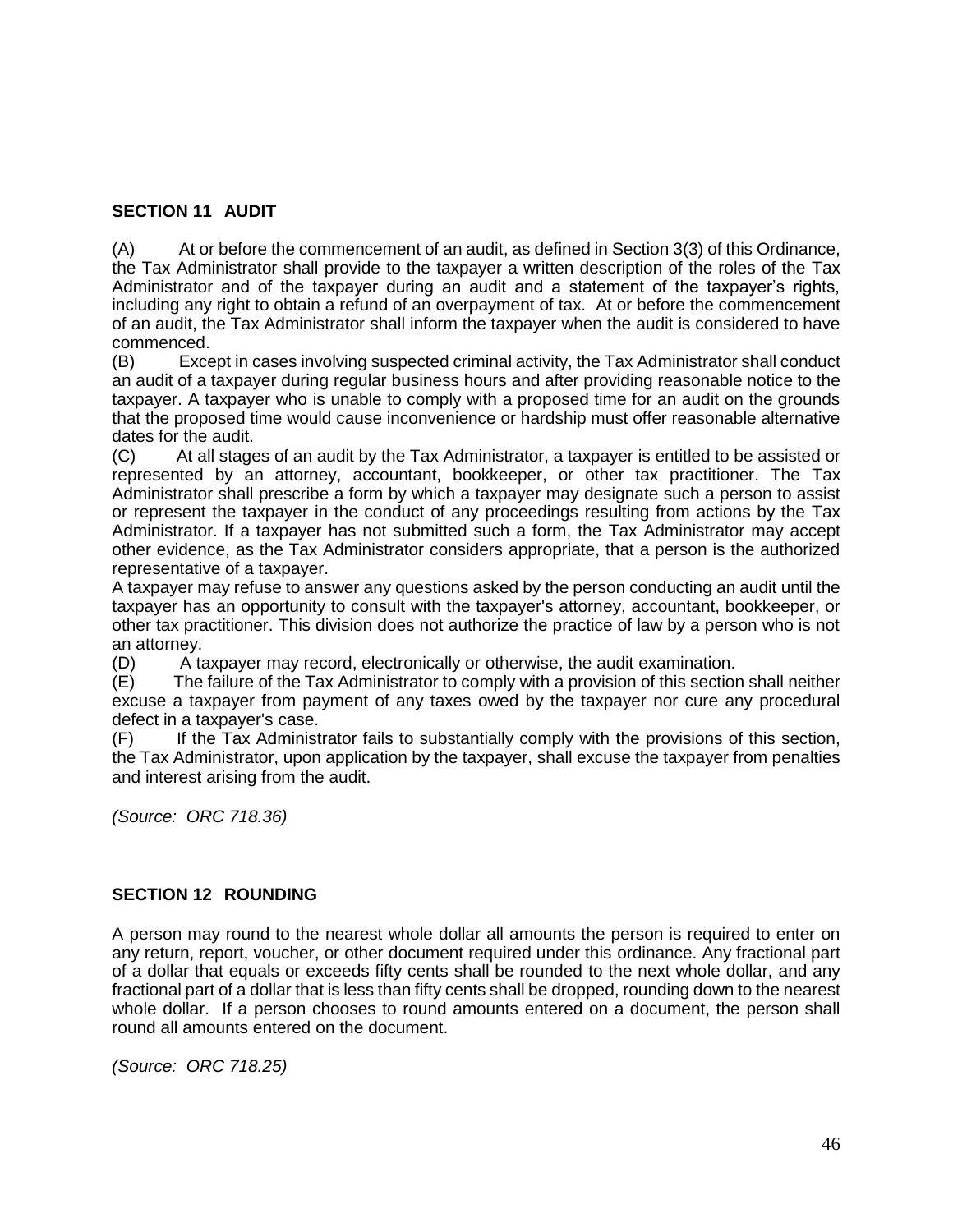## SECTION 11 AUDIT

(A) At or before the commencement of an audit, as defined in Section 3(3) of this Ordinance, the Tax Administrator shall provide to the taxpayer a written description of the roles of the Tax Administrator and of the taxpayer during an audit and a statement of the taxpayer's rights, including any right to obtain a refund of an overpayment of tax. At or before the commencement of an audit, the Tax Administrator shall inform the taxpayer when the audit is considered to have commenced.

(B) Except in cases involving suspected criminal activity, the Tax Administrator shall conduct an audit of a taxpayer during regular business hours and after providing reasonable notice to the taxpayer. A taxpayer who is unable to comply with a proposed time for an audit on the grounds that the proposed time would cause inconvenience or hardship must offer reasonable alternative dates for the audit.

(C) At all stages of an audit by the Tax Administrator, a taxpayer is entitled to be assisted or represented by an attorney, accountant, bookkeeper, or other tax practitioner. The Tax Administrator shall prescribe a form by which a taxpayer may designate such a person to assist or represent the taxpayer in the conduct of any proceedings resulting from actions by the Tax Administrator. If a taxpayer has not submitted such a form, the Tax Administrator may accept other evidence, as the Tax Administrator considers appropriate, that a person is the authorized representative of a taxpayer.

A taxpayer may refuse to answer any questions asked by the person conducting an audit until the taxpayer has an opportunity to consult with the taxpayer's attorney, accountant, bookkeeper, or other tax practitioner. This division does not authorize the practice of law by a person who is not an attorney.

(D) A taxpayer may record, electronically or otherwise, the audit examination.

(E) The failure of the Tax Administrator to comply with a provision of this section shall neither excuse a taxpayer from payment of any taxes owed by the taxpayer nor cure any procedural defect in a taxpayer's case.

(F) If the Tax Administrator fails to substantially comply with the provisions of this section, the Tax Administrator, upon application by the taxpayer, shall excuse the taxpayer from penalties and interest arising from the audit.

*(Source: ORC 718.36)*

## SECTION 12 ROUNDING

A person may round to the nearest whole dollar all amounts the person is required to enter on any return, report, voucher, or other document required under this ordinance. Any fractional part of a dollar that equals or exceeds fifty cents shall be rounded to the next whole dollar, and any fractional part of a dollar that is less than fifty cents shall be dropped, rounding down to the nearest whole dollar. If a person chooses to round amounts entered on a document, the person shall round all amounts entered on the document.

*(Source: ORC 718.25)*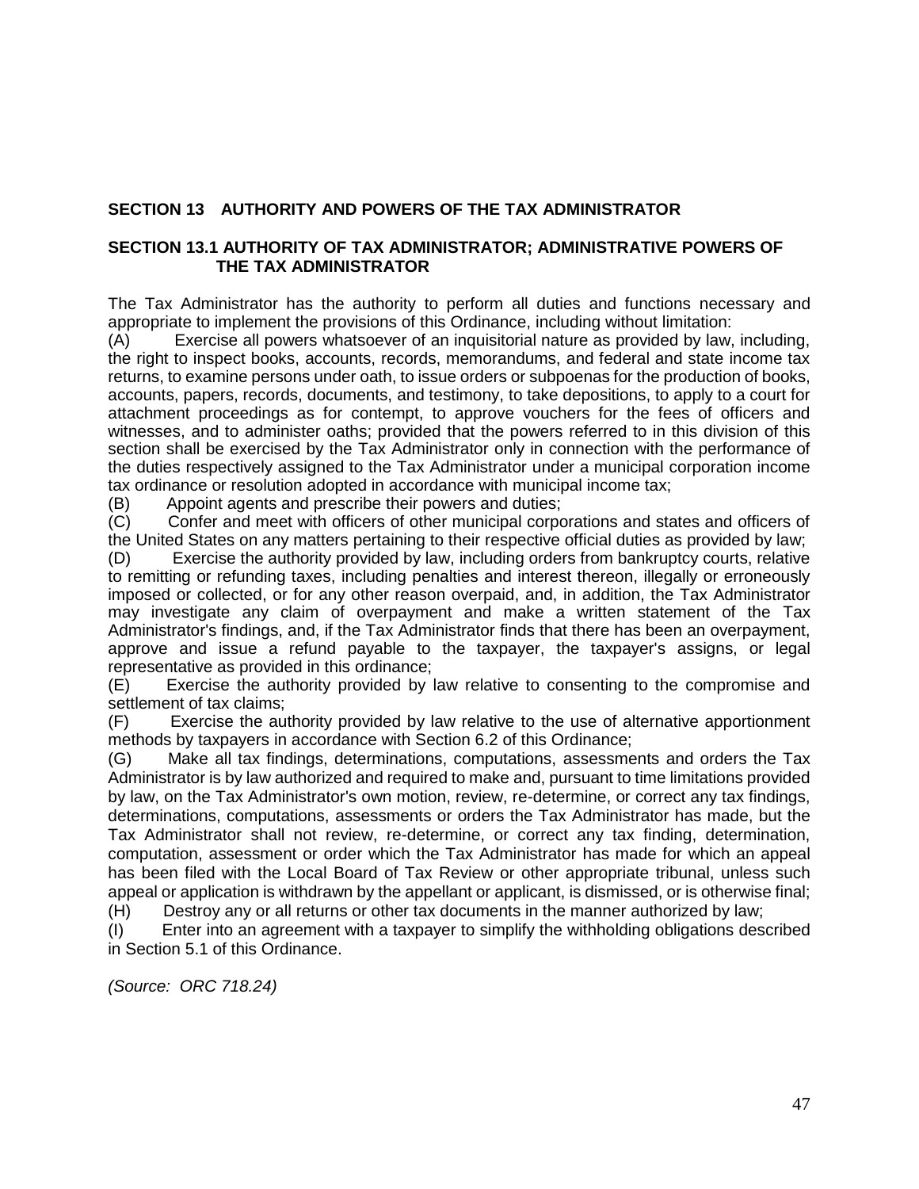## SECTION 13 AUTHORITY AND POWERS OF THE TAX ADMINISTRATOR

### SECTION 13.1 AUTHORITY OF TAX ADMINISTRATOR; ADMINISTRATIVE POWERS OF THE TAX ADMINISTRATOR

The Tax Administrator has the authority to perform all duties and functions necessary and appropriate to implement the provisions of this Ordinance, including without limitation:

(A) Exercise all powers whatsoever of an inquisitorial nature as provided by law, including, the right to inspect books, accounts, records, memorandums, and federal and state income tax returns, to examine persons under oath, to issue orders or subpoenas for the production of books, accounts, papers, records, documents, and testimony, to take depositions, to apply to a court for attachment proceedings as for contempt, to approve vouchers for the fees of officers and witnesses, and to administer oaths; provided that the powers referred to in this division of this section shall be exercised by the Tax Administrator only in connection with the performance of the duties respectively assigned to the Tax Administrator under a municipal corporation income tax ordinance or resolution adopted in accordance with municipal income tax;

(B) Appoint agents and prescribe their powers and duties;

(C) Confer and meet with officers of other municipal corporations and states and officers of the United States on any matters pertaining to their respective official duties as provided by law;

(D) Exercise the authority provided by law, including orders from bankruptcy courts, relative to remitting or refunding taxes, including penalties and interest thereon, illegally or erroneously imposed or collected, or for any other reason overpaid, and, in addition, the Tax Administrator may investigate any claim of overpayment and make a written statement of the Tax Administrator's findings, and, if the Tax Administrator finds that there has been an overpayment, approve and issue a refund payable to the taxpayer, the taxpayer's assigns, or legal representative as provided in this ordinance;

(E) Exercise the authority provided by law relative to consenting to the compromise and settlement of tax claims;

(F) Exercise the authority provided by law relative to the use of alternative apportionment methods by taxpayers in accordance with Section 6.2 of this Ordinance;

(G) Make all tax findings, determinations, computations, assessments and orders the Tax Administrator is by law authorized and required to make and, pursuant to time limitations provided by law, on the Tax Administrator's own motion, review, re-determine, or correct any tax findings, determinations, computations, assessments or orders the Tax Administrator has made, but the Tax Administrator shall not review, re-determine, or correct any tax finding, determination, computation, assessment or order which the Tax Administrator has made for which an appeal has been filed with the Local Board of Tax Review or other appropriate tribunal, unless such appeal or application is withdrawn by the appellant or applicant, is dismissed, or is otherwise final;

(H) Destroy any or all returns or other tax documents in the manner authorized by law;

(I) Enter into an agreement with a taxpayer to simplify the withholding obligations described in Section 5.1 of this Ordinance.

*(Source: ORC 718.24)*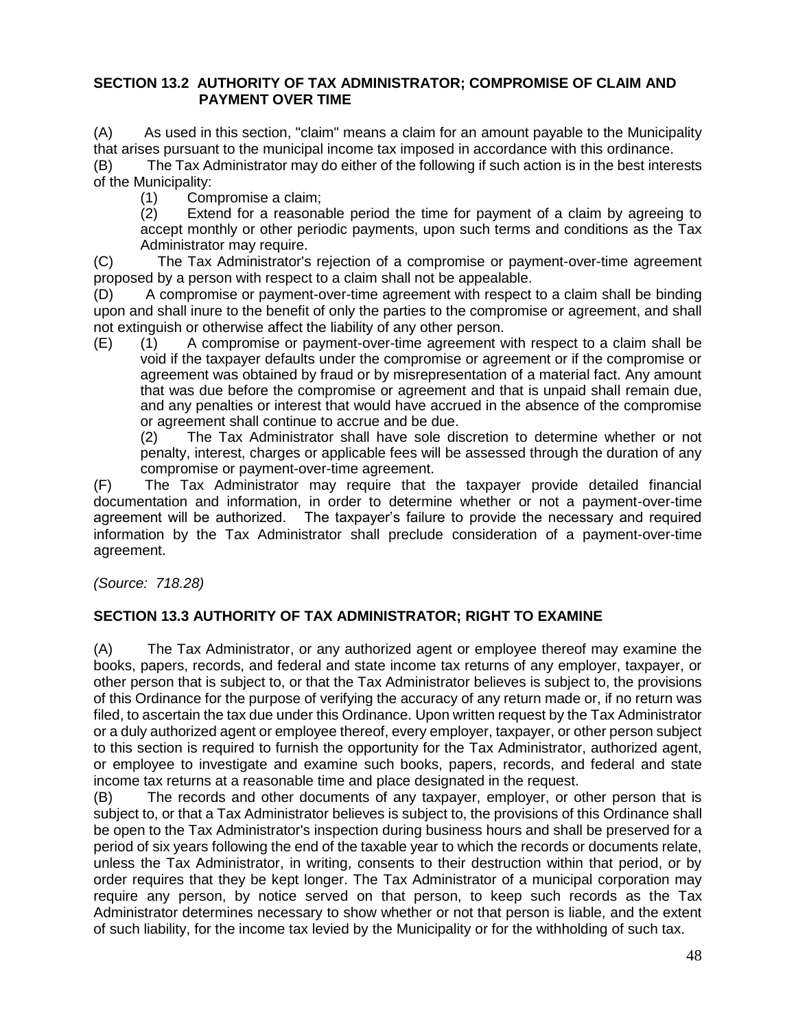### SECTION 13.2 AUTHORITY OF TAX ADMINISTRATOR; COMPROMISE OF CLAIM AND PAYMENT OVER TIME

(A) As used in this section, "claim" means a claim for an amount payable to the Municipality that arises pursuant to the municipal income tax imposed in accordance with this ordinance.

(B) The Tax Administrator may do either of the following if such action is in the best interests of the Municipality:

(1) Compromise a claim;

(2) Extend for a reasonable period the time for payment of a claim by agreeing to accept monthly or other periodic payments, upon such terms and conditions as the Tax Administrator may require.

(C) The Tax Administrator's rejection of a compromise or payment-over-time agreement proposed by a person with respect to a claim shall not be appealable.

(D) A compromise or payment-over-time agreement with respect to a claim shall be binding upon and shall inure to the benefit of only the parties to the compromise or agreement, and shall not extinguish or otherwise affect the liability of any other person.

(E) (1) A compromise or payment-over-time agreement with respect to a claim shall be void if the taxpayer defaults under the compromise or agreement or if the compromise or agreement was obtained by fraud or by misrepresentation of a material fact. Any amount that was due before the compromise or agreement and that is unpaid shall remain due, and any penalties or interest that would have accrued in the absence of the compromise or agreement shall continue to accrue and be due.

(2) The Tax Administrator shall have sole discretion to determine whether or not penalty, interest, charges or applicable fees will be assessed through the duration of any compromise or payment-over-time agreement.

(F) The Tax Administrator may require that the taxpayer provide detailed financial documentation and information, in order to determine whether or not a payment-over-time agreement will be authorized. The taxpayer's failure to provide the necessary and required information by the Tax Administrator shall preclude consideration of a payment-over-time agreement.

*(Source: 718.28)*

### SECTION 13.3 AUTHORITY OF TAX ADMINISTRATOR; RIGHT TO EXAMINE

(A) The Tax Administrator, or any authorized agent or employee thereof may examine the books, papers, records, and federal and state income tax returns of any employer, taxpayer, or other person that is subject to, or that the Tax Administrator believes is subject to, the provisions of this Ordinance for the purpose of verifying the accuracy of any return made or, if no return was filed, to ascertain the tax due under this Ordinance. Upon written request by the Tax Administrator or a duly authorized agent or employee thereof, every employer, taxpayer, or other person subject to this section is required to furnish the opportunity for the Tax Administrator, authorized agent, or employee to investigate and examine such books, papers, records, and federal and state income tax returns at a reasonable time and place designated in the request.

(B) The records and other documents of any taxpayer, employer, or other person that is subject to, or that a Tax Administrator believes is subject to, the provisions of this Ordinance shall be open to the Tax Administrator's inspection during business hours and shall be preserved for a period of six years following the end of the taxable year to which the records or documents relate, unless the Tax Administrator, in writing, consents to their destruction within that period, or by order requires that they be kept longer. The Tax Administrator of a municipal corporation may require any person, by notice served on that person, to keep such records as the Tax Administrator determines necessary to show whether or not that person is liable, and the extent of such liability, for the income tax levied by the Municipality or for the withholding of such tax.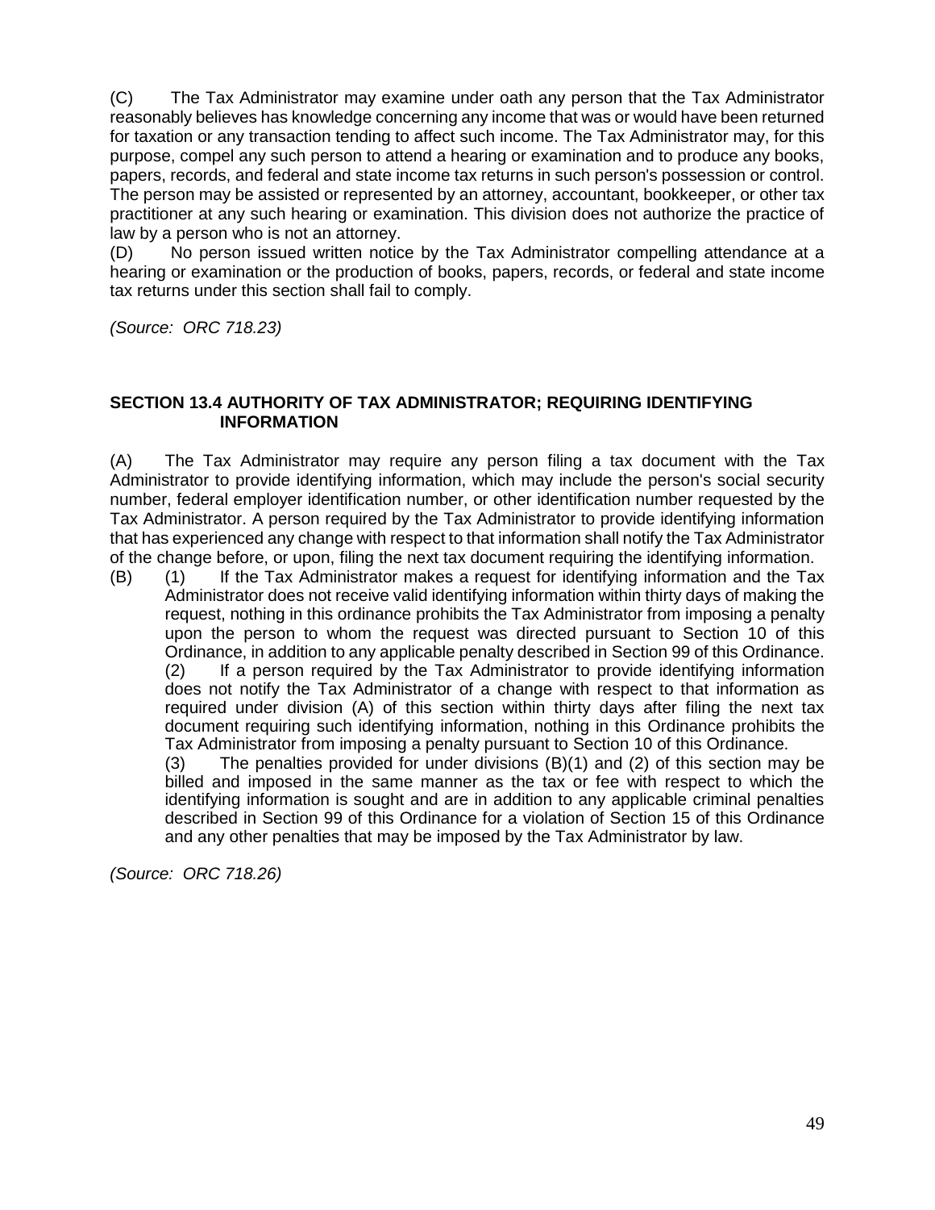(C) The Tax Administrator may examine under oath any person that the Tax Administrator reasonably believes has knowledge concerning any income that was or would have been returned for taxation or any transaction tending to affect such income. The Tax Administrator may, for this purpose, compel any such person to attend a hearing or examination and to produce any books, papers, records, and federal and state income tax returns in such person's possession or control. The person may be assisted or represented by an attorney, accountant, bookkeeper, or other tax practitioner at any such hearing or examination. This division does not authorize the practice of law by a person who is not an attorney.

(D) No person issued written notice by the Tax Administrator compelling attendance at a hearing or examination or the production of books, papers, records, or federal and state income tax returns under this section shall fail to comply.

*(Source: ORC 718.23)*

### SECTION 13.4 AUTHORITY OF TAX ADMINISTRATOR; REQUIRING IDENTIFYING INFORMATION

(A) The Tax Administrator may require any person filing a tax document with the Tax Administrator to provide identifying information, which may include the person's social security number, federal employer identification number, or other identification number requested by the Tax Administrator. A person required by the Tax Administrator to provide identifying information that has experienced any change with respect to that information shall notify the Tax Administrator of the change before, or upon, filing the next tax document requiring the identifying information.

(B) (1) If the Tax Administrator makes a request for identifying information and the Tax Administrator does not receive valid identifying information within thirty days of making the request, nothing in this ordinance prohibits for the Tax Administrator from imposing a penalty upon the person to whom the request was directed pursuant to Section 10 of this Ordinance, in addition to any applicable penalty described in Section 99 of this Ordinance.

(2) If a person required by the Tax Administrator to provide identifying information does not notify the Tax Administrator of a change with respect to that information as required under division (A) of this section within thirty days after filing the next tax document requiring such identifying information, nothing in this Ordinance prohibits the Tax Administrator from imposing a penalty pursuant to Section 10 of this Ordinance.

(3) The penalties provided for under divisions (B)(1) and (2) of this section may be billed and imposed in the same manner as the tax or fee with respect to which the identifying information is sought and are in addition to any applicable criminal penalties described in Section 99 of this Ordinance for a violation of Section 15 of this Ordinance and any other penalties that may be imposed by the Tax Administrator by law.

*(Source: ORC 718.26)*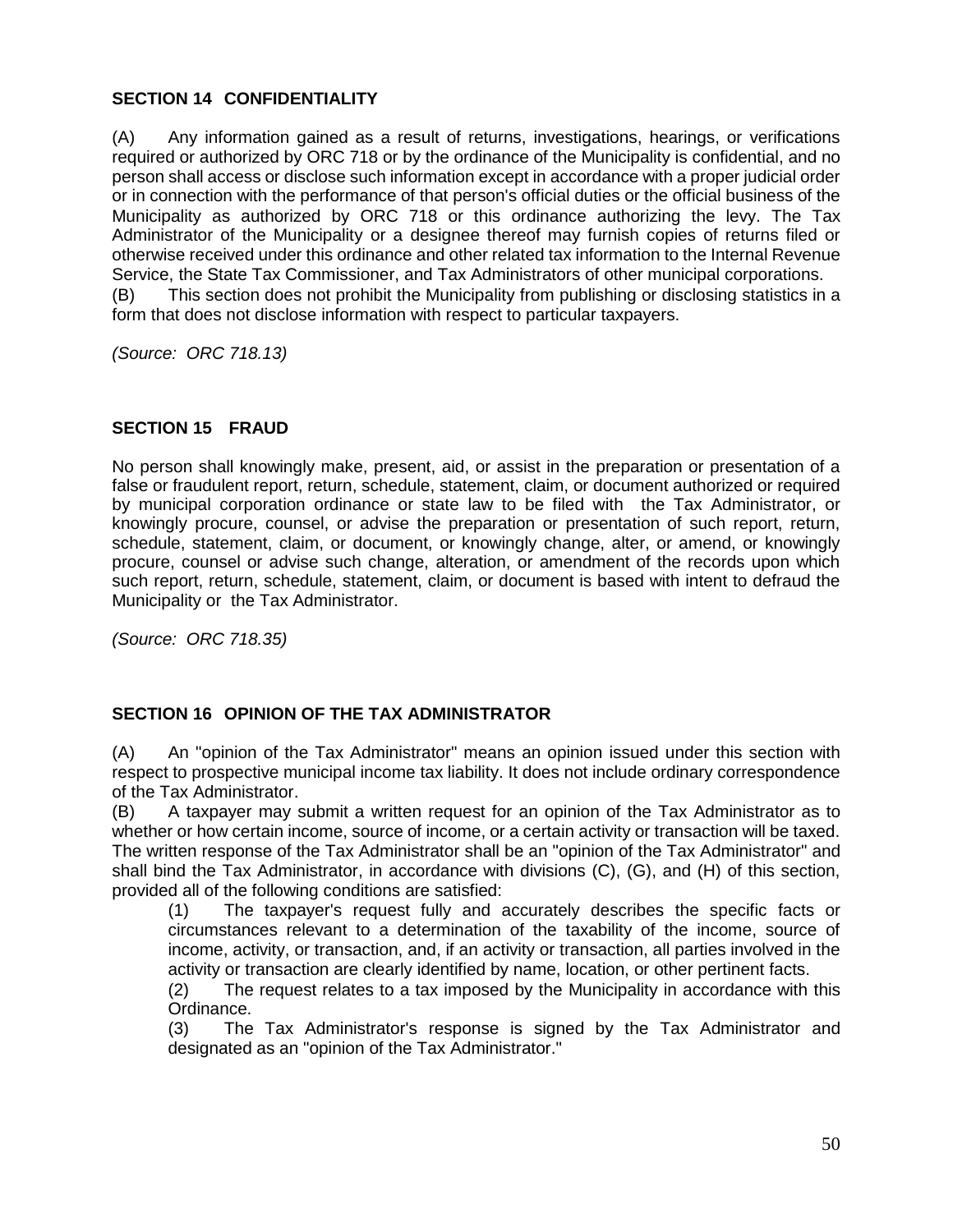### SECTION 14 CONFIDENTIALITY

(A) Any information gained as a result of returns, investigations, hearings, or verifications required or authorized by ORC 718 or by the ordinance of the Municipality is confidential, and no person shall access or disclose such information except in accordance with a proper judicial order or in connection with the performance of that person's official duties or the official business of the Municipality as authorized by ORC 718 or this ordinance authorizing the levy. The Tax Administrator of the Municipality or a designee thereof may furnish copies of returns filed or otherwise received under this ordinance and other related tax information to the Internal Revenue Service, the State Tax Commissioner, and Tax Administrators of other municipal corporations.

(B) This section does not prohibit the Municipality from publishing or disclosing statistics in a form that does not disclose information with respect to particular taxpayers.

*(Source: ORC 718.13)*

### SECTION 15 FRAUD

No person shall knowingly make, present, aid, or assist in the preparation or presentation of a false or fraudulent report, return, schedule, statement, claim, or document authorized or required by municipal corporation ordinance or state law to be filed with the Tax Administrator, or knowingly procure, counsel, or advise the preparation or presentation of such report, return, schedule, statement, claim, or document, or knowingly change, alter, or amend, or knowingly procure, counsel or advise such change, alteration, or amendment of the records upon which such report, return, schedule, statement, claim, or document is based with intent to defraud the Municipality or the Tax Administrator.

*(Source: ORC 718.35)*

### SECTION 16 OPINION OF THE TAX ADMINISTRATOR

(A) An "opinion of the Tax Administrator" means an opinion issued under this section with respect to prospective municipal income tax liability. It does not include ordinary correspondence of the Tax Administrator.

(B) A taxpayer may submit a written request for an opinion of the Tax Administrator as to whether or how certain income, source of income, or a certain activity or transaction will be taxed. The written response of the Tax Administrator shall be an "opinion of the Tax Administrator" and shall bind the Tax Administrator, in accordance with divisions (C), (G), and (H) of this section, provided all of the following conditions are satisfied:

(1) The taxpayer's request fully and accurately describes the specific facts or circumstances relevant to a determination of the taxability of the income, source of income, activity, or transaction, and, if an activity or transaction, all parties involved in the activity or transaction are clearly identified by name, location, or other pertinent facts.

(2) The request relates to a tax imposed by the Municipality in accordance with this Ordinance.

(3) The Tax Administrator's response is signed by the Tax Administrator and designated as an "opinion of the Tax Administrator."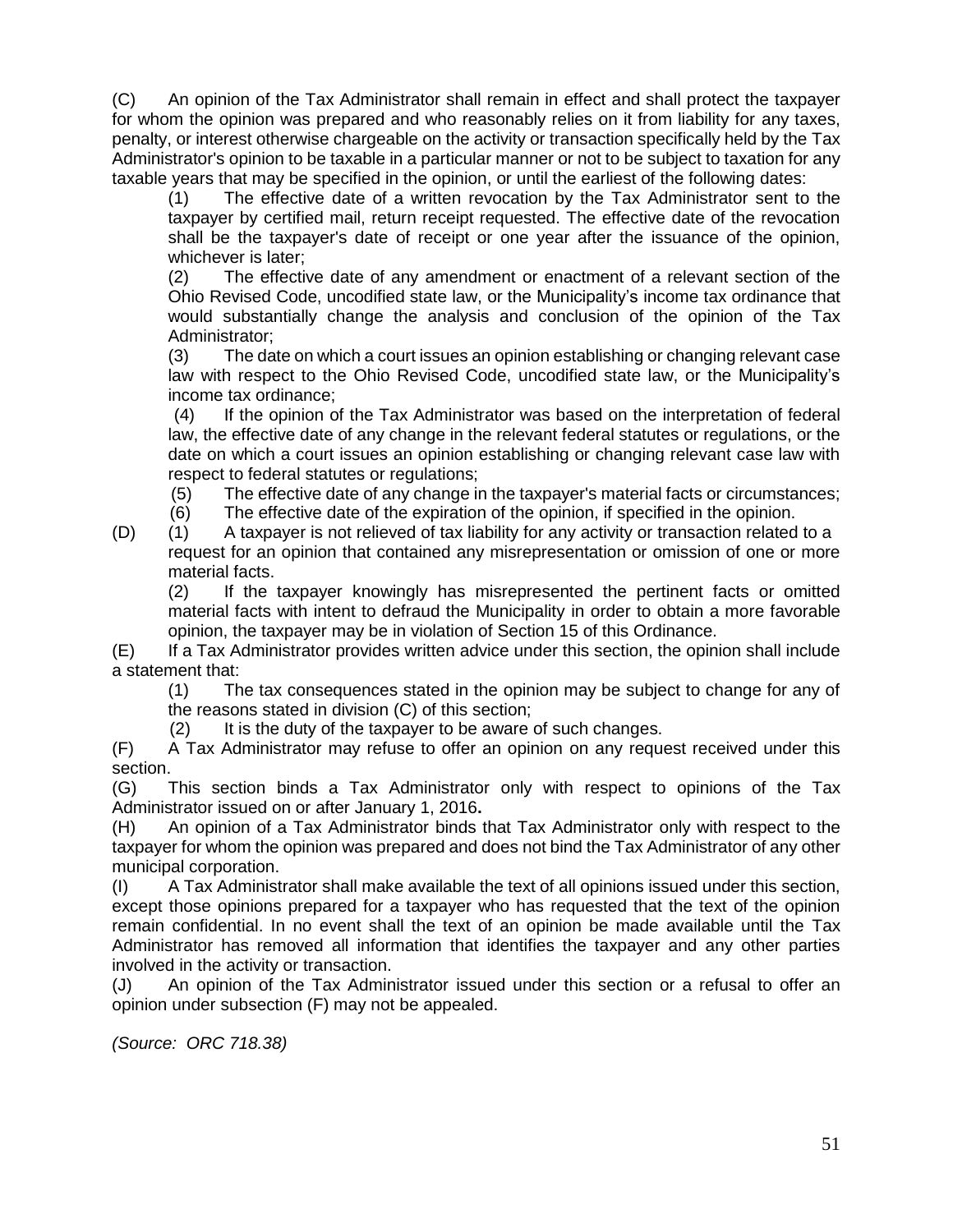(C) An opinion of the Tax Administrator shall remain in effect and shall protect the taxpayer for whom the opinion was prepared and who reasonably relies on it from liability for any taxes, penalty, or interest otherwise chargeable on the activity or transaction specifically held by the Tax Administrator's opinion to be taxable in a particular manner or not to be subject to taxation for any taxable years that may be specified in the opinion, or until the earliest of the following dates:

(1) The effective date of a written revocation by the Tax Administrator sent to the taxpayer by certified mail, return receipt requested. The effective date of the revocation shall be the taxpayer's date of receipt or one year after the issuance of the opinion, whichever is later;

(2) The effective date of any amendment or enactment of a relevant section of the Ohio Revised Code, uncodified state law, or the Municipality's income tax ordinance that would substantially change the analysis and conclusion of the opinion of the Tax Administrator;

(3) The date on which a court issues an opinion establishing or changing relevant case law with respect to the Ohio Revised Code, uncodified state law, or the Municipality's income tax ordinance;

(4) If the opinion of the Tax Administrator was based on the interpretation of federal law, the effective date of any change in the relevant federal statutes or regulations, or the date on which a court issues an opinion establishing or changing relevant case law with respect to federal statutes or regulations;

(5) The effective date of any change in the taxpayer's material facts or circumstances;

(6) The effective date of the expiration of the opinion, if specified in the opinion.

(D) (1) A taxpayer is not relieved of tax liability for any activity or transaction related to a request for an opinion that contained any misrepresentation or omission of one or more material facts.

(2) If the taxpayer knowingly has misrepresented the pertinent facts or omitted material facts with intent to defraud the Municipality in order to obtain a more favorable opinion, the taxpayer may be in violation of Section 15 of this Ordinance.

(E) If a Tax Administrator provides written advice under this section, the opinion shall include a statement that:

(1) The tax consequences stated in the opinion may be subject to change for any of the reasons stated in division (C) of this section;

(2) It is the duty of the taxpayer to be aware of such changes.

(F) A Tax Administrator may refuse to offer an opinion on any request received under this section.

(G) This section binds a Tax Administrator only with respect to opinions of the Tax Administrator issued on or after January 1, 2016**.**

(H) An opinion of a Tax Administrator binds that Tax Administrator only with respect to the taxpayer for whom the opinion was prepared and does not bind the Tax Administrator of any other municipal corporation.

(I) A Tax Administrator shall make available the text of all opinions issued under this section, except those opinions prepared for a taxpayer who has requested that the text of the opinion remain confidential. In no event shall the text of an opinion be made available until the Tax Administrator has removed all information that identifies the taxpayer and any other parties involved in the activity or transaction.

(J) An opinion of the Tax Administrator issued under this section or a refusal to offer an opinion under subsection (F) may not be appealed.

*(Source: ORC 718.38)*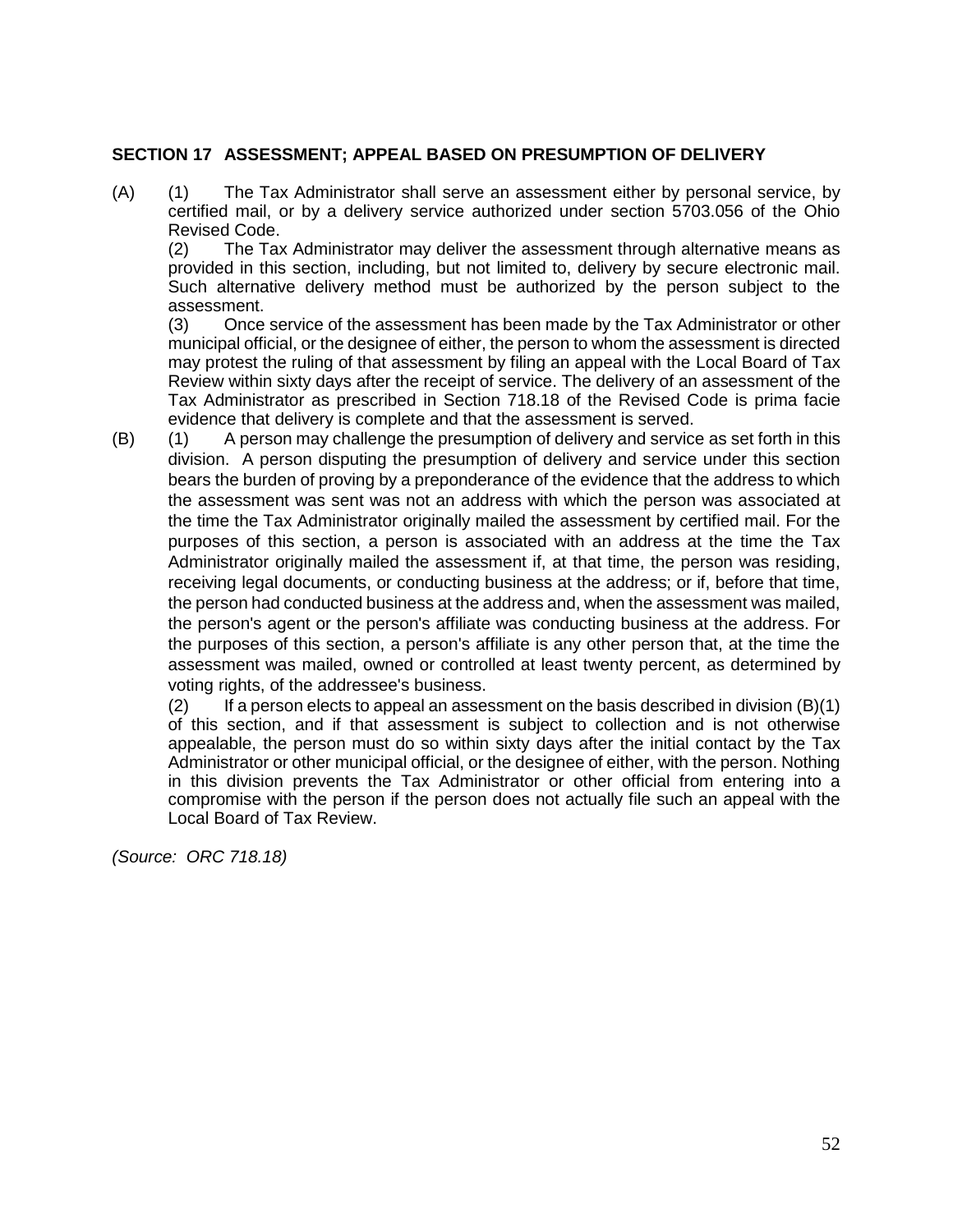**SECTION 17 ASSESSMENT; APPEAL BASED ON PRESUMPTION OF DELIVERY**

(A) (1) The Tax Administrator shall serve an assessment either by personal service, by certified mail, or by a delivery service authorized under section 5703.056 of the Ohio Revised Code.

(2) The Tax Administrator may deliver the assessment through alternative means as provided in this section, including, but not limited to, delivery by secure electronic mail. Such alternative delivery method must be authorized by the person subject to the assessment.

(3) Once service of the assessment has been made by the Tax Administrator or other municipal official, or the designee of either, the person to whom the assessment is directed may protest the ruling of that assessment by filing an appeal with the Local Board of Tax Review within sixty days after the receipt of service. The delivery of an assessment of the Tax Administrator as prescribed in Section 718.18 of the Revised Code is prima facie evidence that delivery is complete and that the assessment is served.

(B) (1) A person may challenge the presumption of delivery and service as set forth in this division. A person disputing the presumption of delivery and service under this section bears the burden of proving by a preponderance of the evidence that the address to which the assessment was sent was not an address with which the person was associated at the time the Tax Administrator originally mailed the assessment by certified mail. For the purposes of this section, a person is associated with an address at the time the Tax Administrator originally mailed the assessment if, at that time, the person was residing, receiving legal documents, or conducting business at the address; or if, before that time, the person had conducted business at the address and, when the assessment was mailed, the person's agent or the person's affiliate was conducting business at the address. For the purposes of this section, a person's affiliate is any other person that, at the time the assessment was mailed, owned or controlled at least twenty percent, as determined by voting rights, of the addressee's business.

(2) If a person elects to appeal an assessment on the basis described in division (B)(1) of this section, and if that assessment is subject to collection and is not otherwise appealable, the person must do so within sixty days after the initial contact by the Tax Administrator or other municipal official, or the designee of either, with the person. Nothing in this division prevents the Tax Administrator or other official from entering into a compromise with the person if the person does not actually file such an appeal with the Local Board of Tax Review.

*(Source: ORC 718.18)*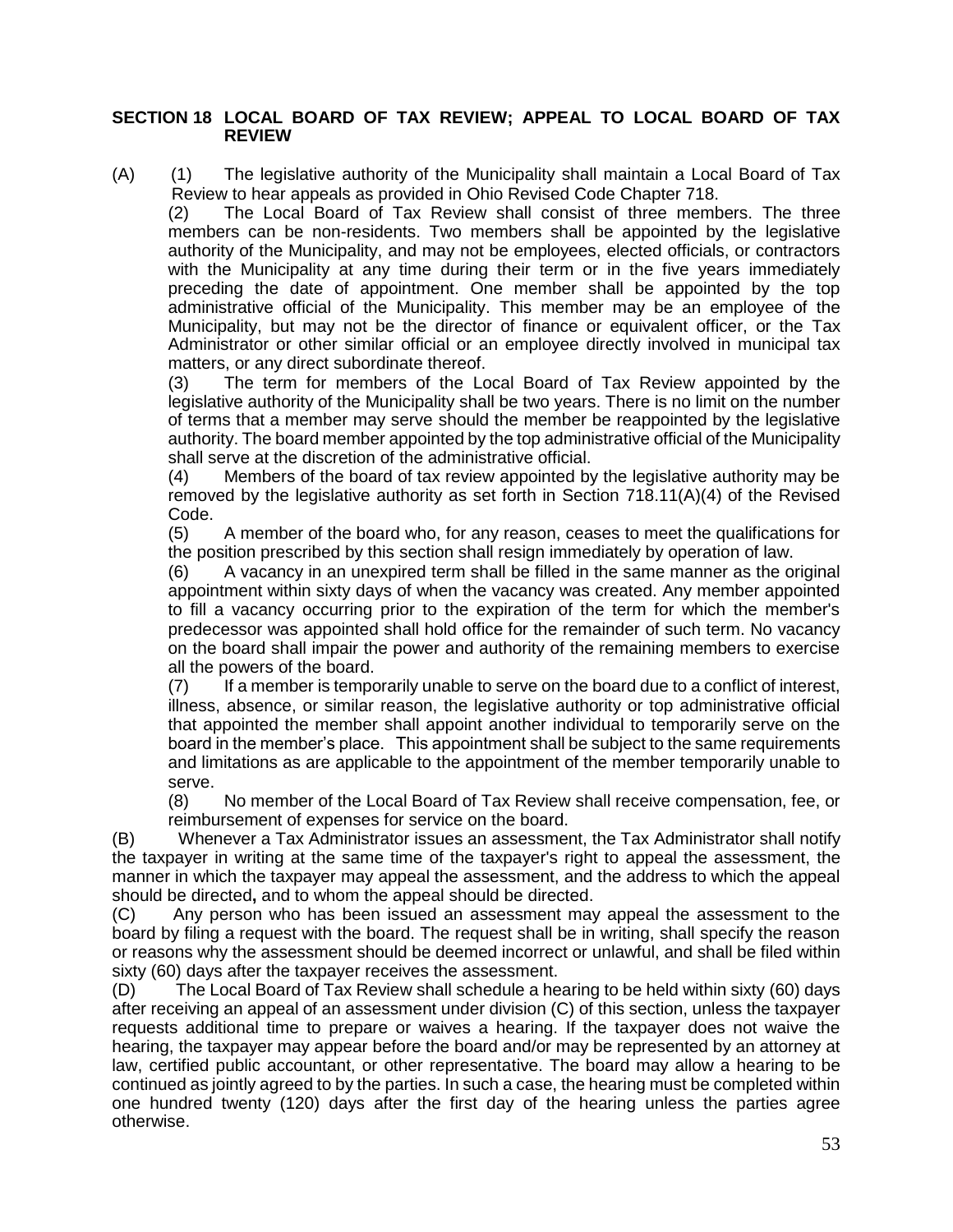## SECTION 18 LOCAL BOARD OF TAX REVIEW; APPEAL TO LOCAL BOARD OF TAX REVIEW

(A) (1) The legislative authority of the Municipality shall maintain a Local Board of Tax Review to hear appeals as provided in Ohio Revised Code Chapter 718.

(2) The Local Board of Tax Review shall consist of three members. The three members can be non-residents. Two members shall be appointed by the legislative authority of the Municipality, and may not be employees, elected officials, or contractors with the Municipality at any time during their term or in the five years immediately preceding the date of appointment. One member shall be appointed by the top administrative official of the Municipality. This member may be an employee of the Municipality, but may not be the director of finance or equivalent officer, or the Tax Administrator or other similar official or an employee directly involved in municipal tax matters, or any direct subordinate thereof.

(3) The term for members of the Local Board of Tax Review appointed by the legislative authority of the Municipality shall be two years. There is no limit on the number of terms that a member may serve should the member be reappointed by the legislative authority. The board member appointed by the top administrative official of the Municipality shall serve at the discretion of the administrative official.

(4) Members of the board of tax review appointed by the legislative authority may be removed by the legislative authority as set forth in Section 718.11(A)(4) of the Revised Code.

(5) A member of the board who, for any reason, ceases to meet the qualifications for the position prescribed by this section shall resign immediately by operation of law.

(6) A vacancy in an unexpired term shall be filled in the same manner as the original appointment within sixty days of when the vacancy was created. Any member appointed to fill a vacancy occurring prior to the expiration of the term for which the member's predecessor was appointed shall hold office for the remainder of such term. No vacancy on the board shall impair the power and authority of the remaining members to exercise all the powers of the board.

(7) If a member is temporarily unable to serve on the board due to a conflict of interest, illness, absence, or similar reason, the legislative authority or top administrative official that appointed the member shall appoint another individual to temporarily serve on the board in the member's place. This appointment shall be subject to the same requirements and limitations as are applicable to the appointment of the member temporarily unable to serve.

(8) No member of the Local Board of Tax Review shall receive compensation, fee, or reimbursement of expenses for service on the board.

(B) Whenever a Tax Administrator issues an assessment, the Tax Administrator shall notify the taxpayer in writing at the same time of the taxpayer's right to appeal the assessment, the manner in which the taxpayer may appeal the assessment, and the address to which the appeal should be directed**,** and to whom the appeal should be directed.

(C) Any person who has been issued an assessment may appeal the assessment to the board by filing a request with the board. The request shall be in writing, shall specify the reason or reasons why the assessment should be deemed incorrect or unlawful, and shall be filed within sixty (60) days after the taxpayer receives the assessment.

(D) The Local Board of Tax Review shall schedule a hearing to be held within sixty (60) days after receiving an appeal of an assessment under division (C) of this section, unless the taxpayer requests additional time to prepare or waives a hearing. If the taxpayer does not waive the hearing, the taxpayer may appear before the board and/or may be represented by an attorney at law, certified public accountant, or other representative. The board may allow a hearing to be continued as jointly agreed to by the parties. In such a case, the hearing must be completed within one hundred twenty (120) days after the first day of the hearing unless the parties agree otherwise.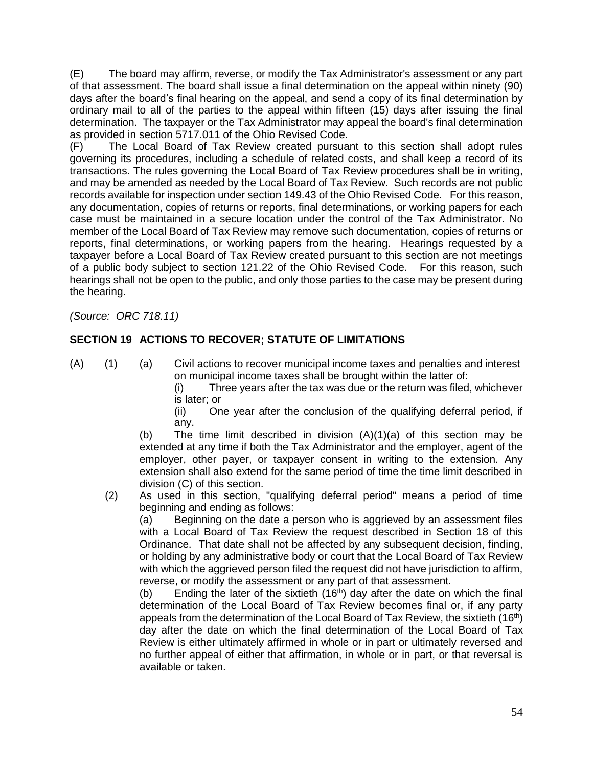(E) The board may affirm, reverse, or modify the Tax Administrator's assessment or any part of that assessment. The board shall issue a final determination on the appeal within ninety (90) days after the board's final hearing on the appeal, and send a copy of its final determination by ordinary mail to all of the parties to the appeal within fifteen (15) days after issuing the final determination. The taxpayer or the Tax Administrator may appeal the board's final determination as provided in section 5717.011 of the Ohio Revised Code.

(F) The Local Board of Tax Review created pursuant to this section shall adopt rules governing its procedures, including a schedule of related costs, and shall keep a record of its transactions. The rules governing the Local Board of Tax Review procedures shall be in writing, and may be amended as needed by the Local Board of Tax Review. Such records are not public records available for inspection under section 149.43 of the Ohio Revised Code. For this reason, any documentation, copies of returns or reports, final determinations, or working papers for each case must be maintained in a secure location under the control of the Tax Administrator. No member of the Local Board of Tax Review may remove such documentation, copies of returns or reports, final determinations, or working papers from the hearing. Hearings requested by a taxpayer before a Local Board of Tax Review created pursuant to this section are not meetings of a public body subject to section 121.22 of the Ohio Revised Code. For this reason, such hearings shall not be open to the public, and only those parties to the case may be present during the hearing.

*(Source: ORC 718.11)*

## SECTION 19 ACTIONS TO RECOVER; STATUTE OF LIMITATIONS

(A) (1) (a) Civil actions to recover municipal income taxes and penalties and interest on municipal income taxes shall be brought within the latter of:

(i) Three years after the tax was due or the return was filed, whichever is later; or

(ii) One year after the conclusion of the qualifying deferral period, if any.

(b) The time limit described in division (A)(1)(a) of this section may be extended at any time if both the Tax Administrator and the employer, agent of the employer, other payer, or taxpayer consent in writing to the extension. Any extension shall also extend for the same period of time the time limit described in division (C) of this section.

(2) As used in this section, "qualifying deferral period" means a period of time beginning and ending as follows:

(a) Beginning on the date a person who is aggrieved by an assessment files with a Local Board of Tax Review the request described in Section 18 of this Ordinance. That date shall not be affected by any subsequent decision, finding, or holding by any administrative body or court that the Local Board of Tax Review with which the aggrieved person filed the request did not have jurisdiction to affirm, reverse, or modify the assessment or any part of that assessment.

(b) Ending the later of the sixtieth (16th) day after the date on which the final determination of the Local Board of Tax Review becomes final or, if any party appeals from the determination of the Local Board of Tax Review, the sixtieth (16th) day after the date on which the final determination of the Local Board of Tax Review is either ultimately affirmed in whole or in part or ultimately reversed and no further appeal of either that affirmation, in whole or in part, or that reversal is available or taken.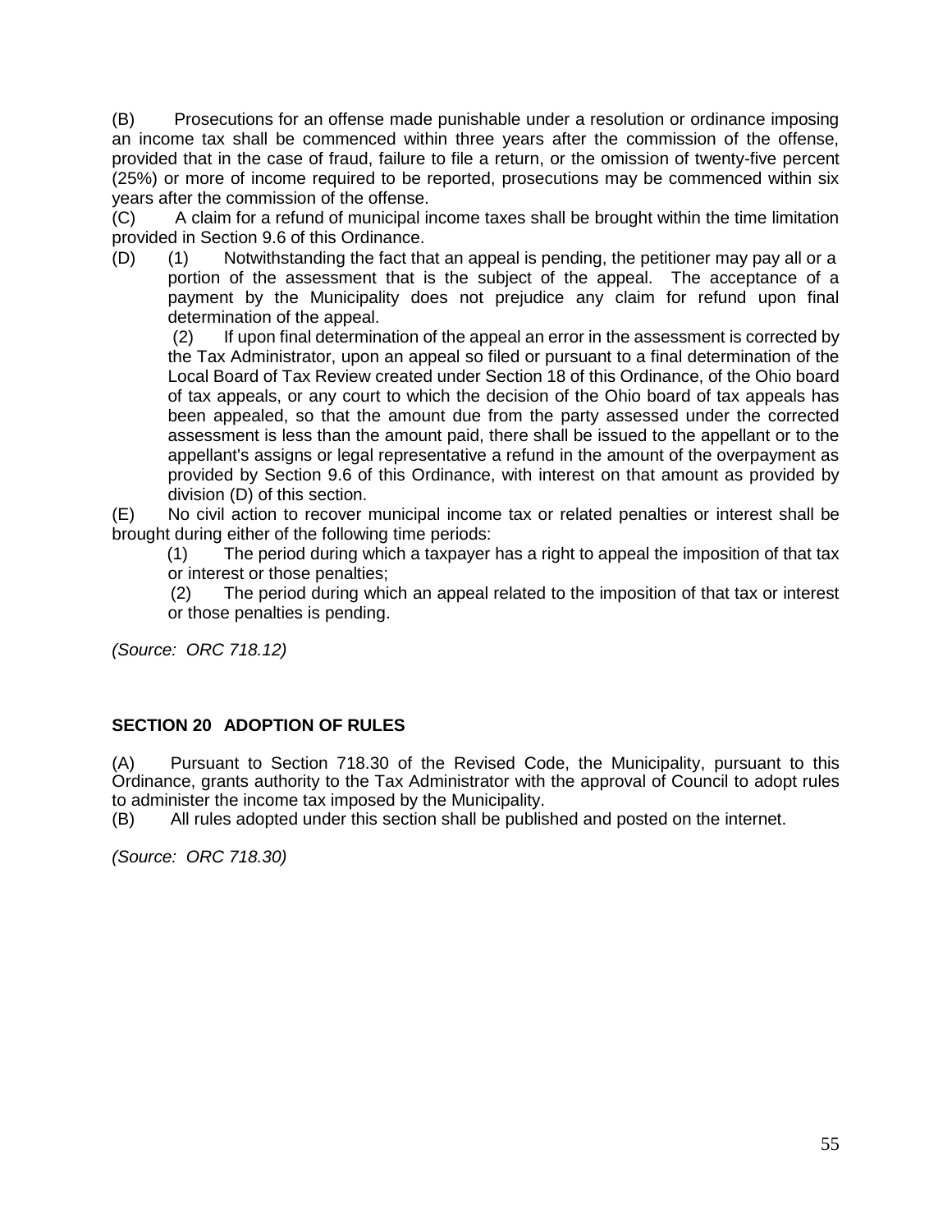(B) Prosecutions for an offense made punishable under a resolution or ordinance imposing an income tax shall be commenced within three years after the commission of the offense, provided that in the case of fraud, failure to file a return, or the omission of twenty-five percent (25%) or more of income required to be reported, prosecutions may be commenced within six years after the commission of the offense.

(C) A claim for a refund of municipal income taxes shall be brought within the time limitation provided in Section 9.6 of this Ordinance.

(D) (1) Notwithstanding the fact that an appeal is pending, the petitioner may pay all or a portion of the assessment that is the subject of the appeal. The acceptance of a payment by the Municipality does not prejudice any claim for refund upon final determination of the appeal.

(2) If upon final determination of the appeal an error in the assessment is corrected by the Tax Administrator, upon an appeal so filed or pursuant to a final determination of the Local Board of Tax Review created under Section 18 of this Ordinance, of the Ohio board of tax appeals, or any court to which the decision of the Ohio board of tax appeals has been appealed, so that the amount due from the party assessed under the corrected assessment is less than the amount paid, there shall be issued to the appellant or to the appellant's assigns or legal representative a refund in the amount of the overpayment as provided by Section 9.6 of this Ordinance, with interest on that amount as provided by division (D) of this section.

(E) No civil action to recover municipal income tax or related penalties or interest shall be brought during either of the following time periods:

(1) The period during which a taxpayer has a right to appeal the imposition of that tax or interest or those penalties;

(2) The period during which an appeal related to the imposition of that tax or interest or those penalties is pending.

*(Source: ORC 718.12)*

## SECTION 20 ADOPTION OF RULES

(A) Pursuant to Section 718.30 of the Revised Code, the Municipality, pursuant to this Ordinance, grants authority to the Tax Administrator with the approval of Council to adopt rules to administer the income tax imposed by the Municipality.

(B) All rules adopted under this section shall be published and posted on the internet.

*(Source: ORC 718.30)*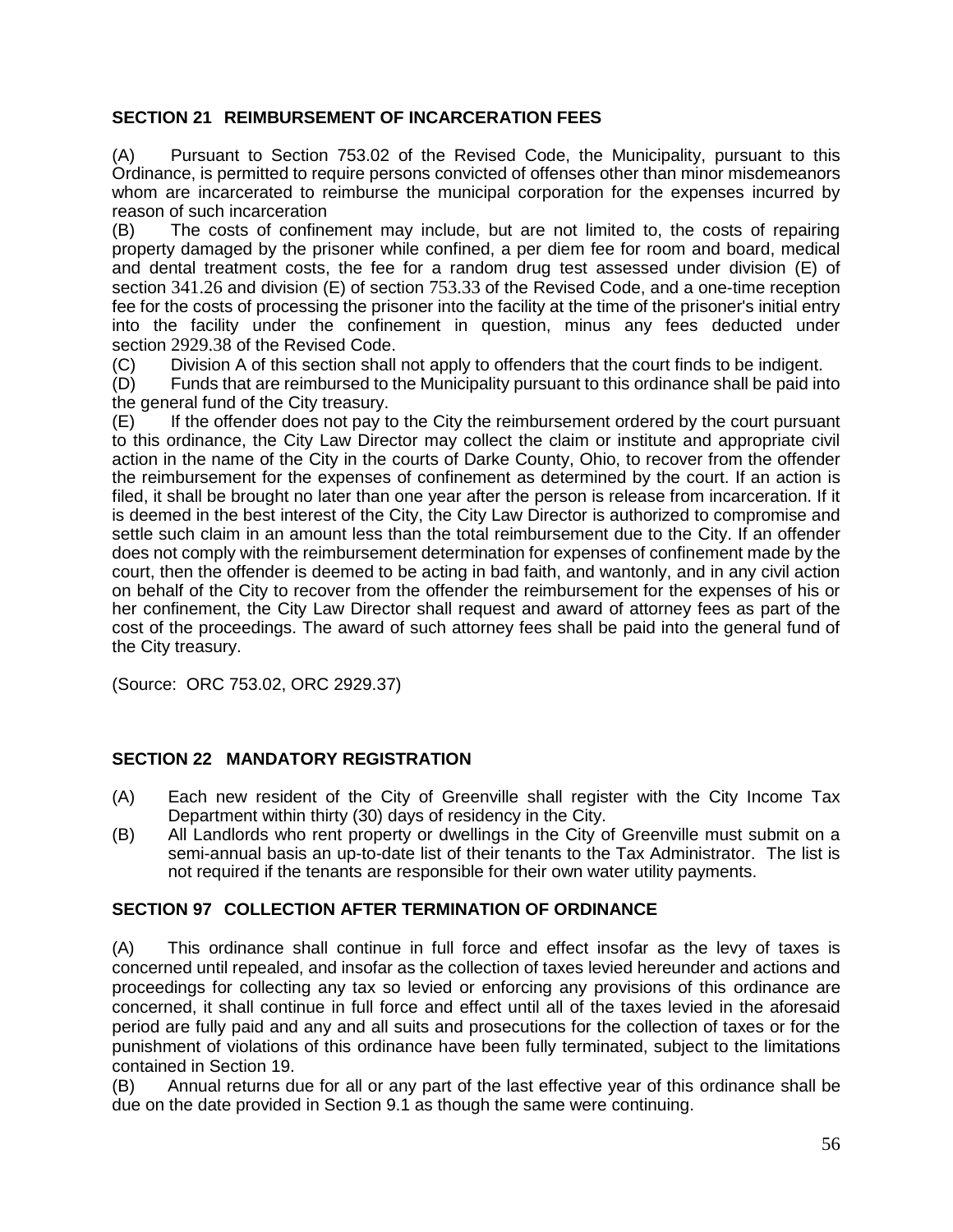**SECTION 21 REIMBURSEMENT OF INCARCERATION FEES**

(A) Pursuant to Section 753.02 of the Revised Code, the Municipality, pursuant to this Ordinance, is permitted to require persons convicted of offenses other than minor misdemeanors whom are incarcerated to reimburse the municipal corporation for the expenses incurred by reason of such incarceration

(B) The costs of confinement may include, but are not limited to, the costs of repairing property damaged by the prisoner while confined, a per diem fee for room and board, medical and dental treatment costs, the fee for a random drug test assessed under division (E) of section 341.26 and division (E) of section 753.33 of the Revised Code, and a one-time reception fee for the costs of processing the prisoner into the facility at the time of the prisoner's initial entry into the facility under the confinement in question, minus any fees deducted under section 2929.38 of the Revised Code.

(C) Division A of this section shall not apply to offenders that the court finds to be indigent.

(D) Funds that are reimbursed to the Municipality pursuant to this ordinance shall be paid into the general fund of the City treasury.

(E) If the offender does not pay to the City the reimbursement ordered by the court pursuant to this ordinance, the City Law Director may collect the claim or institute and appropriate civil action in the name of the City in the courts of Darke County, Ohio, to recover from the offender the reimbursement for the expenses of confinement as determined by the court. If an action is filed, it shall be brought no later than one year after the person is release from incarceration. If it is deemed in the best interest of the City, the City Law Director is authorized to compromise and settle such claim in an amount less than the total reimbursement due to the City. If an offender does not comply with the reimbursement determination for expenses of confinement made by the court, then the offender is deemed to be acting in bad faith, and wantonly, and in any civil action on behalf of the City to recover from the offender the reimbursement for the expenses of his or her confinement, the City Law Director shall request and award of attorney fees as part of the cost of the proceedings. The award of such attorney fees shall be paid into the general fund of the City treasury.

(Source: ORC 753.02, ORC 2929.37)

**SECTION 22 MANDATORY REGISTRATION**

(A) Each new resident of the City of Greenville shall register with the City Income Tax Department within thirty (30) days of residency in the City.

(B) All Landlords who rent property or dwellings in the City of Greenville must submit on a semi-annual basis an up-to-date list of their tenants to the Tax Administrator. The list is not required if the tenants are responsible for their own water utility payments.

**SECTION 97 COLLECTION AFTER TERMINATION OF ORDINANCE**

(A) This ordinance shall continue in full force and effect insofar as the levy of taxes is concerned until repealed, and insofar as the collection of taxes levied hereunder and actions and proceedings for collecting any tax so levied or enforcing any provisions of this ordinance are concerned, it shall continue in full force and effect until all of the taxes levied in the aforesaid period are fully paid and any and all suits and prosecutions for the collection of taxes or for the punishment of violations of this ordinance have been fully terminated, subject to the limitations contained in Section 19.

(B) Annual returns due for all or any part of the last effective year of this ordinance shall be due on the date provided in Section 9.1 as though the same were continuing.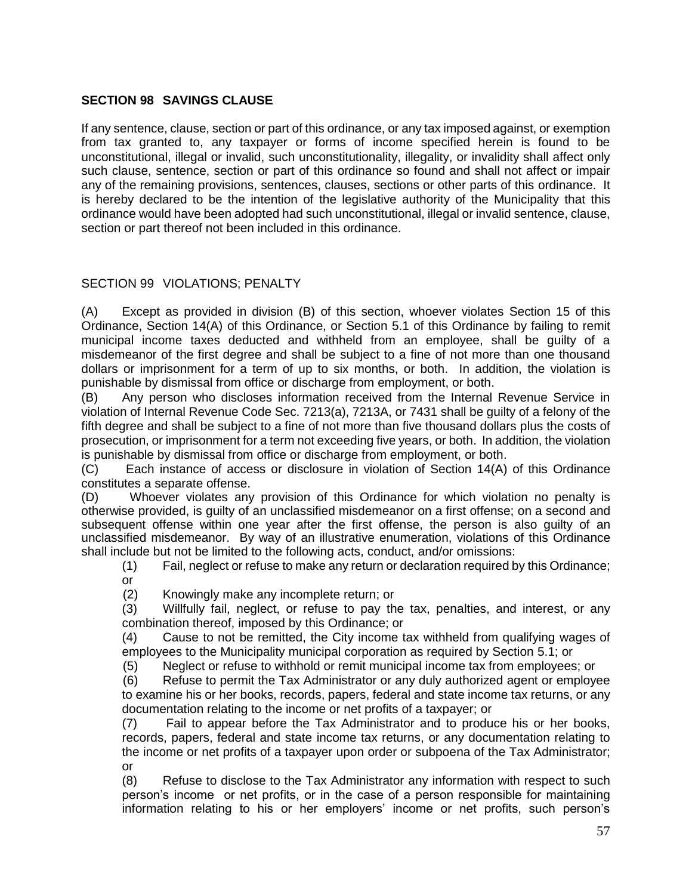## SECTION 98 SAVINGS CLAUSE

If any sentence, clause, section or part of this ordinance, or any tax imposed against, or exemption from tax granted to, any taxpayer or forms of income specified herein is found to be unconstitutional, illegal or invalid, such unconstitutionality, illegality, or invalidity shall affect only such clause, sentence, section or part of this ordinance so found and shall not affect or impair any of the remaining provisions, sentences, clauses, sections or other parts of this ordinance. It is hereby declared to be the intention of the legislative authority of the Municipality that this ordinance would have been adopted had such unconstitutional, illegal or invalid sentence, clause, section or part thereof not been included in this ordinance.

## SECTION 99 VIOLATIONS; PENALTY

(A) Except as provided in division (B) of this section, whoever violates Section 15 of this Ordinance, Section 14(A) of this Ordinance, or Section 5.1 of this Ordinance by failing to remit municipal income taxes deducted and withheld from an employee, shall be guilty of a misdemeanor of the first degree and shall be subject to a fine of not more than one thousand dollars or imprisonment for a term of up to six months, or both. In addition, the violation is punishable by dismissal from office or discharge from employment, or both.

(B) Any person who discloses information received from the Internal Revenue Service in violation of Internal Revenue Code Sec. 7213(a), 7213A, or 7431 shall be guilty of a felony of the fifth degree and shall be subject to a fine of not more than five thousand dollars plus the costs of prosecution, or imprisonment for a term not exceeding five years, or both. In addition, the violation is punishable by dismissal from office or discharge from employment, or both.

(C) Each instance of access or disclosure in violation of Section 14(A) of this Ordinance constitutes a separate offense.

(D) Whoever violates any provision of this Ordinance for which violation no penalty is otherwise provided, is guilty of an unclassified misdemeanor on a first offense; on a second and subsequent offense within one year after the first offense, the person is also guilty of an unclassified misdemeanor. By way of an illustrative enumeration, violations of this Ordinance shall include but not be limited to the following acts, conduct, and/or omissions:

(1) Fail, neglect or refuse to make any return or declaration required by this Ordinance; or

(2) Knowingly make any incomplete return; or

(3) Willfully fail, neglect, or refuse to pay the tax, penalties, and interest, or any combination thereof, imposed by this Ordinance; or

(4) Cause to not be remitted, the City income tax withheld from qualifying wages of employees to the Municipality municipal corporation as required by Section 5.1; or

(5) Neglect or refuse to withhold or remit municipal income tax from employees; or

(6) Refuse to permit the Tax Administrator or any duly authorized agent or employee to examine his or her books, records, papers, federal and state income tax returns, or any documentation relating to the income or net profits of a taxpayer; or

(7) Fail to appear before the Tax Administrator and to produce his or her books, records, papers, federal and state income tax returns, or any documentation relating to the income or net profits of a taxpayer upon order or subpoena of the Tax Administrator; or

(8) Refuse to disclose to the Tax Administrator any information with respect to such person's income or net profits, or in the case of a person responsible for maintaining information relating to his or her employers' income or net profits, such person's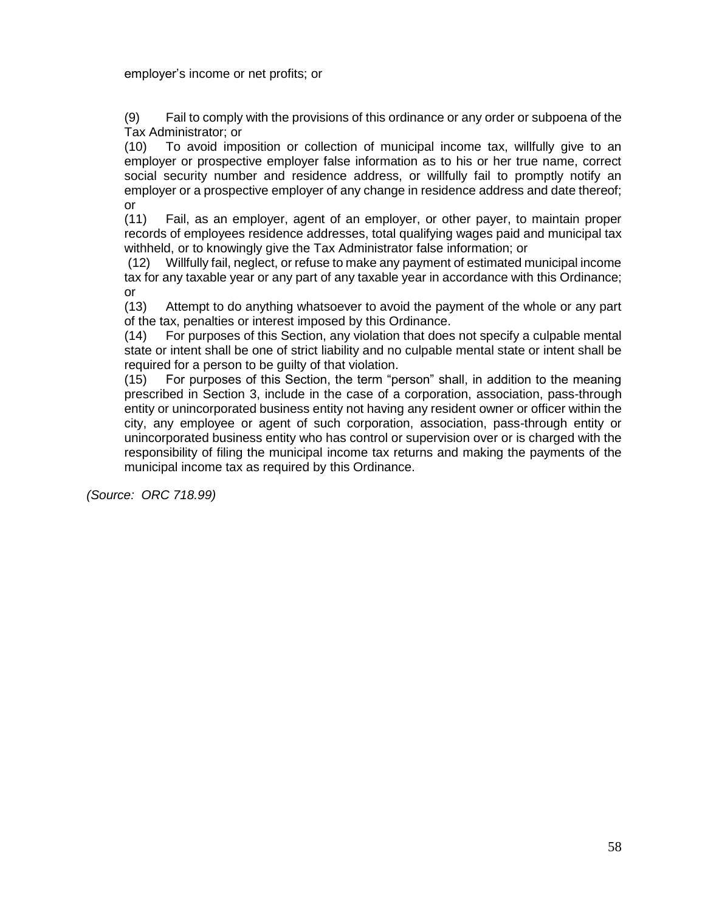employer's income or net profits; or

(9) Fail to comply with the provisions of this ordinance or any order or subpoena of the Tax Administrator; or

(10) To avoid imposition or collection of municipal income tax, willfully give to an employer or prospective employer false information as to his or her true name, correct social security number and residence address, or willfully fail to promptly notify an employer or a prospective employer of any change in residence address and date thereof; or

(11) Fail, as an employer, agent of an employer, or other payer, to maintain proper records of employees residence addresses, total qualifying wages paid and municipal tax withheld, or to knowingly give the Tax Administrator false information; or

(12) Willfully fail, neglect, or refuse to make any payment of estimated municipal income tax for any taxable year or any part of any taxable year in accordance with this Ordinance; or

(13) Attempt to do anything whatsoever to avoid the payment of the whole or any part of the tax, penalties or interest imposed by this Ordinance.

(14) For purposes of this Section, any violation that does not specify a culpable mental state or intent shall be one of strict liability and no culpable mental state or intent shall be required for a person to be guilty of that violation.

(15) For purposes of this Section, the term "person" shall, in addition to the meaning prescribed in Section 3, include in the case of a corporation, association, pass-through entity or unincorporated business entity not having any resident owner or officer within the city, any employee or agent of such corporation, association, pass-through entity or unincorporated business entity who has control or supervision over or is charged with the responsibility of filing the municipal income tax returns and making the payments of the municipal income tax as required by this Ordinance.

*(Source: ORC 718.99)*